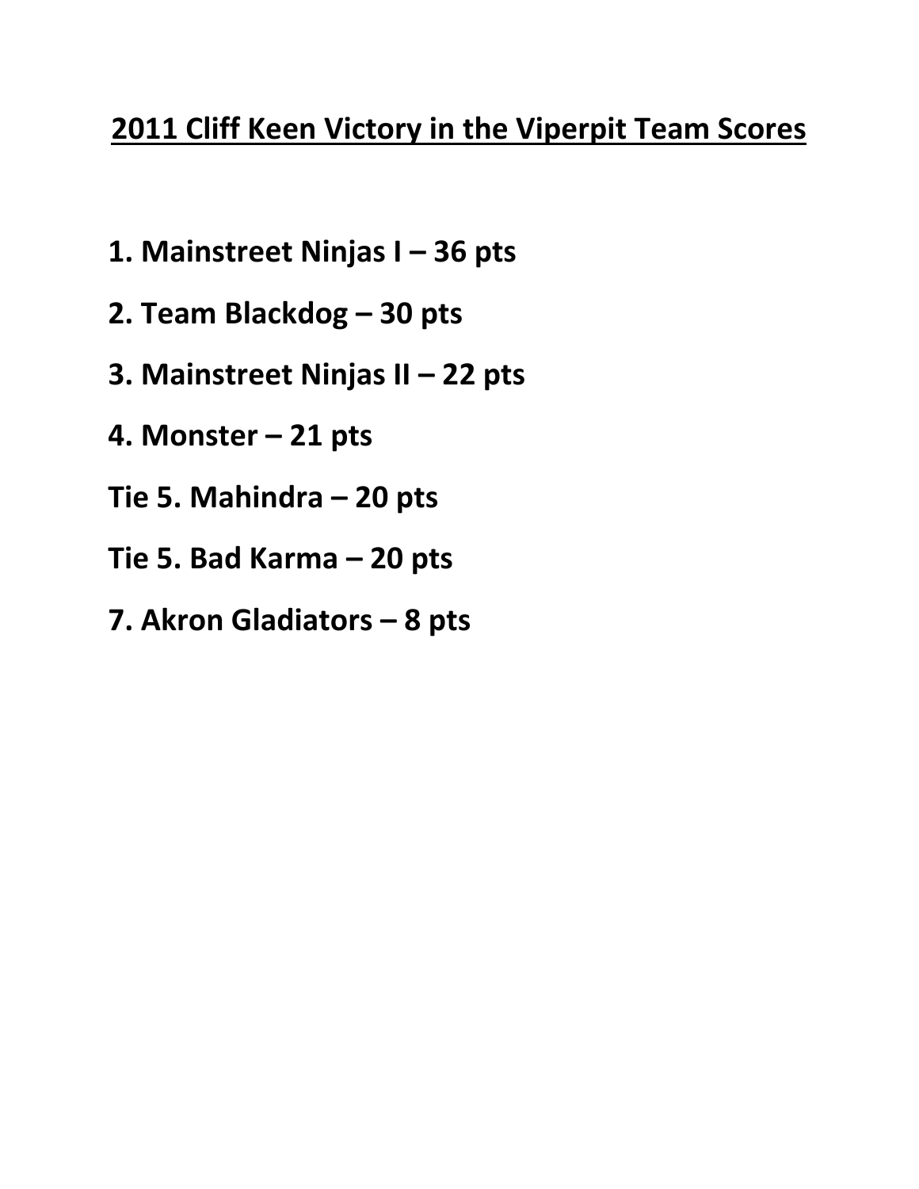# 2011 Cliff Keen Victory in the Viperpit Team Scores

**1. Mainstreet Ninjas I – 36 pts**

**2. Team Blackdog – 30 pts**

**3. Mainstreet Ninjas II – 22 pts**

**4. Monster – 21 pts**

**Tie 5. Mahindra – 20 pts**

**Tie 5. Bad Karma – 20 pts**

**7. Akron Gladiators – 8 pts**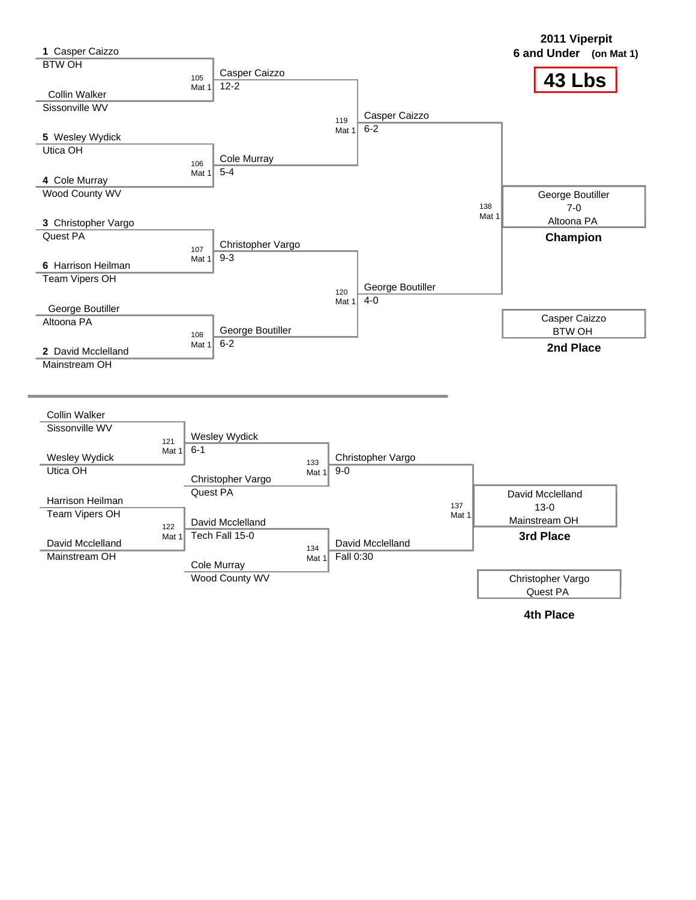**2011 Viperpit**
**6 and Under (on Mat 1)**

# 43 Lbs

## Championship Bracket

| Wrestler | Team | Bout | Result |
| --- | --- | --- | --- |
| 1 Casper Caizzo | BTW OH | 105 Mat 1 | Casper Caizzo 12-2 |
| Collin Walker | Sissonville WV | | |
| 5 Wesley Wydick | Utica OH | 106 Mat 1 | Cole Murray 5-4 |
| 4 Cole Murray | Wood County WV | | |
| 3 Christopher Vargo | Quest PA | 107 Mat 1 | Christopher Vargo 9-3 |
| 6 Harrison Heilman | Team Vipers OH | | |
| George Boutiller | Altoona PA | 108 Mat 1 | George Boutiller 6-2 |
| 2 David Mcclelland | Mainstream OH | | |

Bout 119 Mat 1: Casper Caizzo 6-2

Bout 120 Mat 1: George Boutiller 4-0

Bout 138 Mat 1: George Boutiller 7-0, Altoona PA — **Champion**

Casper Caizzo, BTW OH — **2nd Place**

## Consolation Bracket

| Wrestler | Team | Bout | Result |
| --- | --- | --- | --- |
| Collin Walker | Sissonville WV | 121 Mat 1 | Wesley Wydick 6-1 |
| Wesley Wydick | Utica OH | | |
| Harrison Heilman | Team Vipers OH | 122 Mat 1 | David Mcclelland Tech Fall 15-0 |
| David Mcclelland | Mainstream OH | | |

Bout 133 Mat 1: Wesley Wydick vs. Christopher Vargo (Quest PA) — Christopher Vargo 9-0

Bout 134 Mat 1: David Mcclelland vs. Cole Murray (Wood County WV) — David Mcclelland Fall 0:30

Bout 137 Mat 1: David Mcclelland 13-0, Mainstream OH — **3rd Place**

Christopher Vargo, Quest PA — **4th Place**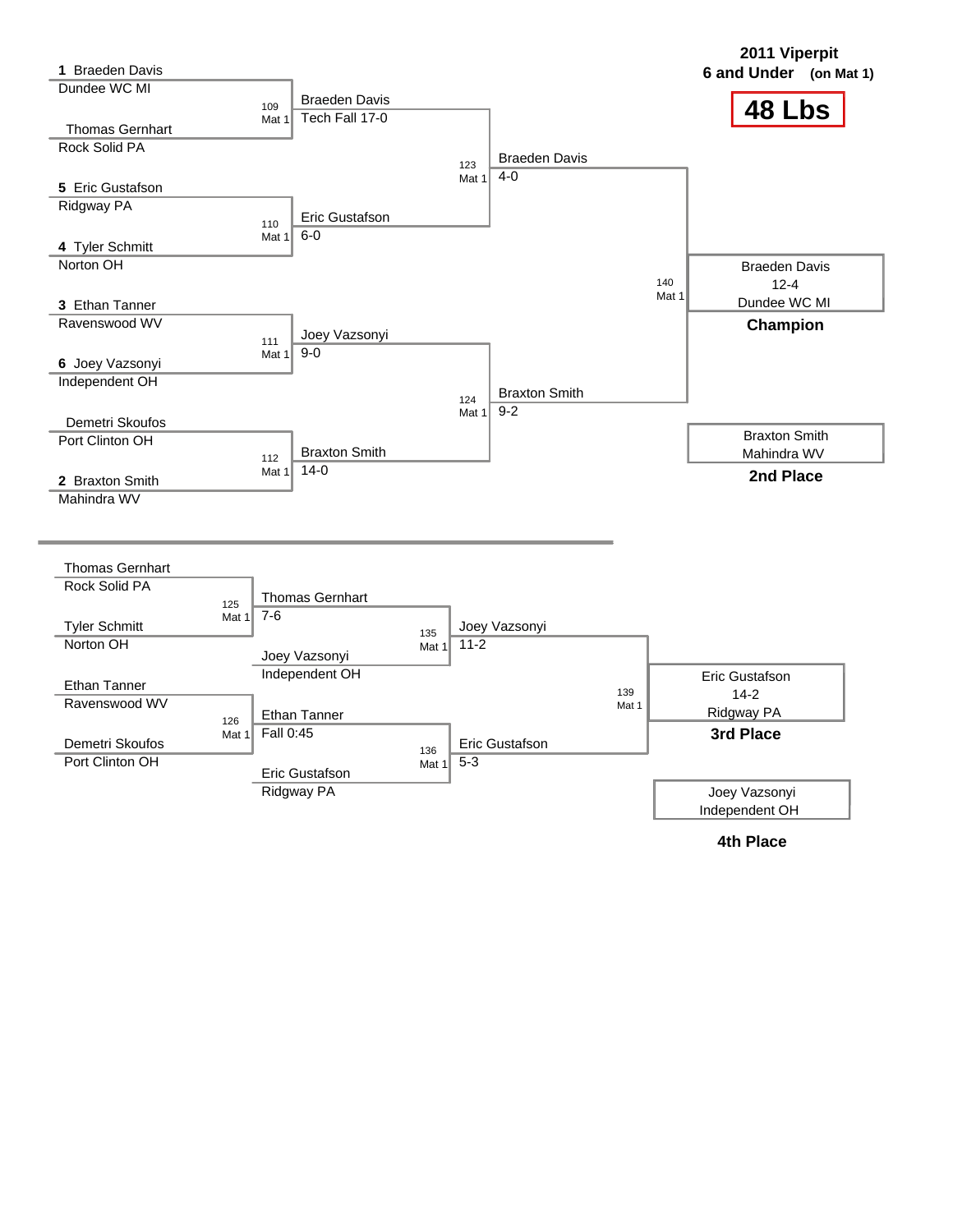# 2011 Viperpit

**6 and Under (on Mat 1)**

## 48 Lbs

### Championship Bracket

| Wrestler | Team |
|---|---|
| 1 Braeden Davis | Dundee WC MI |
| Thomas Gernhart | Rock Solid PA |
| 5 Eric Gustafson | Ridgway PA |
| 4 Tyler Schmitt | Norton OH |
| 3 Ethan Tanner | Ravenswood WV |
| 6 Joey Vazsonyi | Independent OH |
| Demetri Skoufos | Port Clinton OH |
| 2 Braxton Smith | Mahindra WV |

**Quarterfinals**

- Bout 109, Mat 1: Braeden Davis — Tech Fall 17-0
- Bout 110, Mat 1: Eric Gustafson — 6-0
- Bout 111, Mat 1: Joey Vazsonyi — 9-0
- Bout 112, Mat 1: Braxton Smith — 14-0

**Semifinals**

- Bout 123, Mat 1: Braeden Davis — 4-0
- Bout 124, Mat 1: Braxton Smith — 9-2

**Final**

- Bout 140, Mat 1: Braeden Davis — 12-4 — Dundee WC MI

**Champion:** Braeden Davis, Dundee WC MI

**2nd Place:** Braxton Smith, Mahindra WV

### Consolation Bracket

| Wrestler | Team |
|---|---|
| Thomas Gernhart | Rock Solid PA |
| Tyler Schmitt | Norton OH |
| Ethan Tanner | Ravenswood WV |
| Demetri Skoufos | Port Clinton OH |

- Bout 125, Mat 1: Thomas Gernhart — 7-6
- Bout 126, Mat 1: Ethan Tanner — Fall 0:45
- Bout 135, Mat 1: Joey Vazsonyi (Independent OH) def. Thomas Gernhart — 11-2
- Bout 136, Mat 1: Eric Gustafson (Ridgway PA) def. Ethan Tanner — 5-3
- Bout 139, Mat 1: Eric Gustafson — 14-2 — Ridgway PA

**3rd Place:** Eric Gustafson, Ridgway PA

**4th Place:** Joey Vazsonyi, Independent OH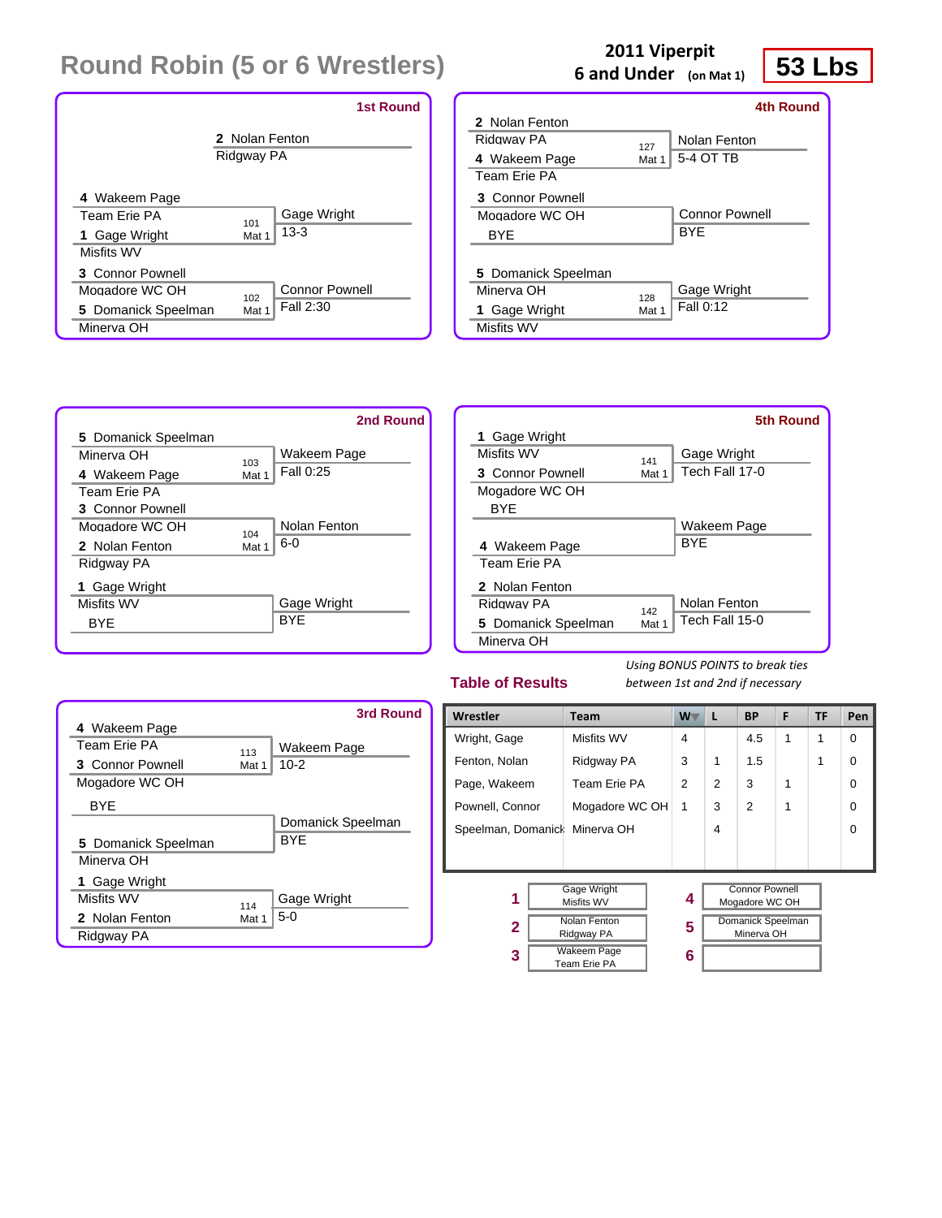# Round Robin (5 or 6 Wrestlers)

**2011 Viperpit**
**6 and Under** (on Mat 1)

**53 Lbs**

### 1st Round

2 Nolan Fenton
Ridgway PA

| Wrestler | Bout | Winner |
|---|---|---|
| 4 Wakeem Page, Team Erie PA | 101 Mat 1 | Gage Wright 13-3 |
| 1 Gage Wright, Misfits WV | | |
| 3 Connor Pownell, Mogadore WC OH | 102 Mat 1 | Connor Pownell Fall 2:30 |
| 5 Domanick Speelman, Minerva OH | | |

### 2nd Round

| Wrestler | Bout | Winner |
|---|---|---|
| 5 Domanick Speelman, Minerva OH | 103 Mat 1 | Wakeem Page Fall 0:25 |
| 4 Wakeem Page, Team Erie PA | | |
| 3 Connor Pownell, Mogadore WC OH | 104 Mat 1 | Nolan Fenton 6-0 |
| 2 Nolan Fenton, Ridgway PA | | |
| 1 Gage Wright, Misfits WV | | Gage Wright BYE |
| BYE | | |

### 3rd Round

| Wrestler | Bout | Winner |
|---|---|---|
| 4 Wakeem Page, Team Erie PA | 113 Mat 1 | Wakeem Page 10-2 |
| 3 Connor Pownell, Mogadore WC OH | | |
| BYE | | Domanick Speelman BYE |
| 5 Domanick Speelman, Minerva OH | | |
| 1 Gage Wright, Misfits WV | 114 Mat 1 | Gage Wright 5-0 |
| 2 Nolan Fenton, Ridgway PA | | |

### 4th Round

| Wrestler | Bout | Winner |
|---|---|---|
| 2 Nolan Fenton, Ridgway PA | 127 Mat 1 | Nolan Fenton 5-4 OT TB |
| 4 Wakeem Page, Team Erie PA | | |
| 3 Connor Pownell, Mogadore WC OH | | Connor Pownell BYE |
| BYE | | |
| 5 Domanick Speelman, Minerva OH | 128 Mat 1 | Gage Wright Fall 0:12 |
| 1 Gage Wright, Misfits WV | | |

### 5th Round

| Wrestler | Bout | Winner |
|---|---|---|
| 1 Gage Wright, Misfits WV | 141 Mat 1 | Gage Wright Tech Fall 17-0 |
| 3 Connor Pownell, Mogadore WC OH | | |
| BYE | | Wakeem Page BYE |
| 4 Wakeem Page, Team Erie PA | | |
| 2 Nolan Fenton, Ridgway PA | 142 Mat 1 | Nolan Fenton Tech Fall 15-0 |
| 5 Domanick Speelman, Minerva OH | | |

### Table of Results

*Using BONUS POINTS to break ties between 1st and 2nd if necessary*

| Wrestler | Team | W | L | BP | F | TF | Pen |
|---|---|---|---|---|---|---|---|
| Wright, Gage | Misfits WV | 4 | | 4.5 | 1 | 1 | 0 |
| Fenton, Nolan | Ridgway PA | 3 | 1 | 1.5 | | 1 | 0 |
| Page, Wakeem | Team Erie PA | 2 | 2 | 3 | 1 | | 0 |
| Pownell, Connor | Mogadore WC OH | 1 | 3 | 2 | 1 | | 0 |
| Speelman, Domanick | Minerva OH | | 4 | | | | 0 |

| Place | Wrestler |
|---|---|
| 1 | Gage Wright, Misfits WV |
| 2 | Nolan Fenton, Ridgway PA |
| 3 | Wakeem Page, Team Erie PA |
| 4 | Connor Pownell, Mogadore WC OH |
| 5 | Domanick Speelman, Minerva OH |
| 6 | |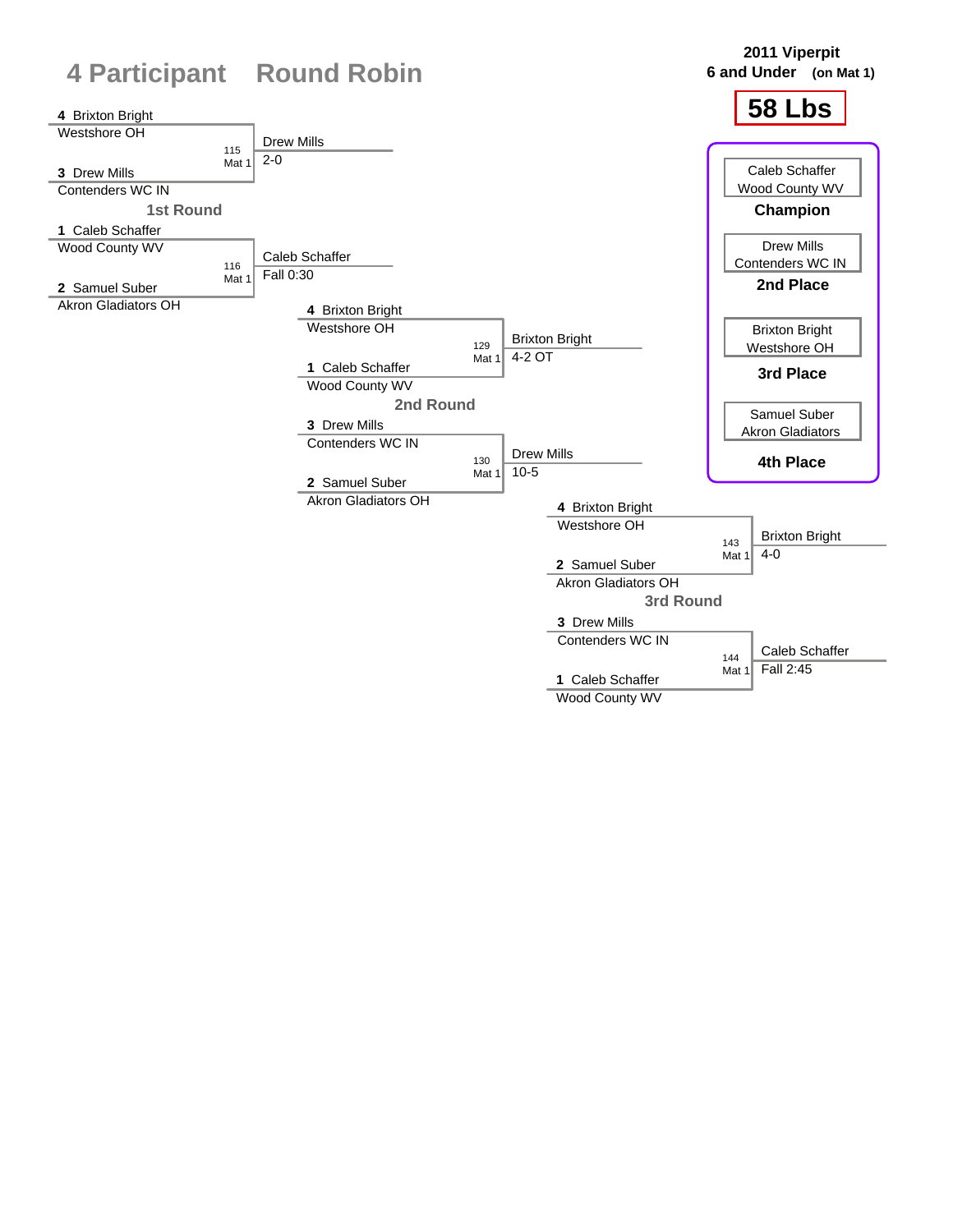# 4 Participant Round Robin

**2011 Viperpit**
**6 and Under (on Mat 1)**

## 58 Lbs

### 1st Round

| Bout | Mat | Wrestler 1 | Wrestler 2 | Winner | Result |
|---|---|---|---|---|---|
| 115 | Mat 1 | 4 Brixton Bright, Westshore OH | 3 Drew Mills, Contenders WC IN | Drew Mills | 2-0 |
| 116 | Mat 1 | 1 Caleb Schaffer, Wood County WV | 2 Samuel Suber, Akron Gladiators OH | Caleb Schaffer | Fall 0:30 |

### 2nd Round

| Bout | Mat | Wrestler 1 | Wrestler 2 | Winner | Result |
|---|---|---|---|---|---|
| 129 | Mat 1 | 4 Brixton Bright, Westshore OH | 1 Caleb Schaffer, Wood County WV | Brixton Bright | 4-2 OT |
| 130 | Mat 1 | 3 Drew Mills, Contenders WC IN | 2 Samuel Suber, Akron Gladiators OH | Drew Mills | 10-5 |

### 3rd Round

| Bout | Mat | Wrestler 1 | Wrestler 2 | Winner | Result |
|---|---|---|---|---|---|
| 143 | Mat 1 | 4 Brixton Bright, Westshore OH | 2 Samuel Suber, Akron Gladiators OH | Brixton Bright | 4-0 |
| 144 | Mat 1 | 3 Drew Mills, Contenders WC IN | 1 Caleb Schaffer, Wood County WV | Caleb Schaffer | Fall 2:45 |

### Final Placings

| Place | Wrestler | Team |
|---|---|---|
| Champion | Caleb Schaffer | Wood County WV |
| 2nd Place | Drew Mills | Contenders WC IN |
| 3rd Place | Brixton Bright | Westshore OH |
| 4th Place | Samuel Suber | Akron Gladiators |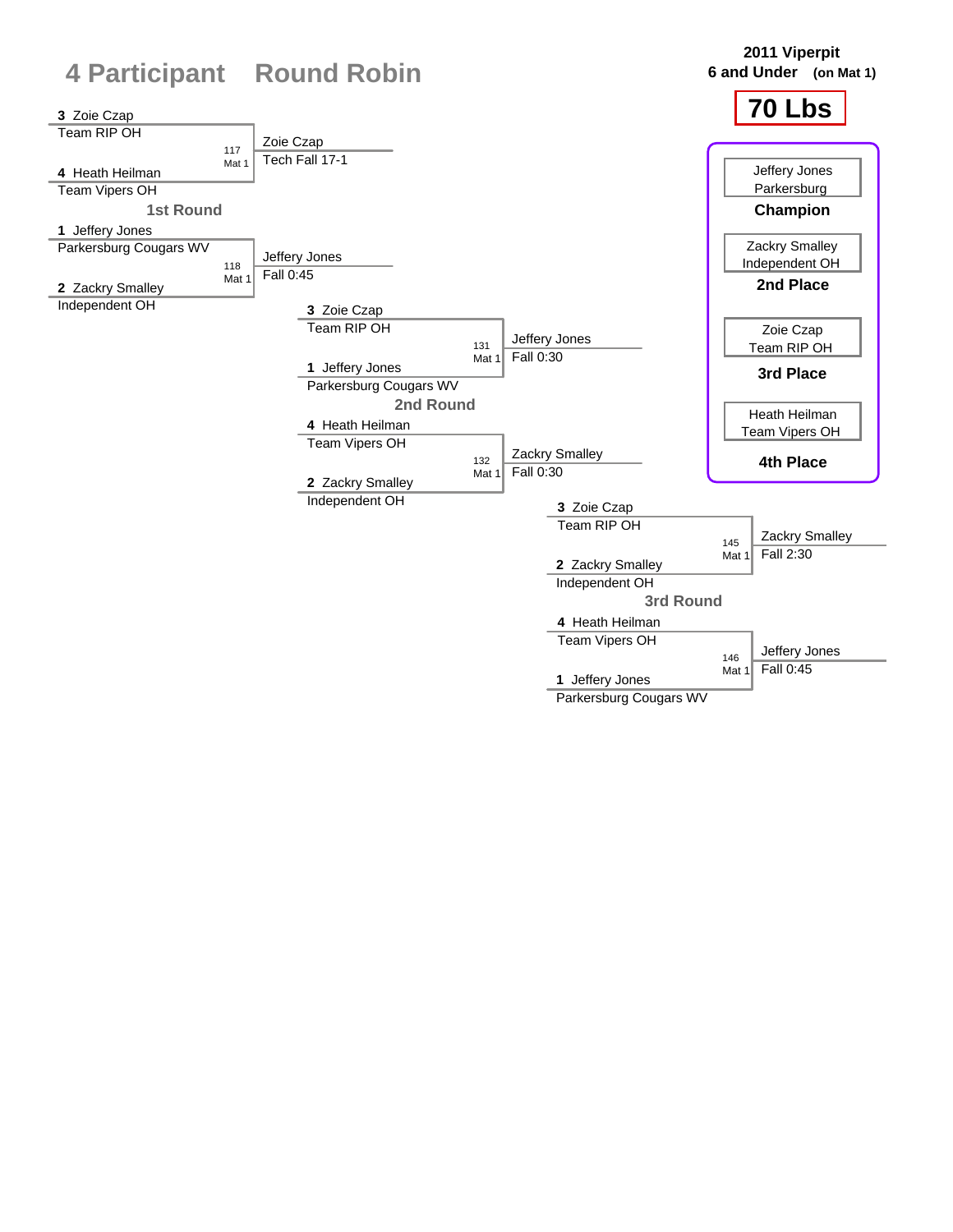# 4 Participant Round Robin

**2011 Viperpit**
**6 and Under (on Mat 1)**

## 70 Lbs

### 1st Round

| Wrestler | Team | Bout | Winner | Result |
|---|---|---|---|---|
| 3 Zoie Czap | Team RIP OH | 117 Mat 1 | Zoie Czap | Tech Fall 17-1 |
| 4 Heath Heilman | Team Vipers OH | | | |
| 1 Jeffery Jones | Parkersburg Cougars WV | 118 Mat 1 | Jeffery Jones | Fall 0:45 |
| 2 Zackry Smalley | Independent OH | | | |

### 2nd Round

| Wrestler | Team | Bout | Winner | Result |
|---|---|---|---|---|
| 3 Zoie Czap | Team RIP OH | 131 Mat 1 | Jeffery Jones | Fall 0:30 |
| 1 Jeffery Jones | Parkersburg Cougars WV | | | |
| 4 Heath Heilman | Team Vipers OH | 132 Mat 1 | Zackry Smalley | Fall 0:30 |
| 2 Zackry Smalley | Independent OH | | | |

### 3rd Round

| Wrestler | Team | Bout | Winner | Result |
|---|---|---|---|---|
| 3 Zoie Czap | Team RIP OH | 145 Mat 1 | Zackry Smalley | Fall 2:30 |
| 2 Zackry Smalley | Independent OH | | | |
| 4 Heath Heilman | Team Vipers OH | 146 Mat 1 | Jeffery Jones | Fall 0:45 |
| 1 Jeffery Jones | Parkersburg Cougars WV | | | |

### Placings

| Place | Wrestler | Team |
|---|---|---|
| **Champion** | Jeffery Jones | Parkersburg |
| **2nd Place** | Zackry Smalley | Independent OH |
| **3rd Place** | Zoie Czap | Team RIP OH |
| **4th Place** | Heath Heilman | Team Vipers OH |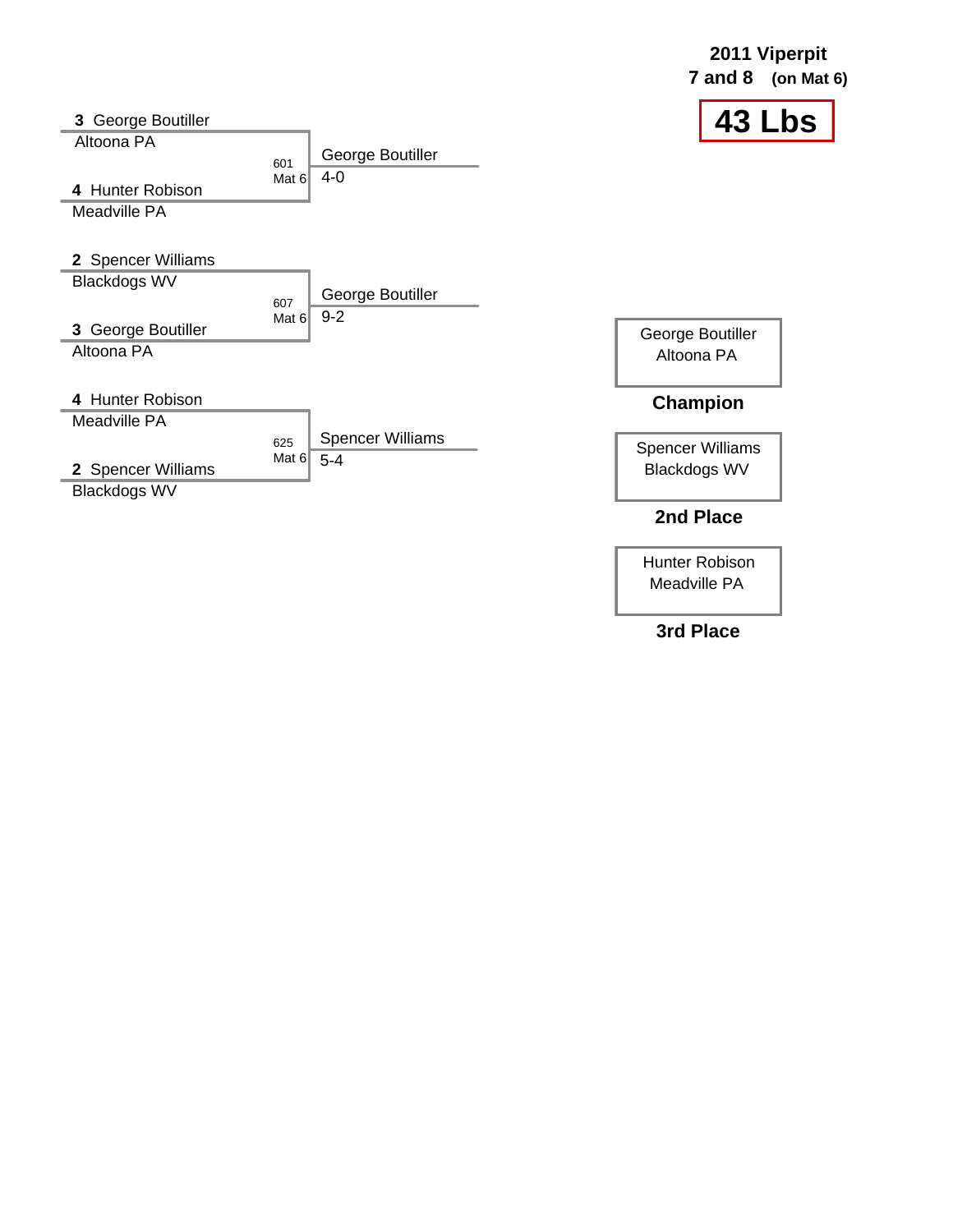**2011 Viperpit**
**7 and 8 (on Mat 6)**

# 43 Lbs

| Bout | Mat | Wrestler 1 | Wrestler 2 | Winner | Score |
| --- | --- | --- | --- | --- | --- |
| 601 | Mat 6 | 3 George Boutiller (Altoona PA) | 4 Hunter Robison (Meadville PA) | George Boutiller | 4-0 |
| 607 | Mat 6 | 2 Spencer Williams (Blackdogs WV) | 3 George Boutiller (Altoona PA) | George Boutiller | 9-2 |
| 625 | Mat 6 | 4 Hunter Robison (Meadville PA) | 2 Spencer Williams (Blackdogs WV) | Spencer Williams | 5-4 |

**Champion**
George Boutiller
Altoona PA

**2nd Place**
Spencer Williams
Blackdogs WV

**3rd Place**
Hunter Robison
Meadville PA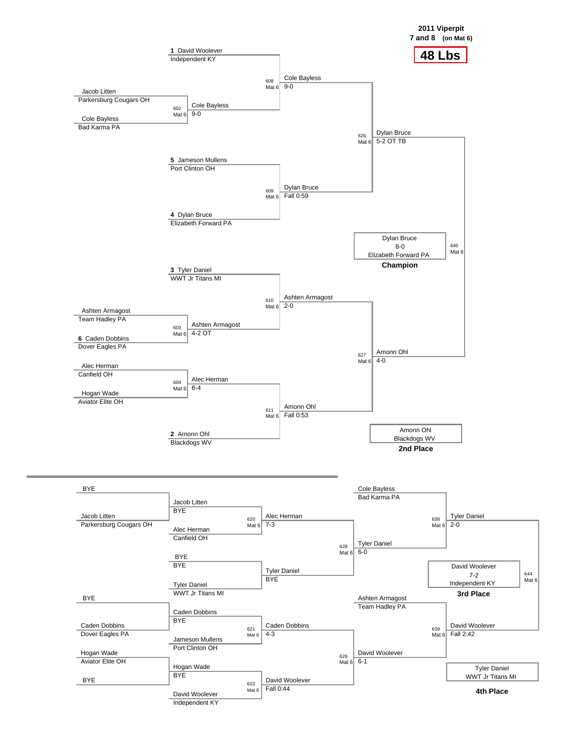# 2011 Viperpit

**7 and 8** (on Mat 6)

## 48 Lbs

### Championship Bracket

**Preliminary Round**

- Match 602 (Mat 6): Jacob Litten (Parkersburg Cougars OH) vs Cole Bayless (Bad Karma PA) — **Cole Bayless** 9-0
- Match 603 (Mat 6): Ashten Armagost (Team Hadley PA) vs 6 Caden Dobbins (Dover Eagles PA) — **Ashten Armagost** 4-2 OT
- Match 604 (Mat 6): Alec Herman (Canfield OH) vs Hogan Wade (Aviator Elite OH) — **Alec Herman** 6-4

**Quarterfinals**

- Match 608 (Mat 6): 1 David Woolever (Independent KY) vs Cole Bayless — **Cole Bayless** 9-0
- Match 609 (Mat 6): 5 Jameson Mullens (Port Clinton OH) vs 4 Dylan Bruce (Elizabeth Forward PA) — **Dylan Bruce** Fall 0:59
- Match 610 (Mat 6): 3 Tyler Daniel (WWT Jr Titans MI) vs Ashten Armagost — **Ashten Armagost** 2-0
- Match 611 (Mat 6): Alec Herman vs 2 Amonn Ohl (Blackdogs WV) — **Amonn Ohl** Fall 0:53

**Semifinals**

- Match 626 (Mat 6): Cole Bayless vs Dylan Bruce — **Dylan Bruce** 5-2 OT TB
- Match 627 (Mat 6): Ashten Armagost vs Amonn Ohl — **Amonn Ohl** 4-0

**Final**

- Match 645 (Mat 6): Dylan Bruce vs Amonn Ohl — **Dylan Bruce** 8-0

**Champion:** Dylan Bruce, Elizabeth Forward PA

**2nd Place:** Amonn Ohl, Blackdogs WV

### Consolation Bracket

**First Round**

- BYE vs Jacob Litten (Parkersburg Cougars OH) — **Jacob Litten** BYE
- BYE vs Caden Dobbins (Dover Eagles PA) — **Caden Dobbins** BYE
- Hogan Wade (Aviator Elite OH) vs BYE — **Hogan Wade** BYE

**Second Round**

- Match 620 (Mat 6): Jacob Litten vs Alec Herman (Canfield OH) — **Alec Herman** 7-3
- BYE vs Tyler Daniel (WWT Jr Titans MI) — **Tyler Daniel** BYE
- Match 621 (Mat 6): Caden Dobbins vs Jameson Mullens (Port Clinton OH) — **Caden Dobbins** 4-3
- Match 622 (Mat 6): Hogan Wade vs David Woolever (Independent KY) — **David Woolever** Fall 0:44

**Third Round**

- Match 628 (Mat 6): Alec Herman vs Tyler Daniel — **Tyler Daniel** 6-0
- Match 629 (Mat 6): Caden Dobbins vs David Woolever — **David Woolever** 6-1

**Consolation Semifinals**

- Match 638 (Mat 6): Cole Bayless (Bad Karma PA) vs Tyler Daniel — **Tyler Daniel** 2-0
- Match 639 (Mat 6): Ashten Armagost (Team Hadley PA) vs David Woolever — **David Woolever** Fall 2:42

**3rd Place Match**

- Match 644 (Mat 6): Tyler Daniel vs David Woolever — **David Woolever** 7-2

**3rd Place:** David Woolever, Independent KY

**4th Place:** Tyler Daniel, WWT Jr Titans MI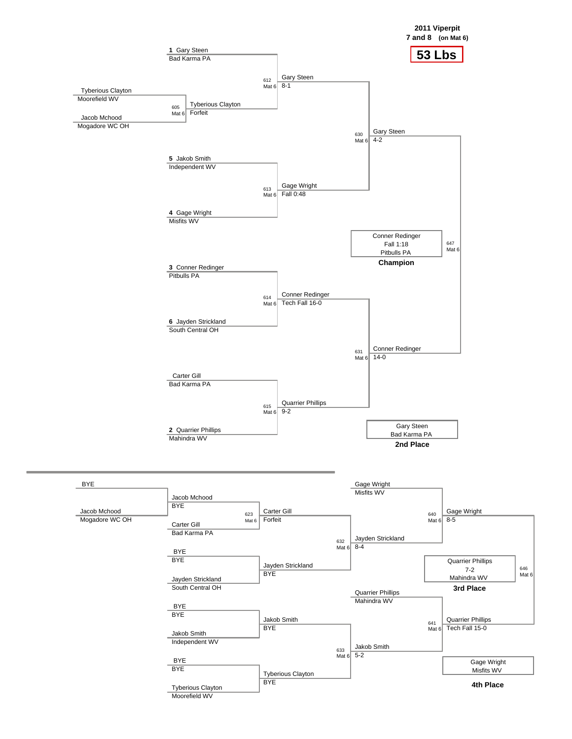# 2011 Viperpit

**7 and 8** (on Mat 6)

## 53 Lbs

### Championship Bracket

**Preliminary**

- Match 605 (Mat 6): Tyberious Clayton (Moorefield WV) vs. Jacob Mchood (Mogadore WC OH) — Winner: Tyberious Clayton, Forfeit

**Quarterfinals**

- Match 612 (Mat 6): 1 Gary Steen (Bad Karma PA) vs. Tyberious Clayton — Winner: Gary Steen, 8-1
- Match 613 (Mat 6): 5 Jakob Smith (Independent WV) vs. 4 Gage Wright (Misfits WV) — Winner: Gage Wright, Fall 0:48
- Match 614 (Mat 6): 3 Conner Redinger (Pitbulls PA) vs. 6 Jayden Strickland (South Central OH) — Winner: Conner Redinger, Tech Fall 16-0
- Match 615 (Mat 6): Carter Gill (Bad Karma PA) vs. 2 Quarrier Phillips (Mahindra WV) — Winner: Quarrier Phillips, 9-2

**Semifinals**

- Match 630 (Mat 6): Gary Steen vs. Gage Wright — Winner: Gary Steen, 4-2
- Match 631 (Mat 6): Conner Redinger vs. Quarrier Phillips — Winner: Conner Redinger, 14-0

**Final**

- Match 647 (Mat 6): Gary Steen vs. Conner Redinger — Winner: Conner Redinger, Fall 1:18, Pitbulls PA

**Champion:** Conner Redinger — Fall 1:18 — Pitbulls PA

**2nd Place:** Gary Steen — Bad Karma PA

### Consolation Bracket

- BYE vs. Jacob Mchood (Mogadore WC OH) — Jacob Mchood, BYE
- Match 623 (Mat 6): Jacob Mchood vs. Carter Gill (Bad Karma PA) — Winner: Carter Gill, Forfeit
- BYE vs. Jayden Strickland (South Central OH) — Jayden Strickland, BYE
- BYE vs. Jakob Smith (Independent WV) — Jakob Smith, BYE
- BYE vs. Tyberious Clayton (Moorefield WV) — Tyberious Clayton, BYE
- Match 632 (Mat 6): Carter Gill vs. Jayden Strickland — Winner: Jayden Strickland, 8-4
- Match 633 (Mat 6): Jakob Smith vs. Tyberious Clayton — Winner: Jakob Smith, 5-2
- Match 640 (Mat 6): Gage Wright (Misfits WV) vs. Jayden Strickland — Winner: Gage Wright, 8-5
- Match 641 (Mat 6): Quarrier Phillips (Mahindra WV) vs. Jakob Smith — Winner: Quarrier Phillips, Tech Fall 15-0
- Match 646 (Mat 6): Gage Wright vs. Quarrier Phillips — Winner: Quarrier Phillips, 7-2, Mahindra WV

**3rd Place:** Quarrier Phillips — 7-2 — Mahindra WV

**4th Place:** Gage Wright — Misfits WV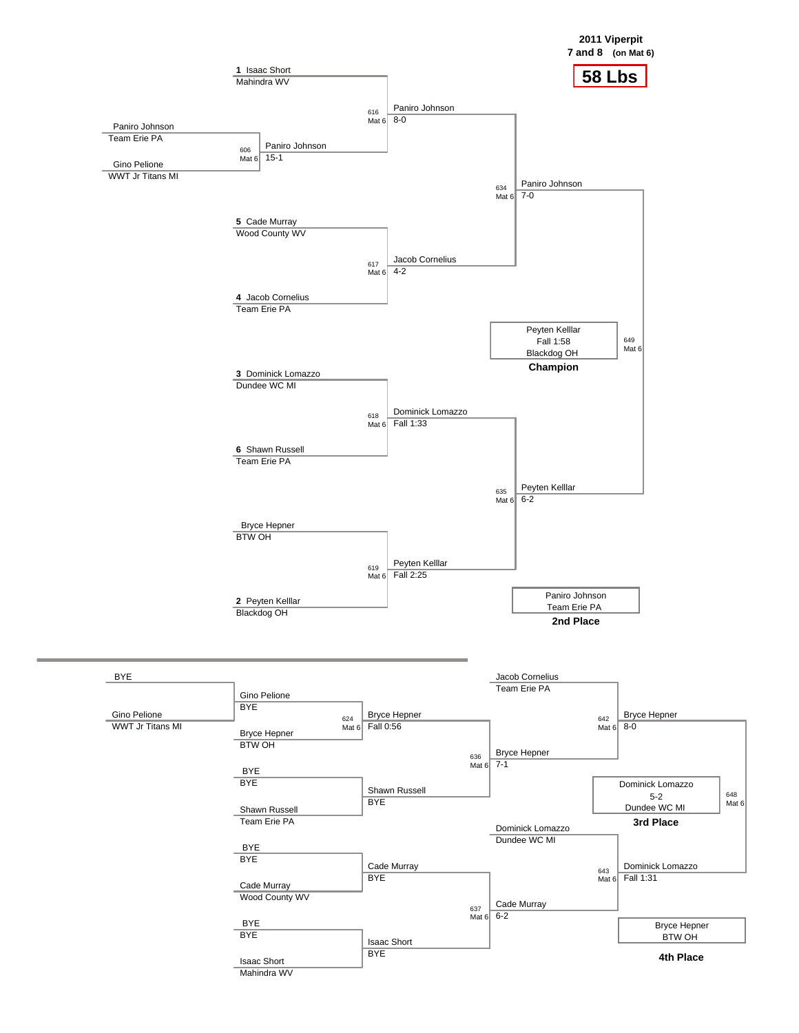**2011 Viperpit**
**7 and 8** (on Mat 6)

# 58 Lbs

## Championship Bracket

| Match | Mat | Wrestler 1 | Wrestler 2 | Winner | Result |
|---|---|---|---|---|---|
| 606 | Mat 6 | Paniro Johnson (Team Erie PA) | Gino Pelione (WWT Jr Titans MI) | Paniro Johnson | 15-1 |
| 616 | Mat 6 | 1 Isaac Short (Mahindra WV) | Paniro Johnson | Paniro Johnson | 8-0 |
| 617 | Mat 6 | 5 Cade Murray (Wood County WV) | 4 Jacob Cornelius (Team Erie PA) | Jacob Cornelius | 4-2 |
| 618 | Mat 6 | 3 Dominick Lomazzo (Dundee WC MI) | 6 Shawn Russell (Team Erie PA) | Dominick Lomazzo | Fall 1:33 |
| 619 | Mat 6 | Bryce Hepner (BTW OH) | 2 Peyten Kelllar (Blackdog OH) | Peyten Kelllar | Fall 2:25 |
| 634 | Mat 6 | Paniro Johnson | Jacob Cornelius | Paniro Johnson | 7-0 |
| 635 | Mat 6 | Dominick Lomazzo | Peyten Kelllar | Peyten Kelllar | 6-2 |
| 649 | Mat 6 | Paniro Johnson | Peyten Kelllar | Peyten Kelllar | Fall 1:58 |

**Champion:** Peyten Kelllar, Fall 1:58, Blackdog OH

**2nd Place:** Paniro Johnson, Team Erie PA

## Consolation Bracket

| Match | Mat | Wrestler 1 | Wrestler 2 | Winner | Result |
|---|---|---|---|---|---|
| | | BYE | Gino Pelione (WWT Jr Titans MI) | Gino Pelione | BYE |
| 624 | Mat 6 | Gino Pelione | Bryce Hepner (BTW OH) | Bryce Hepner | Fall 0:56 |
| | | BYE | Shawn Russell (Team Erie PA) | Shawn Russell | BYE |
| | | BYE | Cade Murray (Wood County WV) | Cade Murray | BYE |
| | | BYE | Isaac Short (Mahindra WV) | Isaac Short | BYE |
| 636 | Mat 6 | Bryce Hepner | Shawn Russell | Bryce Hepner | 7-1 |
| 637 | Mat 6 | Cade Murray | Isaac Short | Cade Murray | 6-2 |
| 642 | Mat 6 | Jacob Cornelius (Team Erie PA) | Bryce Hepner | Bryce Hepner | 8-0 |
| 643 | Mat 6 | Dominick Lomazzo (Dundee WC MI) | Cade Murray | Dominick Lomazzo | Fall 1:31 |
| 648 | Mat 6 | Bryce Hepner | Dominick Lomazzo | Dominick Lomazzo | 5-2 |

**3rd Place:** Dominick Lomazzo, 5-2, Dundee WC MI

**4th Place:** Bryce Hepner, BTW OH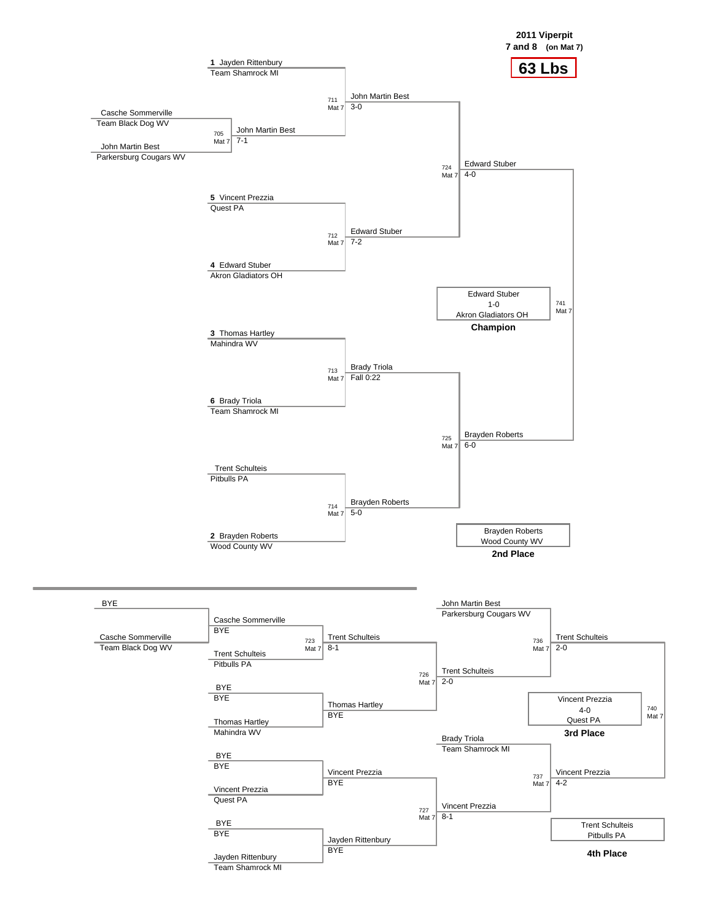# 2011 Viperpit

**7 and 8** (on Mat 7)

## 63 Lbs

### Championship Bracket

| Bout | Mat | Wrestler 1 | Wrestler 2 | Winner | Result |
|---|---|---|---|---|---|
| 705 | Mat 7 | Casche Sommerville (Team Black Dog WV) | John Martin Best (Parkersburg Cougars WV) | John Martin Best | 7-1 |
| 711 | Mat 7 | 1 Jayden Rittenbury (Team Shamrock MI) | John Martin Best | John Martin Best | 3-0 |
| 712 | Mat 7 | 5 Vincent Prezzia (Quest PA) | 4 Edward Stuber (Akron Gladiators OH) | Edward Stuber | 7-2 |
| 713 | Mat 7 | 3 Thomas Hartley (Mahindra WV) | 6 Brady Triola (Team Shamrock MI) | Brady Triola | Fall 0:22 |
| 714 | Mat 7 | Trent Schulteis (Pitbulls PA) | 2 Brayden Roberts (Wood County WV) | Brayden Roberts | 5-0 |
| 724 | Mat 7 | John Martin Best | Edward Stuber | Edward Stuber | 4-0 |
| 725 | Mat 7 | Brady Triola | Brayden Roberts | Brayden Roberts | 6-0 |
| 741 | Mat 7 | Edward Stuber | Brayden Roberts | Edward Stuber | 1-0 |

**Champion:** Edward Stuber, 1-0, Akron Gladiators OH

**2nd Place:** Brayden Roberts, Wood County WV

### Consolation Bracket

| Bout | Mat | Wrestler 1 | Wrestler 2 | Winner | Result |
|---|---|---|---|---|---|
| | | BYE | Casche Sommerville (Team Black Dog WV) | Casche Sommerville | BYE |
| 723 | Mat 7 | Casche Sommerville | Trent Schulteis (Pitbulls PA) | Trent Schulteis | 8-1 |
| | | BYE | Thomas Hartley (Mahindra WV) | Thomas Hartley | BYE |
| | | BYE | Vincent Prezzia (Quest PA) | Vincent Prezzia | BYE |
| | | BYE | Jayden Rittenbury (Team Shamrock MI) | Jayden Rittenbury | BYE |
| 726 | Mat 7 | Trent Schulteis | Thomas Hartley | Trent Schulteis | 2-0 |
| 727 | Mat 7 | Vincent Prezzia | Jayden Rittenbury | Vincent Prezzia | 8-1 |
| 736 | Mat 7 | John Martin Best (Parkersburg Cougars WV) | Trent Schulteis | Trent Schulteis | 2-0 |
| 737 | Mat 7 | Brady Triola (Team Shamrock MI) | Vincent Prezzia | Vincent Prezzia | 4-2 |
| 740 | Mat 7 | Trent Schulteis | Vincent Prezzia | Vincent Prezzia | 4-0 |

**3rd Place:** Vincent Prezzia, 4-0, Quest PA

**4th Place:** Trent Schulteis, Pitbulls PA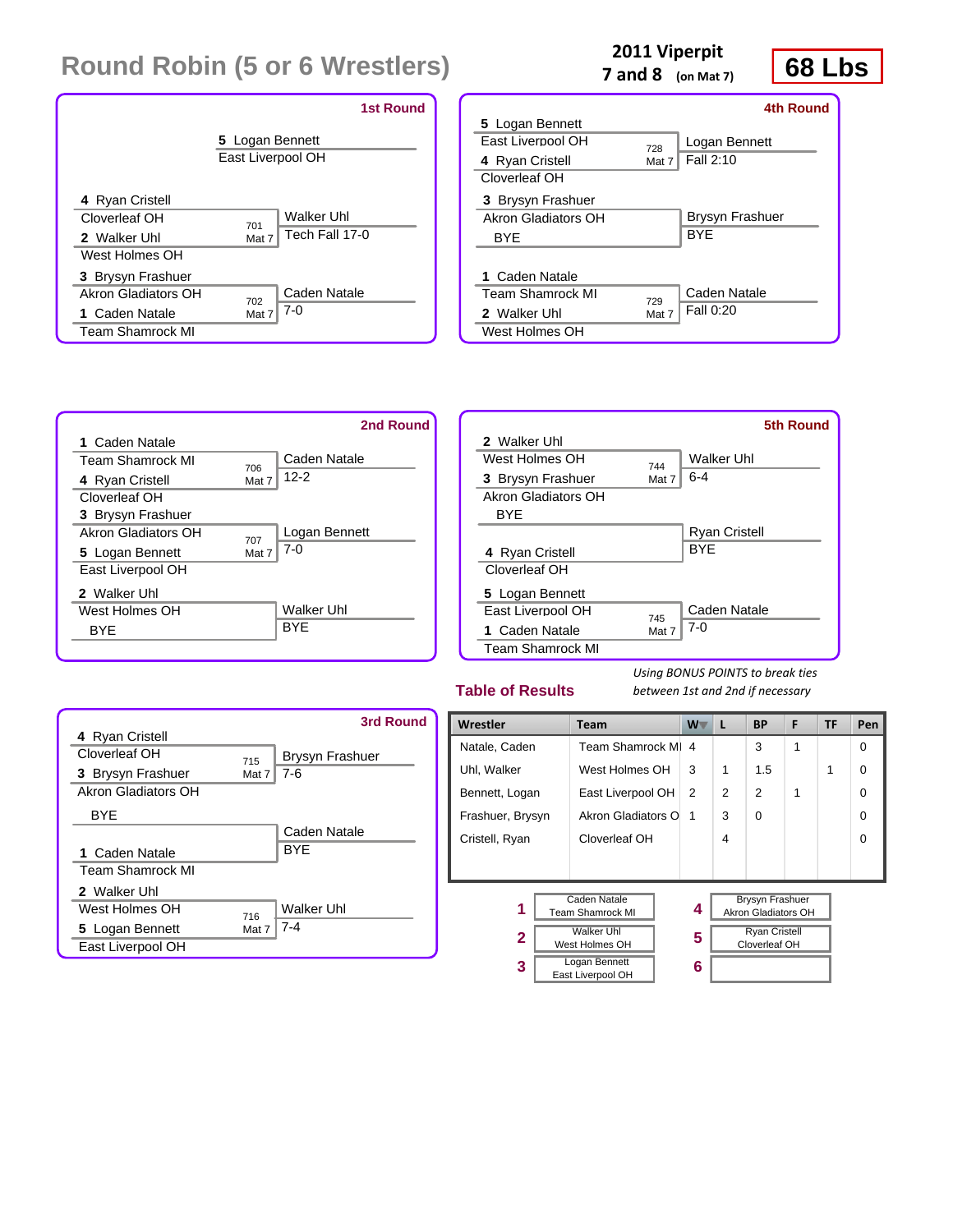# Round Robin (5 or 6 Wrestlers)

**2011 Viperpit**
**7 and 8** (on Mat 7)

**68 Lbs**

## 1st Round

5 Logan Bennett
East Liverpool OH

| Wrestler | Bout | Winner | Result |
|---|---|---|---|
| 4 Ryan Cristell (Cloverleaf OH) vs 2 Walker Uhl (West Holmes OH) | 701 Mat 7 | Walker Uhl | Tech Fall 17-0 |
| 3 Brysyn Frashuer (Akron Gladiators OH) vs 1 Caden Natale (Team Shamrock MI) | 702 Mat 7 | Caden Natale | 7-0 |

## 2nd Round

| Wrestler | Bout | Winner | Result |
|---|---|---|---|
| 1 Caden Natale (Team Shamrock MI) vs 4 Ryan Cristell (Cloverleaf OH) | 706 Mat 7 | Caden Natale | 12-2 |
| 3 Brysyn Frashuer (Akron Gladiators OH) vs 5 Logan Bennett (East Liverpool OH) | 707 Mat 7 | Logan Bennett | 7-0 |
| 2 Walker Uhl (West Holmes OH) vs BYE | | Walker Uhl | BYE |

## 3rd Round

| Wrestler | Bout | Winner | Result |
|---|---|---|---|
| 4 Ryan Cristell (Cloverleaf OH) vs 3 Brysyn Frashuer (Akron Gladiators OH) | 715 Mat 7 | Brysyn Frashuer | 7-6 |
| BYE vs 1 Caden Natale (Team Shamrock MI) | | Caden Natale | BYE |
| 2 Walker Uhl (West Holmes OH) vs 5 Logan Bennett (East Liverpool OH) | 716 Mat 7 | Walker Uhl | 7-4 |

## 4th Round

| Wrestler | Bout | Winner | Result |
|---|---|---|---|
| 5 Logan Bennett (East Liverpool OH) vs 4 Ryan Cristell (Cloverleaf OH) | 728 Mat 7 | Logan Bennett | Fall 2:10 |
| 3 Brysyn Frashuer (Akron Gladiators OH) vs BYE | | Brysyn Frashuer | BYE |
| 1 Caden Natale (Team Shamrock MI) vs 2 Walker Uhl (West Holmes OH) | 729 Mat 7 | Caden Natale | Fall 0:20 |

## 5th Round

| Wrestler | Bout | Winner | Result |
|---|---|---|---|
| 2 Walker Uhl (West Holmes OH) vs 3 Brysyn Frashuer (Akron Gladiators OH) | 744 Mat 7 | Walker Uhl | 6-4 |
| BYE vs 4 Ryan Cristell (Cloverleaf OH) | | Ryan Cristell | BYE |
| 5 Logan Bennett (East Liverpool OH) vs 1 Caden Natale (Team Shamrock MI) | 745 Mat 7 | Caden Natale | 7-0 |

## Table of Results

*Using BONUS POINTS to break ties between 1st and 2nd if necessary*

| Wrestler | Team | W | L | BP | F | TF | Pen |
|---|---|---|---|---|---|---|---|
| Natale, Caden | Team Shamrock MI | 4 | | 3 | 1 | | 0 |
| Uhl, Walker | West Holmes OH | 3 | 1 | 1.5 | | 1 | 0 |
| Bennett, Logan | East Liverpool OH | 2 | 2 | 2 | 1 | | 0 |
| Frashuer, Brysyn | Akron Gladiators O | 1 | 3 | 0 | | | 0 |
| Cristell, Ryan | Cloverleaf OH | | 4 | | | | 0 |

| Place | Wrestler |
|---|---|
| 1 | Caden Natale, Team Shamrock MI |
| 2 | Walker Uhl, West Holmes OH |
| 3 | Logan Bennett, East Liverpool OH |
| 4 | Brysyn Frashuer, Akron Gladiators OH |
| 5 | Ryan Cristell, Cloverleaf OH |
| 6 | |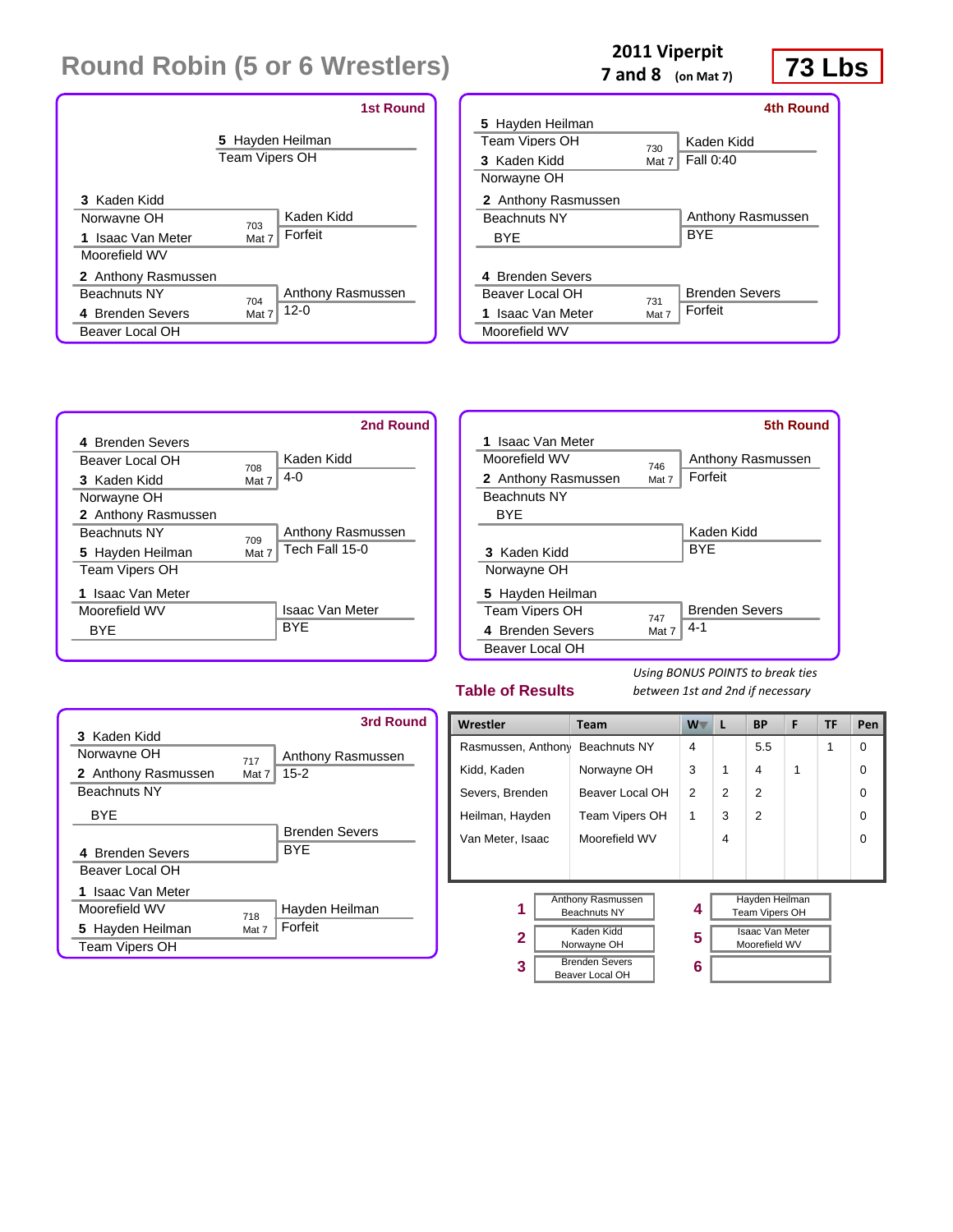# Round Robin (5 or 6 Wrestlers)

**2011 Viperpit**
**7 and 8** (on Mat 7)

**73 Lbs**

## 1st Round

5 Hayden Heilman
Team Vipers OH

3 Kaden Kidd — Norwayne OH
1 Isaac Van Meter — Moorefield WV
703 Mat 7 — Kaden Kidd, Forfeit

2 Anthony Rasmussen — Beachnuts NY
4 Brenden Severs — Beaver Local OH
704 Mat 7 — Anthony Rasmussen, 12-0

## 2nd Round

4 Brenden Severs — Beaver Local OH
3 Kaden Kidd — Norwayne OH
708 Mat 7 — Kaden Kidd, 4-0

2 Anthony Rasmussen — Beachnuts NY
5 Hayden Heilman — Team Vipers OH
709 Mat 7 — Anthony Rasmussen, Tech Fall 15-0

1 Isaac Van Meter — Moorefield WV
BYE
Isaac Van Meter, BYE

## 3rd Round

3 Kaden Kidd — Norwayne OH
2 Anthony Rasmussen — Beachnuts NY
717 Mat 7 — Anthony Rasmussen, 15-2

BYE
4 Brenden Severs — Beaver Local OH
Brenden Severs, BYE

1 Isaac Van Meter — Moorefield WV
5 Hayden Heilman — Team Vipers OH
718 Mat 7 — Hayden Heilman, Forfeit

## 4th Round

5 Hayden Heilman — Team Vipers OH
3 Kaden Kidd — Norwayne OH
730 Mat 7 — Kaden Kidd, Fall 0:40

2 Anthony Rasmussen — Beachnuts NY
BYE
Anthony Rasmussen, BYE

4 Brenden Severs — Beaver Local OH
1 Isaac Van Meter — Moorefield WV
731 Mat 7 — Brenden Severs, Forfeit

## 5th Round

1 Isaac Van Meter — Moorefield WV
2 Anthony Rasmussen — Beachnuts NY
746 Mat 7 — Anthony Rasmussen, Forfeit

BYE
3 Kaden Kidd — Norwayne OH
Kaden Kidd, BYE

5 Hayden Heilman — Team Vipers OH
4 Brenden Severs — Beaver Local OH
747 Mat 7 — Brenden Severs, 4-1

## Table of Results

*Using BONUS POINTS to break ties between 1st and 2nd if necessary*

| Wrestler | Team | W | L | BP | F | TF | Pen |
|---|---|---|---|---|---|---|---|
| Rasmussen, Anthony | Beachnuts NY | 4 | | 5.5 | | 1 | 0 |
| Kidd, Kaden | Norwayne OH | 3 | 1 | 4 | 1 | | 0 |
| Severs, Brenden | Beaver Local OH | 2 | 2 | 2 | | | 0 |
| Heilman, Hayden | Team Vipers OH | 1 | 3 | 2 | | | 0 |
| Van Meter, Isaac | Moorefield WV | | 4 | | | | 0 |

| Place | Wrestler | Place | Wrestler |
|---|---|---|---|
| 1 | Anthony Rasmussen, Beachnuts NY | 4 | Hayden Heilman, Team Vipers OH |
| 2 | Kaden Kidd, Norwayne OH | 5 | Isaac Van Meter, Moorefield WV |
| 3 | Brenden Severs, Beaver Local OH | 6 | |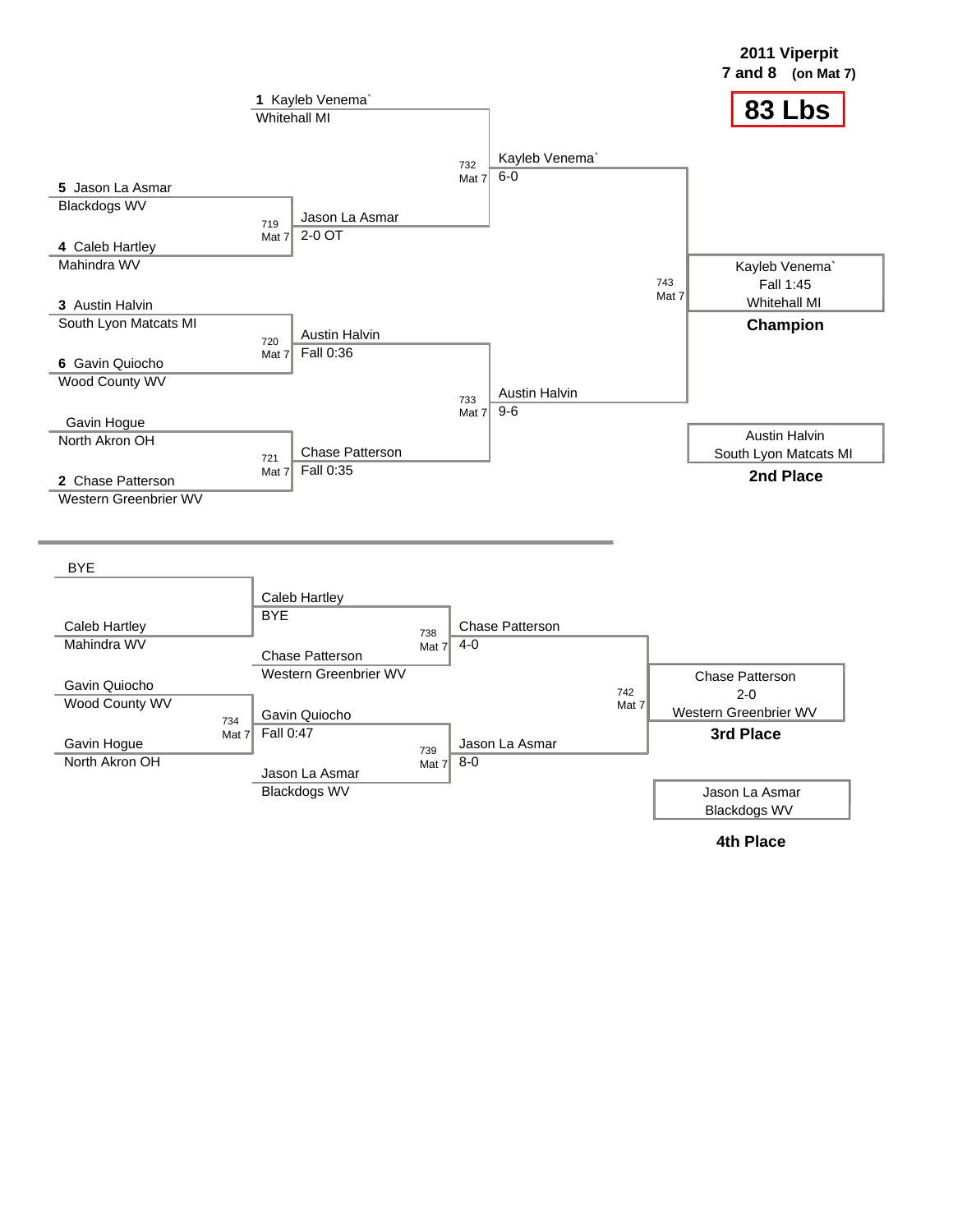**2011 Viperpit**
**7 and 8 (on Mat 7)**

# 83 Lbs

## Championship Bracket

**1** Kayleb Venema`
Whitehall MI

**5** Jason La Asmar
Blackdogs WV

**4** Caleb Hartley
Mahindra WV

**3** Austin Halvin
South Lyon Matcats MI

**6** Gavin Quiocho
Wood County WV

Gavin Hogue
North Akron OH

**2** Chase Patterson
Western Greenbrier WV

| Bout | Mat | Winner | Result |
|---|---|---|---|
| 719 | Mat 7 | Jason La Asmar | 2-0 OT |
| 720 | Mat 7 | Austin Halvin | Fall 0:36 |
| 721 | Mat 7 | Chase Patterson | Fall 0:35 |
| 732 | Mat 7 | Kayleb Venema` | 6-0 |
| 733 | Mat 7 | Austin Halvin | 9-6 |
| 743 | Mat 7 | Kayleb Venema` | Fall 1:45 |

**Champion:** Kayleb Venema` – Fall 1:45 – Whitehall MI

**2nd Place:** Austin Halvin – South Lyon Matcats MI

## Consolation Bracket

BYE

Caleb Hartley
Mahindra WV

Gavin Quiocho
Wood County WV

Gavin Hogue
North Akron OH

Chase Patterson
Western Greenbrier WV

Jason La Asmar
Blackdogs WV

| Bout | Mat | Winner | Result |
|---|---|---|---|
| | | Caleb Hartley | BYE |
| 734 | Mat 7 | Gavin Quiocho | Fall 0:47 |
| 738 | Mat 7 | Chase Patterson | 4-0 |
| 739 | Mat 7 | Jason La Asmar | 8-0 |
| 742 | Mat 7 | Chase Patterson | 2-0 |

**3rd Place:** Chase Patterson – 2-0 – Western Greenbrier WV

**4th Place:** Jason La Asmar – Blackdogs WV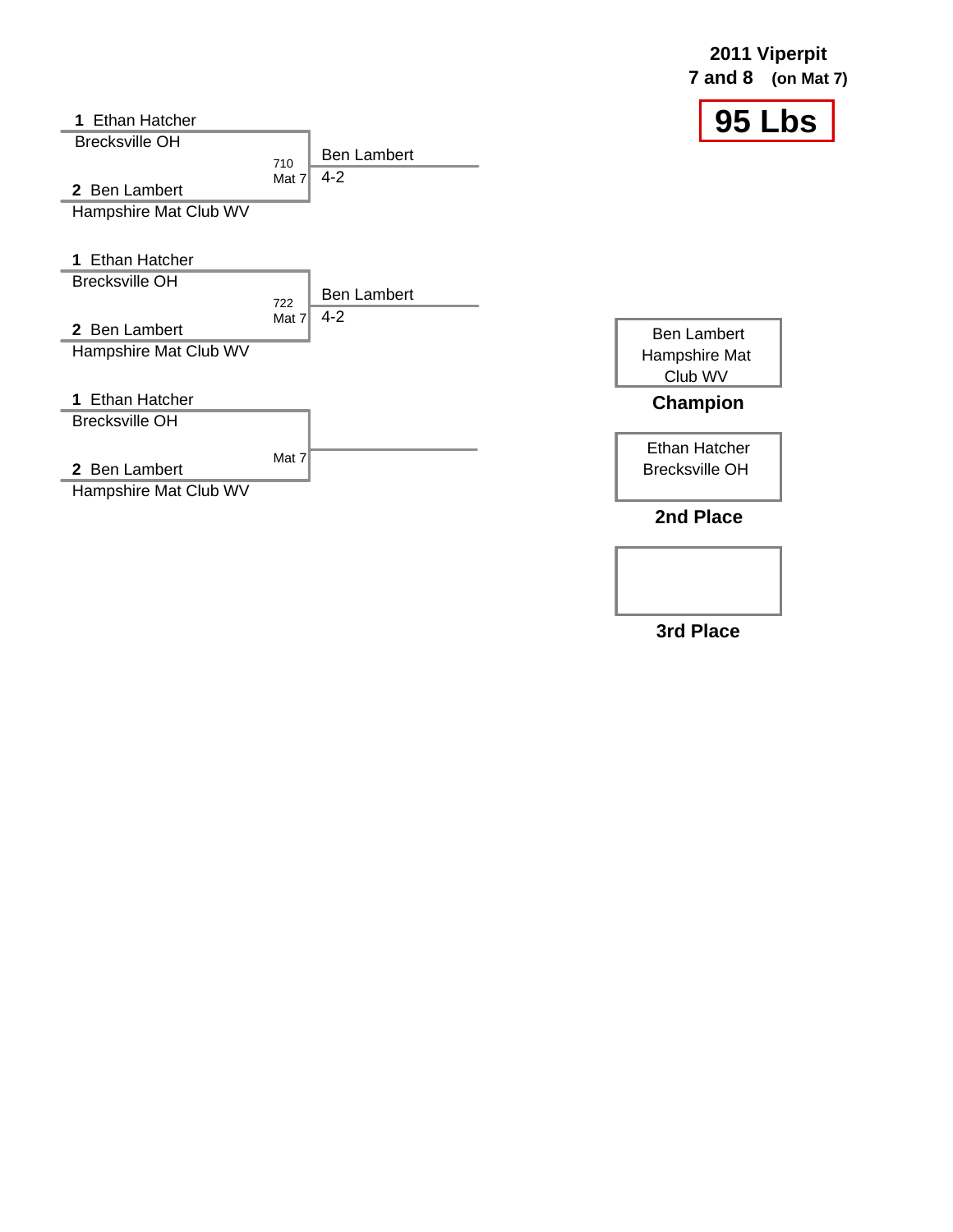**2011 Viperpit**
**7 and 8 (on Mat 7)**

# 95 Lbs

**1** Ethan Hatcher
Brecksville OH

710
Mat 7

**2** Ben Lambert
Hampshire Mat Club WV

Ben Lambert
4-2

**1** Ethan Hatcher
Brecksville OH

722
Mat 7

**2** Ben Lambert
Hampshire Mat Club WV

Ben Lambert
4-2

**1** Ethan Hatcher
Brecksville OH

Mat 7

**2** Ben Lambert
Hampshire Mat Club WV

Ben Lambert
Hampshire Mat Club WV

**Champion**

Ethan Hatcher
Brecksville OH

**2nd Place**

**3rd Place**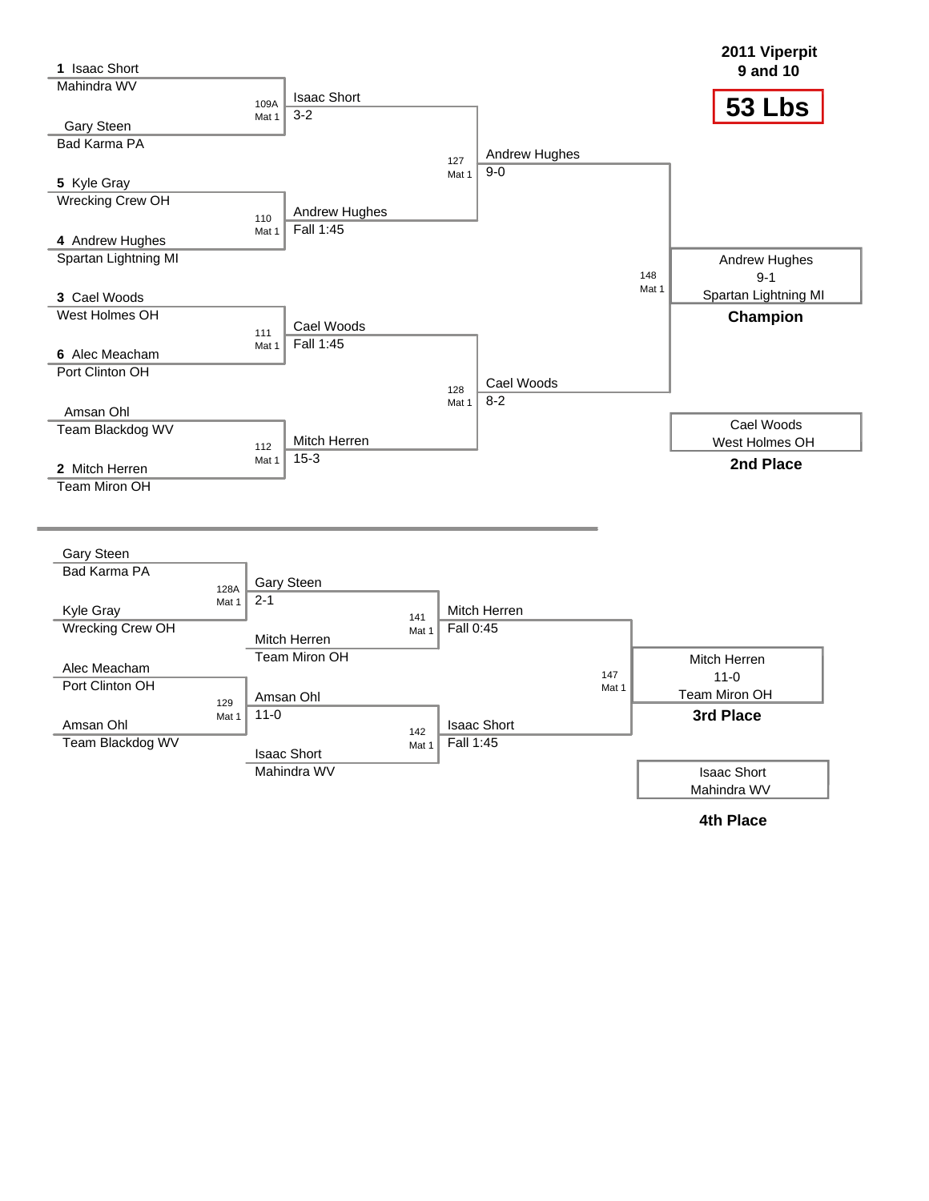# 2011 Viperpit
## 9 and 10
## 53 Lbs

### Championship Bracket

| Match | Mat | Wrestler 1 | Wrestler 2 | Winner | Result |
|---|---|---|---|---|---|
| 109A | Mat 1 | 1 Isaac Short (Mahindra WV) | Gary Steen (Bad Karma PA) | Isaac Short | 3-2 |
| 110 | Mat 1 | 5 Kyle Gray (Wrecking Crew OH) | 4 Andrew Hughes (Spartan Lightning MI) | Andrew Hughes | Fall 1:45 |
| 111 | Mat 1 | 3 Cael Woods (West Holmes OH) | 6 Alec Meacham (Port Clinton OH) | Cael Woods | Fall 1:45 |
| 112 | Mat 1 | Amsan Ohl (Team Blackdog WV) | 2 Mitch Herren (Team Miron OH) | Mitch Herren | 15-3 |
| 127 | Mat 1 | Isaac Short | Andrew Hughes | Andrew Hughes | 9-0 |
| 128 | Mat 1 | Cael Woods | Mitch Herren | Cael Woods | 8-2 |
| 148 | Mat 1 | Andrew Hughes | Cael Woods | Andrew Hughes | 9-1 |

**Champion:** Andrew Hughes, 9-1, Spartan Lightning MI

**2nd Place:** Cael Woods, West Holmes OH

### Consolation Bracket

| Match | Mat | Wrestler 1 | Wrestler 2 | Winner | Result |
|---|---|---|---|---|---|
| 128A | Mat 1 | Gary Steen (Bad Karma PA) | Kyle Gray (Wrecking Crew OH) | Gary Steen | 2-1 |
| 129 | Mat 1 | Alec Meacham (Port Clinton OH) | Amsan Ohl (Team Blackdog WV) | Amsan Ohl | 11-0 |
| 141 | Mat 1 | Gary Steen | Mitch Herren (Team Miron OH) | Mitch Herren | Fall 0:45 |
| 142 | Mat 1 | Amsan Ohl | Isaac Short (Mahindra WV) | Isaac Short | Fall 1:45 |
| 147 | Mat 1 | Mitch Herren | Isaac Short | Mitch Herren | 11-0 |

**3rd Place:** Mitch Herren, 11-0, Team Miron OH

**4th Place:** Isaac Short, Mahindra WV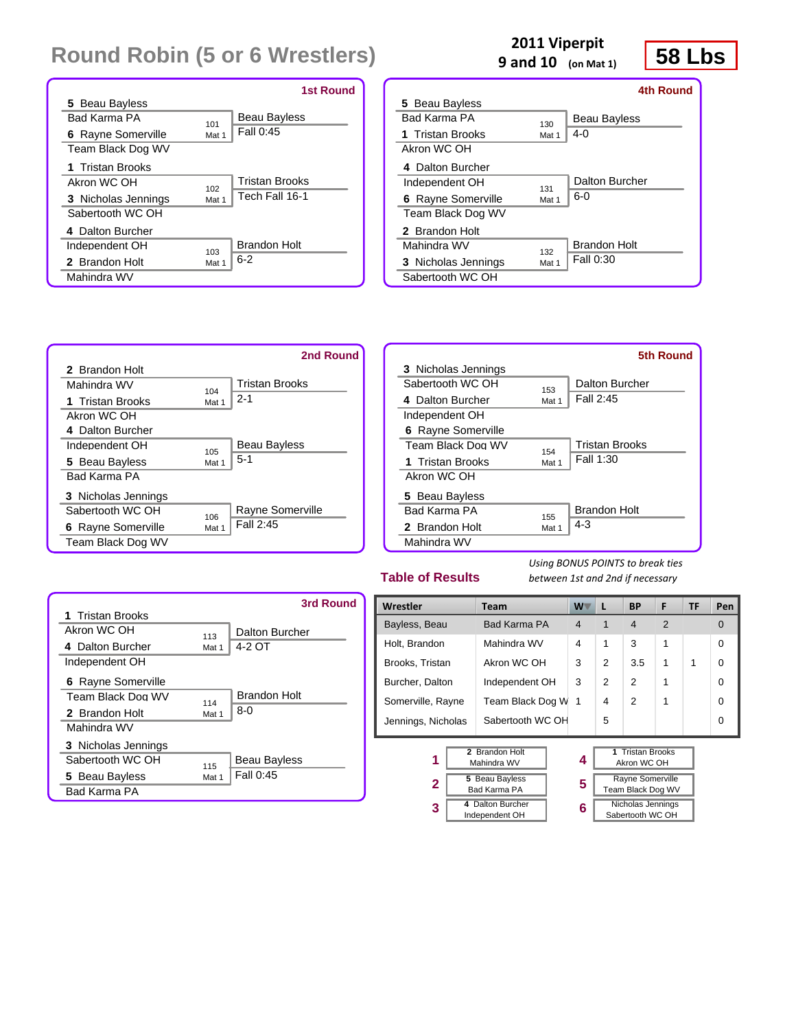# Round Robin (5 or 6 Wrestlers)

**2011 Viperpit**
**9 and 10** (on Mat 1)

**58 Lbs**

### 1st Round

| Wrestler | Team | Bout | Winner | Result |
|---|---|---|---|---|
| 5 Beau Bayless | Bad Karma PA | 101 Mat 1 | Beau Bayless | Fall 0:45 |
| 6 Rayne Somerville | Team Black Dog WV | | | |
| 1 Tristan Brooks | Akron WC OH | 102 Mat 1 | Tristan Brooks | Tech Fall 16-1 |
| 3 Nicholas Jennings | Sabertooth WC OH | | | |
| 4 Dalton Burcher | Independent OH | 103 Mat 1 | Brandon Holt | 6-2 |
| 2 Brandon Holt | Mahindra WV | | | |

### 2nd Round

| Wrestler | Team | Bout | Winner | Result |
|---|---|---|---|---|
| 2 Brandon Holt | Mahindra WV | 104 Mat 1 | Tristan Brooks | 2-1 |
| 1 Tristan Brooks | Akron WC OH | | | |
| 4 Dalton Burcher | Independent OH | 105 Mat 1 | Beau Bayless | 5-1 |
| 5 Beau Bayless | Bad Karma PA | | | |
| 3 Nicholas Jennings | Sabertooth WC OH | 106 Mat 1 | Rayne Somerville | Fall 2:45 |
| 6 Rayne Somerville | Team Black Dog WV | | | |

### 3rd Round

| Wrestler | Team | Bout | Winner | Result |
|---|---|---|---|---|
| 1 Tristan Brooks | Akron WC OH | 113 Mat 1 | Dalton Burcher | 4-2 OT |
| 4 Dalton Burcher | Independent OH | | | |
| 6 Rayne Somerville | Team Black Dog WV | 114 Mat 1 | Brandon Holt | 8-0 |
| 2 Brandon Holt | Mahindra WV | | | |
| 3 Nicholas Jennings | Sabertooth WC OH | 115 Mat 1 | Beau Bayless | Fall 0:45 |
| 5 Beau Bayless | Bad Karma PA | | | |

### 4th Round

| Wrestler | Team | Bout | Winner | Result |
|---|---|---|---|---|
| 5 Beau Bayless | Bad Karma PA | 130 Mat 1 | Beau Bayless | 4-0 |
| 1 Tristan Brooks | Akron WC OH | | | |
| 4 Dalton Burcher | Independent OH | 131 Mat 1 | Dalton Burcher | 6-0 |
| 6 Rayne Somerville | Team Black Dog WV | | | |
| 2 Brandon Holt | Mahindra WV | 132 Mat 1 | Brandon Holt | Fall 0:30 |
| 3 Nicholas Jennings | Sabertooth WC OH | | | |

### 5th Round

| Wrestler | Team | Bout | Winner | Result |
|---|---|---|---|---|
| 3 Nicholas Jennings | Sabertooth WC OH | 153 Mat 1 | Dalton Burcher | Fall 2:45 |
| 4 Dalton Burcher | Independent OH | | | |
| 6 Rayne Somerville | Team Black Dog WV | 154 Mat 1 | Tristan Brooks | Fall 1:30 |
| 1 Tristan Brooks | Akron WC OH | | | |
| 5 Beau Bayless | Bad Karma PA | 155 Mat 1 | Brandon Holt | 4-3 |
| 2 Brandon Holt | Mahindra WV | | | |

### Table of Results

*Using BONUS POINTS to break ties between 1st and 2nd if necessary*

| Wrestler | Team | W | L | BP | F | TF | Pen |
|---|---|---|---|---|---|---|---|
| Bayless, Beau | Bad Karma PA | 4 | 1 | 4 | 2 | | 0 |
| Holt, Brandon | Mahindra WV | 4 | 1 | 3 | 1 | | 0 |
| Brooks, Tristan | Akron WC OH | 3 | 2 | 3.5 | 1 | 1 | 0 |
| Burcher, Dalton | Independent OH | 3 | 2 | 2 | 1 | | 0 |
| Somerville, Rayne | Team Black Dog W | 1 | 4 | 2 | 1 | | 0 |
| Jennings, Nicholas | Sabertooth WC OH | | 5 | | | | 0 |

| Place | Wrestler | Team |
|---|---|---|
| 1 | 2 Brandon Holt | Mahindra WV |
| 2 | 5 Beau Bayless | Bad Karma PA |
| 3 | 4 Dalton Burcher | Independent OH |
| 4 | 1 Tristan Brooks | Akron WC OH |
| 5 | Rayne Somerville | Team Black Dog WV |
| 6 | Nicholas Jennings | Sabertooth WC OH |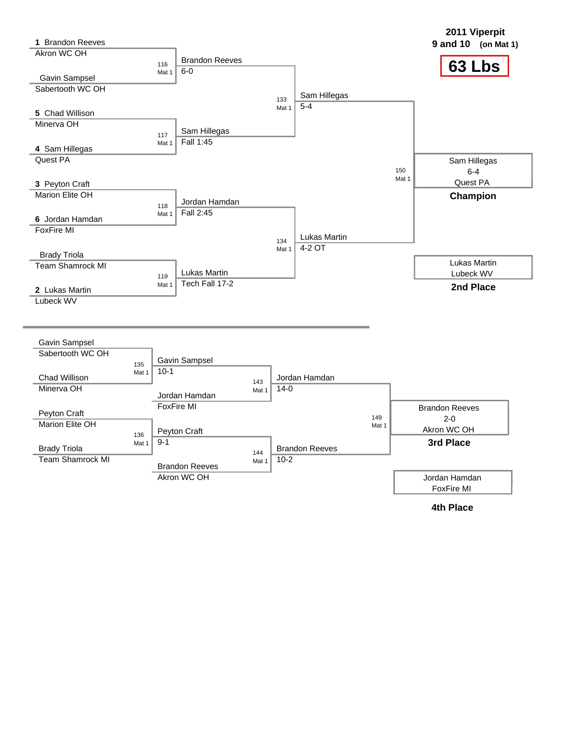# 2011 Viperpit

**9 and 10 (on Mat 1)**

## 63 Lbs

### Championship Bracket

| Bout | Mat | Wrestler 1 | Wrestler 2 | Winner | Result |
|---|---|---|---|---|---|
| 116 | Mat 1 | 1 Brandon Reeves (Akron WC OH) | Gavin Sampsel (Sabertooth WC OH) | Brandon Reeves | 6-0 |
| 117 | Mat 1 | 5 Chad Willison (Minerva OH) | 4 Sam Hillegas (Quest PA) | Sam Hillegas | Fall 1:45 |
| 118 | Mat 1 | 3 Peyton Craft (Marion Elite OH) | 6 Jordan Hamdan (FoxFire MI) | Jordan Hamdan | Fall 2:45 |
| 119 | Mat 1 | Brady Triola (Team Shamrock MI) | 2 Lukas Martin (Lubeck WV) | Lukas Martin | Tech Fall 17-2 |
| 133 | Mat 1 | Brandon Reeves | Sam Hillegas | Sam Hillegas | 5-4 |
| 134 | Mat 1 | Jordan Hamdan | Lukas Martin | Lukas Martin | 4-2 OT |
| 150 | Mat 1 | Sam Hillegas | Lukas Martin | Sam Hillegas | 6-4 |

**Champion:** Sam Hillegas, Quest PA (6-4)

**2nd Place:** Lukas Martin, Lubeck WV

### Consolation Bracket

| Bout | Mat | Wrestler 1 | Wrestler 2 | Winner | Result |
|---|---|---|---|---|---|
| 135 | Mat 1 | Gavin Sampsel (Sabertooth WC OH) | Chad Willison (Minerva OH) | Gavin Sampsel | 10-1 |
| 136 | Mat 1 | Peyton Craft (Marion Elite OH) | Brady Triola (Team Shamrock MI) | Peyton Craft | 9-1 |
| 143 | Mat 1 | Gavin Sampsel | Jordan Hamdan (FoxFire MI) | Jordan Hamdan | 14-0 |
| 144 | Mat 1 | Peyton Craft | Brandon Reeves (Akron WC OH) | Brandon Reeves | 10-2 |
| 149 | Mat 1 | Jordan Hamdan | Brandon Reeves | Brandon Reeves | 2-0 |

**3rd Place:** Brandon Reeves, Akron WC OH (2-0)

**4th Place:** Jordan Hamdan, FoxFire MI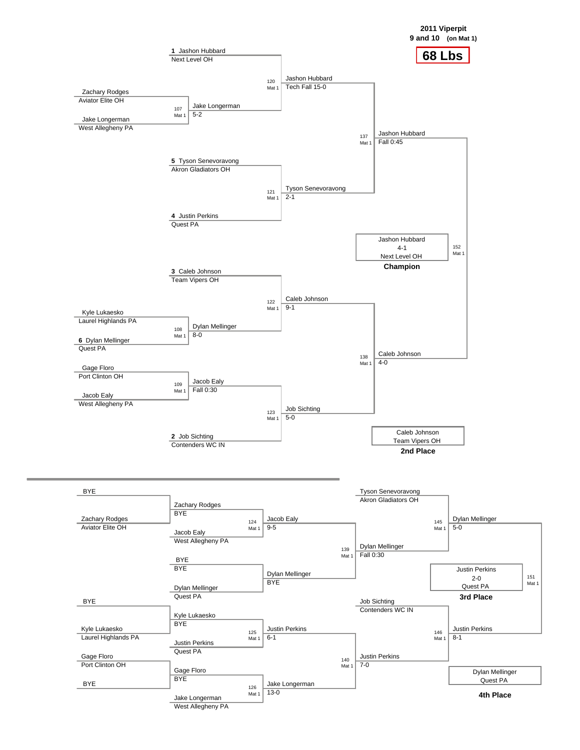# 2011 Viperpit

## 9 and 10 (on Mat 1)

## 68 Lbs

### Championship Bracket

| Bout | Mat | Wrestler 1 | Wrestler 2 | Winner | Result |
|---|---|---|---|---|---|
| 107 | Mat 1 | Zachary Rodges (Aviator Elite OH) | Jake Longerman (West Allegheny PA) | Jake Longerman | 5-2 |
| 108 | Mat 1 | Kyle Lukaesko (Laurel Highlands PA) | 6 Dylan Mellinger (Quest PA) | Dylan Mellinger | 8-0 |
| 109 | Mat 1 | Gage Floro (Port Clinton OH) | Jacob Ealy (West Allegheny PA) | Jacob Ealy | Fall 0:30 |
| 120 | Mat 1 | 1 Jashon Hubbard (Next Level OH) | Jake Longerman | Jashon Hubbard | Tech Fall 15-0 |
| 121 | Mat 1 | 5 Tyson Senevoravong (Akron Gladiators OH) | 4 Justin Perkins (Quest PA) | Tyson Senevoravong | 2-1 |
| 122 | Mat 1 | 3 Caleb Johnson (Team Vipers OH) | Dylan Mellinger | Caleb Johnson | 9-1 |
| 123 | Mat 1 | Jacob Ealy | 2 Job Sichting (Contenders WC IN) | Job Sichting | 5-0 |
| 137 | Mat 1 | Jashon Hubbard | Tyson Senevoravong | Jashon Hubbard | Fall 0:45 |
| 138 | Mat 1 | Caleb Johnson | Job Sichting | Caleb Johnson | 4-0 |
| 152 | Mat 1 | Jashon Hubbard | Caleb Johnson | Jashon Hubbard | 4-1 |

**Champion:** Jashon Hubbard, 4-1, Next Level OH

**2nd Place:** Caleb Johnson, Team Vipers OH

### Consolation Bracket

| Bout | Mat | Wrestler 1 | Wrestler 2 | Winner | Result |
|---|---|---|---|---|---|
| | | BYE | Zachary Rodges (Aviator Elite OH) | Zachary Rodges | BYE |
| | | BYE | Kyle Lukaesko (Laurel Highlands PA) | Kyle Lukaesko | BYE |
| | | Gage Floro (Port Clinton OH) | BYE | Gage Floro | BYE |
| | | BYE | Dylan Mellinger (Quest PA) | Dylan Mellinger | BYE |
| 124 | Mat 1 | Zachary Rodges | Jacob Ealy (West Allegheny PA) | Jacob Ealy | 9-5 |
| 125 | Mat 1 | Kyle Lukaesko | Justin Perkins (Quest PA) | Justin Perkins | 6-1 |
| 126 | Mat 1 | Gage Floro | Jake Longerman (West Allegheny PA) | Jake Longerman | 13-0 |
| 139 | Mat 1 | Jacob Ealy | Dylan Mellinger | Dylan Mellinger | Fall 0:30 |
| 140 | Mat 1 | Justin Perkins | Jake Longerman | Justin Perkins | 7-0 |
| 145 | Mat 1 | Tyson Senevoravong (Akron Gladiators OH) | Dylan Mellinger | Dylan Mellinger | 5-0 |
| 146 | Mat 1 | Job Sichting (Contenders WC IN) | Justin Perkins | Justin Perkins | 8-1 |
| 151 | Mat 1 | Dylan Mellinger | Justin Perkins | Justin Perkins | 2-0 |

**3rd Place:** Justin Perkins, 2-0, Quest PA

**4th Place:** Dylan Mellinger, Quest PA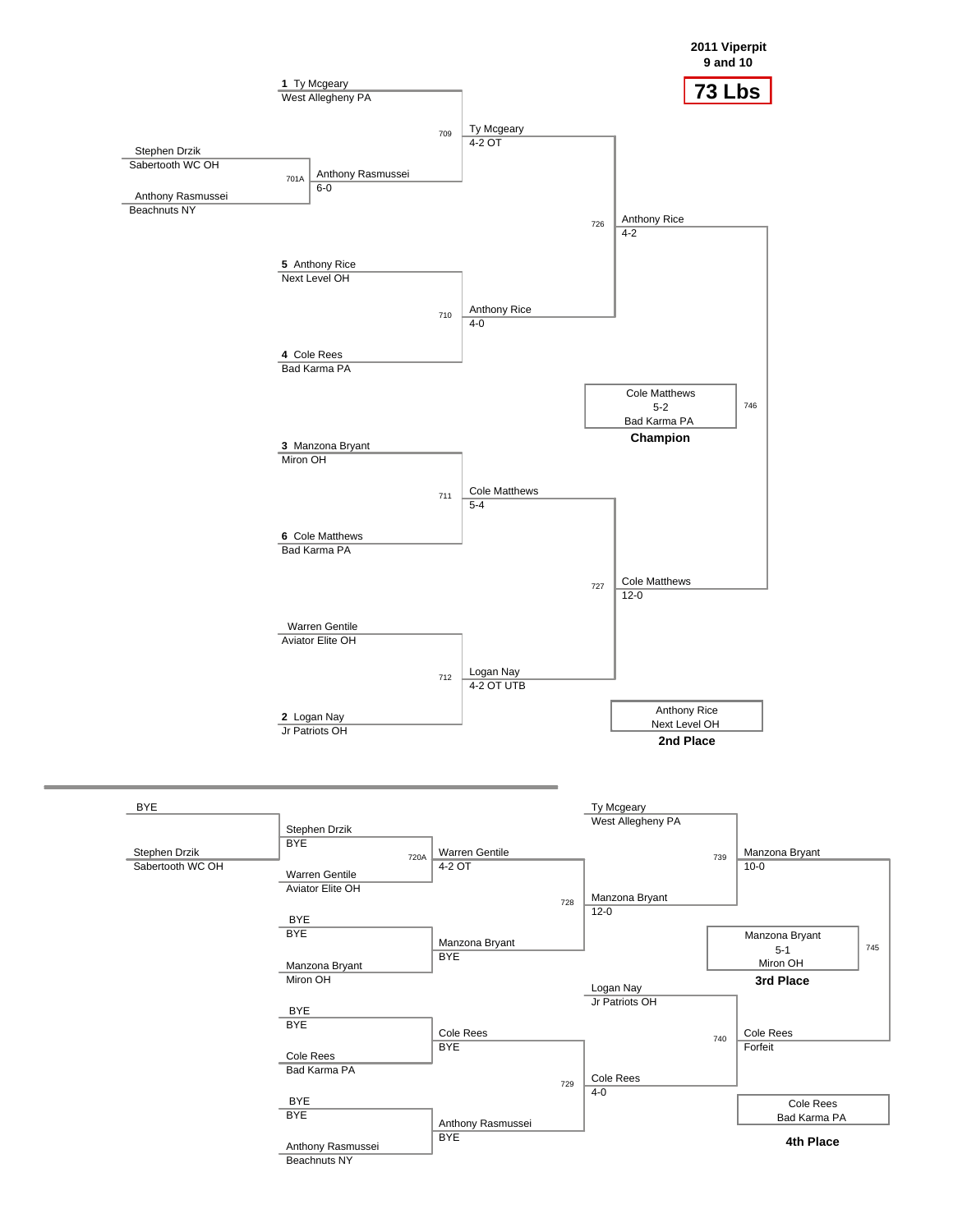**2011 Viperpit**
**9 and 10**

# 73 Lbs

## Championship Bracket

**Preliminary**

- Bout 701A: Stephen Drzik (Sabertooth WC OH) vs Anthony Rasmussei (Beachnuts NY) — Anthony Rasmussei 6-0

**Quarterfinals**

- Bout 709: 1 Ty Mcgeary (West Allegheny PA) vs Anthony Rasmussei — Ty Mcgeary 4-2 OT
- Bout 710: 5 Anthony Rice (Next Level OH) vs 4 Cole Rees (Bad Karma PA) — Anthony Rice 4-0
- Bout 711: 3 Manzona Bryant (Miron OH) vs 6 Cole Matthews (Bad Karma PA) — Cole Matthews 5-4
- Bout 712: Warren Gentile (Aviator Elite OH) vs 2 Logan Nay (Jr Patriots OH) — Logan Nay 4-2 OT UTB

**Semifinals**

- Bout 726: Ty Mcgeary vs Anthony Rice — Anthony Rice 4-2
- Bout 727: Cole Matthews vs Logan Nay — Cole Matthews 12-0

**Final**

- Bout 746: Anthony Rice vs Cole Matthews — Cole Matthews 5-2

**Champion:** Cole Matthews, 5-2, Bad Karma PA

**2nd Place:** Anthony Rice, Next Level OH

## Consolation Bracket

- BYE vs Stephen Drzik (Sabertooth WC OH) — Stephen Drzik BYE
- Bout 720A: Stephen Drzik vs Warren Gentile (Aviator Elite OH) — Warren Gentile 4-2 OT
- BYE vs Manzona Bryant (Miron OH) — Manzona Bryant BYE
- BYE vs Cole Rees (Bad Karma PA) — Cole Rees BYE
- BYE vs Anthony Rasmussei (Beachnuts NY) — Anthony Rasmussei BYE
- Bout 728: Warren Gentile vs Manzona Bryant — Manzona Bryant 12-0
- Bout 729: Cole Rees vs Anthony Rasmussei — Cole Rees 4-0
- Bout 739: Ty Mcgeary (West Allegheny PA) vs Manzona Bryant — Manzona Bryant 10-0
- Bout 740: Logan Nay (Jr Patriots OH) vs Cole Rees — Cole Rees Forfeit
- Bout 745: Manzona Bryant vs Cole Rees — Manzona Bryant 5-1

**3rd Place:** Manzona Bryant, 5-1, Miron OH

**4th Place:** Cole Rees, Bad Karma PA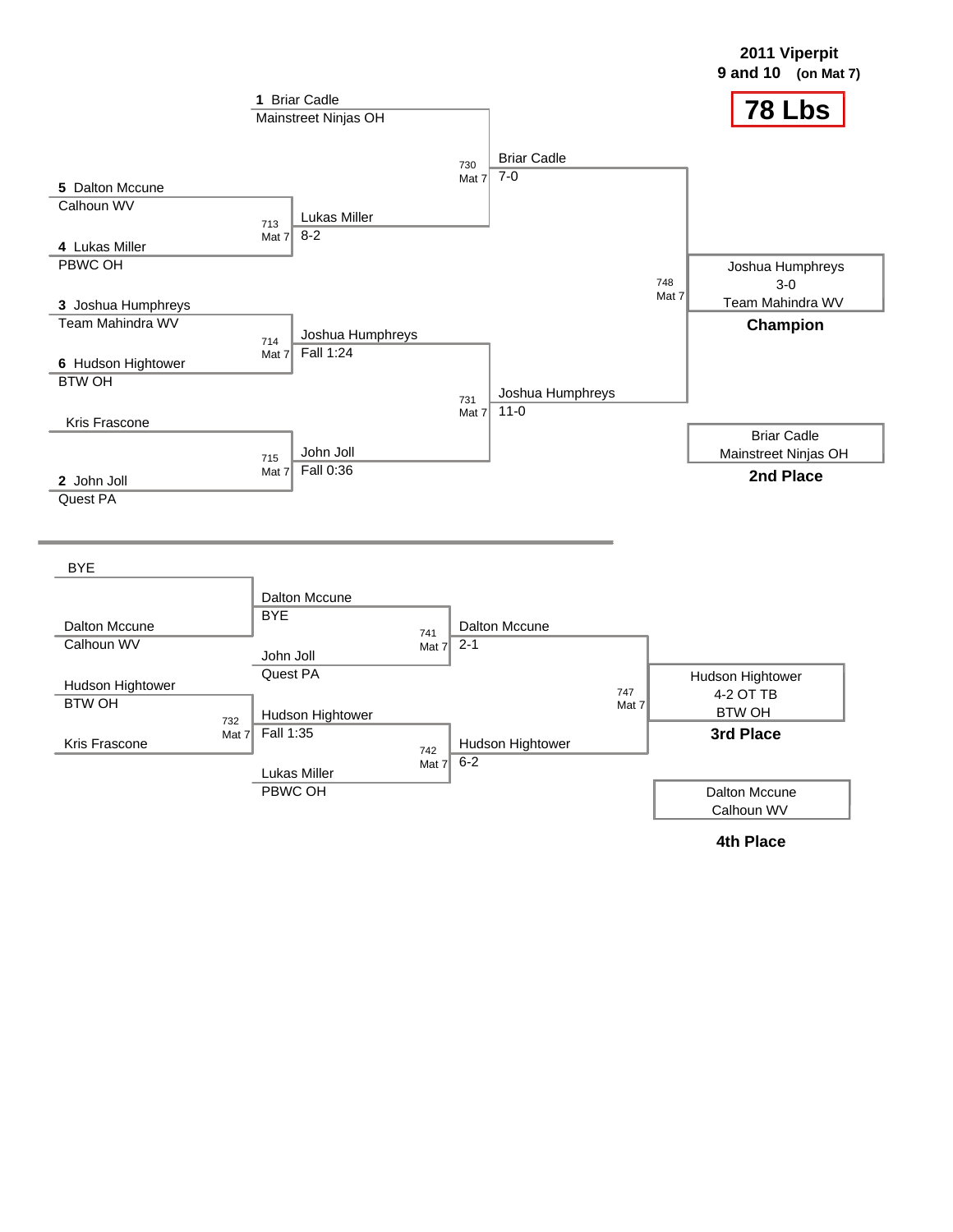**2011 Viperpit**
**9 and 10 (on Mat 7)**

# 78 Lbs

## Championship Bracket

| Match | Mat | Wrestler 1 | Wrestler 2 | Winner | Result |
|---|---|---|---|---|---|
| 713 | Mat 7 | 5 Dalton Mccune (Calhoun WV) | 4 Lukas Miller (PBWC OH) | Lukas Miller | 8-2 |
| 714 | Mat 7 | 3 Joshua Humphreys (Team Mahindra WV) | 6 Hudson Hightower (BTW OH) | Joshua Humphreys | Fall 1:24 |
| 715 | Mat 7 | Kris Frascone | 2 John Joll (Quest PA) | John Joll | Fall 0:36 |
| 730 | Mat 7 | 1 Briar Cadle (Mainstreet Ninjas OH) | Lukas Miller | Briar Cadle | 7-0 |
| 731 | Mat 7 | Joshua Humphreys | John Joll | Joshua Humphreys | 11-0 |
| 748 | Mat 7 | Briar Cadle | Joshua Humphreys | Joshua Humphreys | 3-0 |

**Champion:** Joshua Humphreys, Team Mahindra WV (3-0)

**2nd Place:** Briar Cadle, Mainstreet Ninjas OH

## Consolation Bracket

| Match | Mat | Wrestler 1 | Wrestler 2 | Winner | Result |
|---|---|---|---|---|---|
| | | BYE | Dalton Mccune (Calhoun WV) | Dalton Mccune | BYE |
| 732 | Mat 7 | Hudson Hightower (BTW OH) | Kris Frascone | Hudson Hightower | Fall 1:35 |
| 741 | Mat 7 | Dalton Mccune | John Joll (Quest PA) | Dalton Mccune | 2-1 |
| 742 | Mat 7 | Hudson Hightower | Lukas Miller (PBWC OH) | Hudson Hightower | 6-2 |
| 747 | Mat 7 | Dalton Mccune | Hudson Hightower | Hudson Hightower | 4-2 OT TB |

**3rd Place:** Hudson Hightower, BTW OH (4-2 OT TB)

**4th Place:** Dalton Mccune, Calhoun WV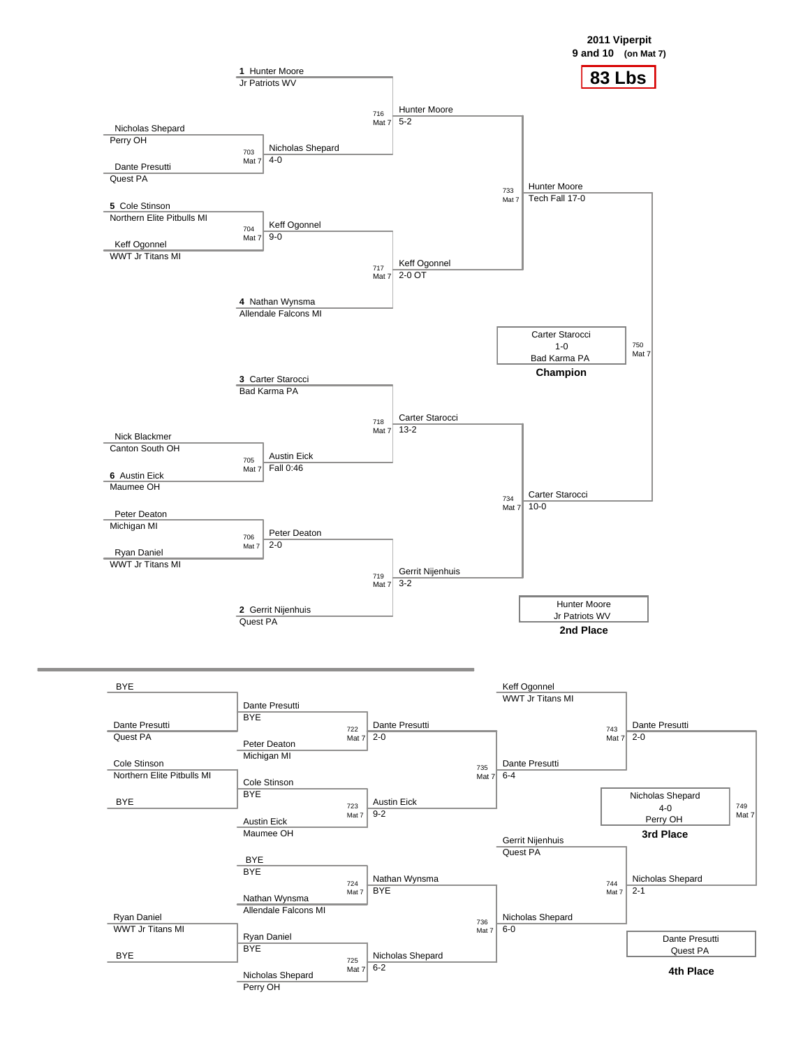# 2011 Viperpit

**9 and 10 (on Mat 7)**

## 83 Lbs

### Championship Bracket

| Bout | Mat | Wrestler 1 | Wrestler 2 | Winner | Result |
|---|---|---|---|---|---|
| 703 | Mat 7 | Nicholas Shepard (Perry OH) | Dante Presutti (Quest PA) | Nicholas Shepard | 4-0 |
| 704 | Mat 7 | 5 Cole Stinson (Northern Elite Pitbulls MI) | Keff Ogonnel (WWT Jr Titans MI) | Keff Ogonnel | 9-0 |
| 705 | Mat 7 | Nick Blackmer (Canton South OH) | 6 Austin Eick (Maumee OH) | Austin Eick | Fall 0:46 |
| 706 | Mat 7 | Peter Deaton (Michigan MI) | Ryan Daniel (WWT Jr Titans MI) | Peter Deaton | 2-0 |
| 716 | Mat 7 | 1 Hunter Moore (Jr Patriots WV) | Nicholas Shepard | Hunter Moore | 5-2 |
| 717 | Mat 7 | Keff Ogonnel | 4 Nathan Wynsma (Allendale Falcons MI) | Keff Ogonnel | 2-0 OT |
| 718 | Mat 7 | 3 Carter Starocci (Bad Karma PA) | Austin Eick | Carter Starocci | 13-2 |
| 719 | Mat 7 | Peter Deaton | 2 Gerrit Nijenhuis (Quest PA) | Gerrit Nijenhuis | 3-2 |
| 733 | Mat 7 | Hunter Moore | Keff Ogonnel | Hunter Moore | Tech Fall 17-0 |
| 734 | Mat 7 | Carter Starocci | Gerrit Nijenhuis | Carter Starocci | 10-0 |
| 750 | Mat 7 | Hunter Moore | Carter Starocci | Carter Starocci | 1-0 |

**Champion:** Carter Starocci, Bad Karma PA (1-0)

**2nd Place:** Hunter Moore, Jr Patriots WV

### Consolation Bracket

| Bout | Mat | Wrestler 1 | Wrestler 2 | Winner | Result |
|---|---|---|---|---|---|
| | | BYE | Dante Presutti (Quest PA) | Dante Presutti | BYE |
| | | Cole Stinson (Northern Elite Pitbulls MI) | BYE | Cole Stinson | BYE |
| | | BYE | BYE | BYE | BYE |
| | | Ryan Daniel (WWT Jr Titans MI) | BYE | Ryan Daniel | BYE |
| 722 | Mat 7 | Dante Presutti | Peter Deaton (Michigan MI) | Dante Presutti | 2-0 |
| 723 | Mat 7 | Cole Stinson | Austin Eick (Maumee OH) | Austin Eick | 9-2 |
| 724 | Mat 7 | BYE | Nathan Wynsma (Allendale Falcons MI) | Nathan Wynsma | BYE |
| 725 | Mat 7 | Ryan Daniel | Nicholas Shepard (Perry OH) | Nicholas Shepard | 6-2 |
| 735 | Mat 7 | Dante Presutti | Austin Eick | Dante Presutti | 6-4 |
| 736 | Mat 7 | Nathan Wynsma | Nicholas Shepard | Nicholas Shepard | 6-0 |
| 743 | Mat 7 | Keff Ogonnel (WWT Jr Titans MI) | Dante Presutti | Dante Presutti | 2-0 |
| 744 | Mat 7 | Gerrit Nijenhuis (Quest PA) | Nicholas Shepard | Nicholas Shepard | 2-1 |
| 749 | Mat 7 | Dante Presutti | Nicholas Shepard | Nicholas Shepard | 4-0 |

**3rd Place:** Nicholas Shepard, Perry OH (4-0)

**4th Place:** Dante Presutti, Quest PA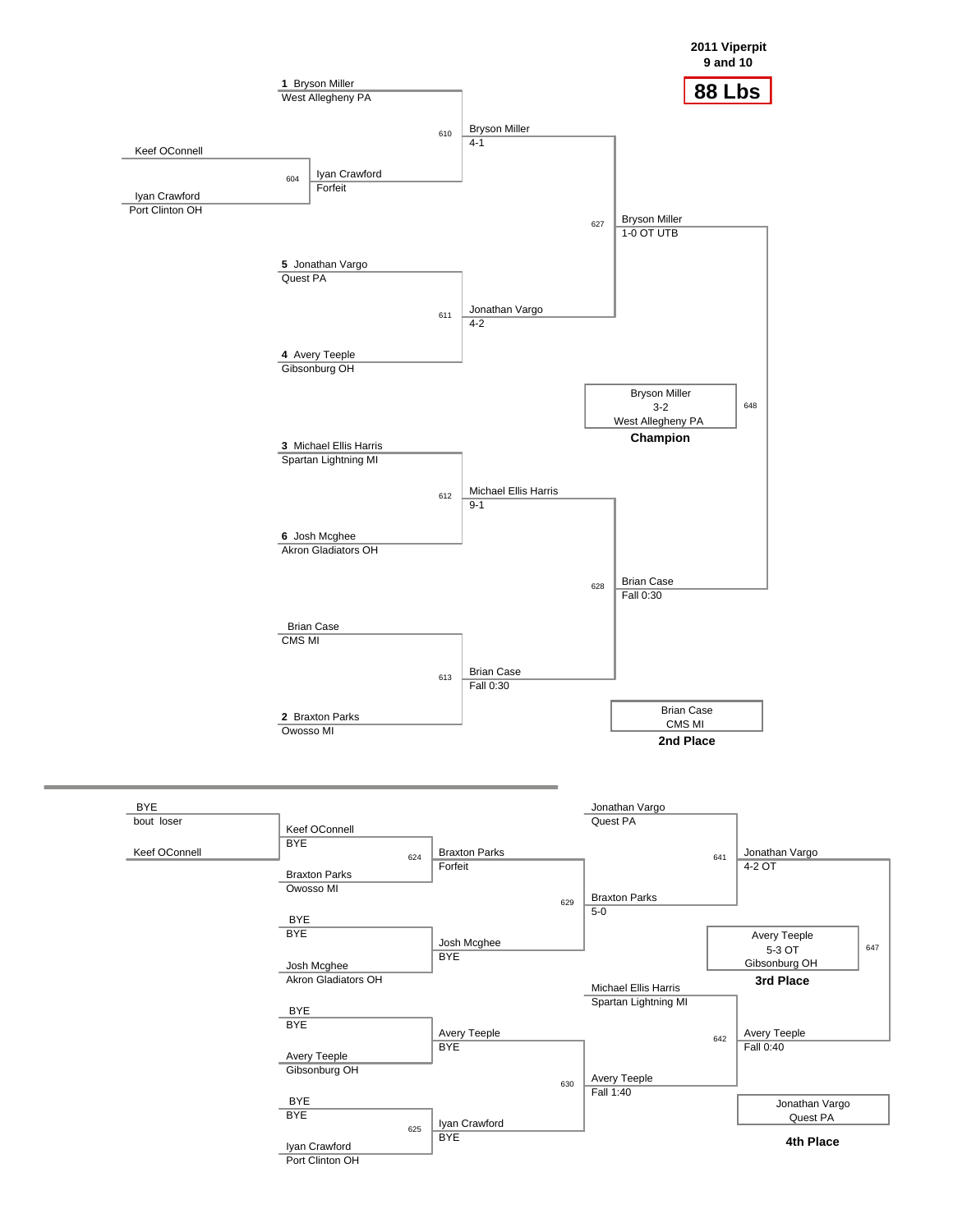**2011 Viperpit**
**9 and 10**

# 88 Lbs

## Championship Bracket

| Bout | Wrestler 1 | Wrestler 2 | Winner | Result |
|---|---|---|---|---|
| 604 | Keef OConnell | Iyan Crawford (Port Clinton OH) | Iyan Crawford | Forfeit |
| 610 | 1 Bryson Miller (West Allegheny PA) | Iyan Crawford | Bryson Miller | 4-1 |
| 611 | 5 Jonathan Vargo (Quest PA) | 4 Avery Teeple (Gibsonburg OH) | Jonathan Vargo | 4-2 |
| 612 | 3 Michael Ellis Harris (Spartan Lightning MI) | 6 Josh Mcghee (Akron Gladiators OH) | Michael Ellis Harris | 9-1 |
| 613 | Brian Case (CMS MI) | 2 Braxton Parks (Owosso MI) | Brian Case | Fall 0:30 |
| 627 | Bryson Miller | Jonathan Vargo | Bryson Miller | 1-0 OT UTB |
| 628 | Michael Ellis Harris | Brian Case | Brian Case | Fall 0:30 |
| 648 | Bryson Miller | Brian Case | Bryson Miller | 3-2 |

**Champion:** Bryson Miller, 3-2, West Allegheny PA

**2nd Place:** Brian Case, CMS MI

## Consolation Bracket

| Bout | Wrestler 1 | Wrestler 2 | Winner | Result |
|---|---|---|---|---|
| | BYE (bout loser) | Keef OConnell | Keef OConnell | BYE |
| 624 | Keef OConnell | Braxton Parks (Owosso MI) | Braxton Parks | Forfeit |
| | BYE | Josh Mcghee (Akron Gladiators OH) | Josh Mcghee | BYE |
| | BYE | Avery Teeple (Gibsonburg OH) | Avery Teeple | BYE |
| 625 | BYE | Iyan Crawford (Port Clinton OH) | Iyan Crawford | BYE |
| 629 | Braxton Parks | Josh Mcghee | Braxton Parks | 5-0 |
| 630 | Avery Teeple | Iyan Crawford | Avery Teeple | Fall 1:40 |
| 641 | Jonathan Vargo (Quest PA) | Braxton Parks | Jonathan Vargo | 4-2 OT |
| 642 | Michael Ellis Harris (Spartan Lightning MI) | Avery Teeple | Avery Teeple | Fall 0:40 |
| 647 | Jonathan Vargo | Avery Teeple | Avery Teeple | 5-3 OT |

**3rd Place:** Avery Teeple, 5-3 OT, Gibsonburg OH

**4th Place:** Jonathan Vargo, Quest PA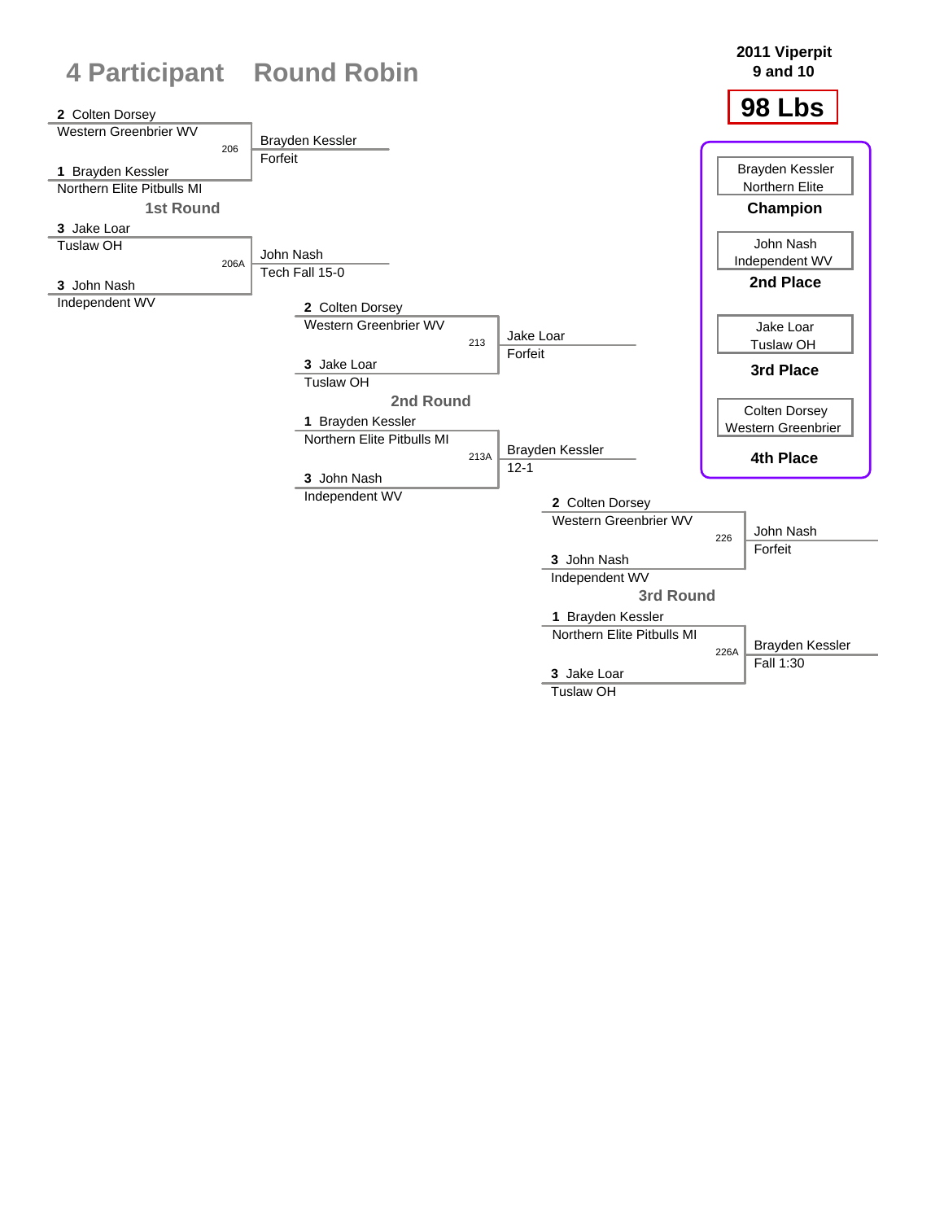# 4 Participant Round Robin

**2011 Viperpit**
**9 and 10**

**98 Lbs**

## 1st Round

| Bout | Wrestler 1 | Wrestler 2 | Winner | Result |
|---|---|---|---|---|
| 206 | 2 Colten Dorsey, Western Greenbrier WV | 1 Brayden Kessler, Northern Elite Pitbulls MI | Brayden Kessler | Forfeit |
| 206A | 3 Jake Loar, Tuslaw OH | 3 John Nash, Independent WV | John Nash | Tech Fall 15-0 |

## 2nd Round

| Bout | Wrestler 1 | Wrestler 2 | Winner | Result |
|---|---|---|---|---|
| 213 | 2 Colten Dorsey, Western Greenbrier WV | 3 Jake Loar, Tuslaw OH | Jake Loar | Forfeit |
| 213A | 1 Brayden Kessler, Northern Elite Pitbulls MI | 3 John Nash, Independent WV | Brayden Kessler | 12-1 |

## 3rd Round

| Bout | Wrestler 1 | Wrestler 2 | Winner | Result |
|---|---|---|---|---|
| 226 | 2 Colten Dorsey, Western Greenbrier WV | 3 John Nash, Independent WV | John Nash | Forfeit |
| 226A | 1 Brayden Kessler, Northern Elite Pitbulls MI | 3 Jake Loar, Tuslaw OH | Brayden Kessler | Fall 1:30 |

## Placings

| Place | Wrestler |
|---|---|
| Champion | Brayden Kessler, Northern Elite |
| 2nd Place | John Nash, Independent WV |
| 3rd Place | Jake Loar, Tuslaw OH |
| 4th Place | Colten Dorsey, Western Greenbrier |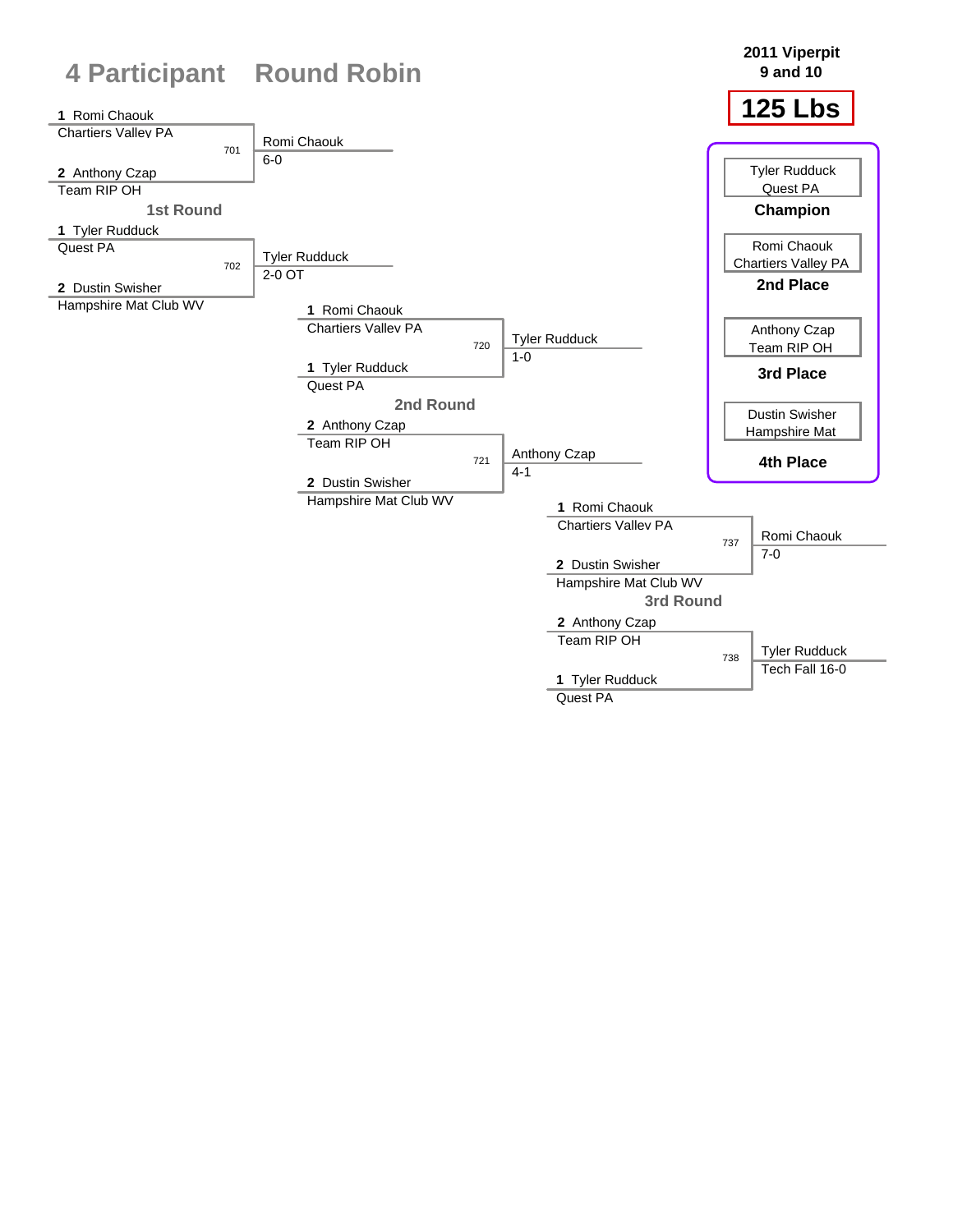# 4 Participant Round Robin

**2011 Viperpit**
**9 and 10**

## 125 Lbs

### 1st Round

| Bout | Wrestler 1 | Wrestler 2 | Winner | Result |
|---|---|---|---|---|
| 701 | 1 Romi Chaouk, Chartiers Valley PA | 2 Anthony Czap, Team RIP OH | Romi Chaouk | 6-0 |
| 702 | 1 Tyler Rudduck, Quest PA | 2 Dustin Swisher, Hampshire Mat Club WV | Tyler Rudduck | 2-0 OT |

### 2nd Round

| Bout | Wrestler 1 | Wrestler 2 | Winner | Result |
|---|---|---|---|---|
| 720 | 1 Romi Chaouk, Chartiers Valley PA | 1 Tyler Rudduck, Quest PA | Tyler Rudduck | 1-0 |
| 721 | 2 Anthony Czap, Team RIP OH | 2 Dustin Swisher, Hampshire Mat Club WV | Anthony Czap | 4-1 |

### 3rd Round

| Bout | Wrestler 1 | Wrestler 2 | Winner | Result |
|---|---|---|---|---|
| 737 | 1 Romi Chaouk, Chartiers Valley PA | 2 Dustin Swisher, Hampshire Mat Club WV | Romi Chaouk | 7-0 |
| 738 | 2 Anthony Czap, Team RIP OH | 1 Tyler Rudduck, Quest PA | Tyler Rudduck | Tech Fall 16-0 |

### Placings

| Place | Wrestler | Team |
|---|---|---|
| Champion | Tyler Rudduck | Quest PA |
| 2nd Place | Romi Chaouk | Chartiers Valley PA |
| 3rd Place | Anthony Czap | Team RIP OH |
| 4th Place | Dustin Swisher | Hampshire Mat |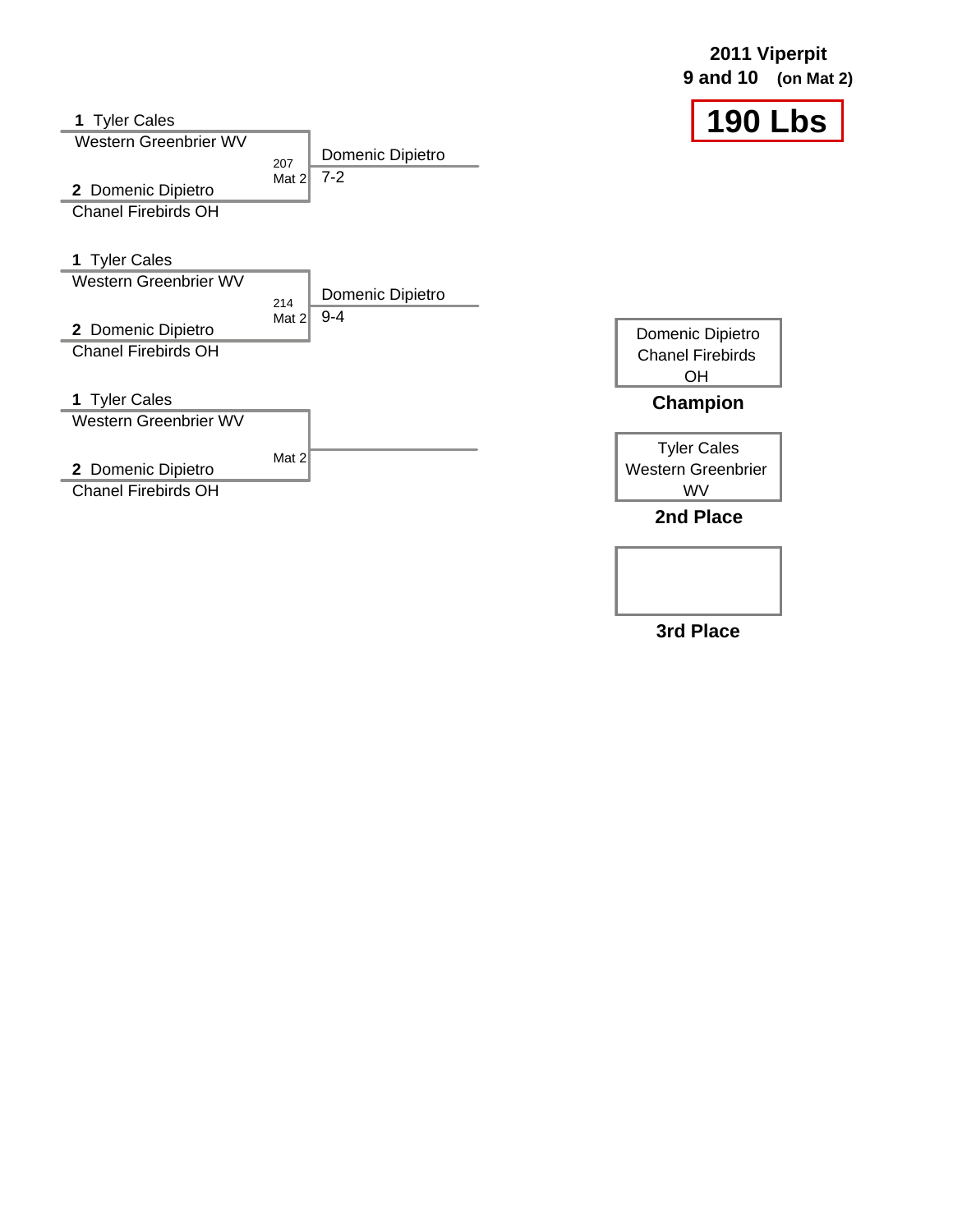# 2011 Viperpit

**9 and 10** **(on Mat 2)**

## 190 Lbs

**1** Tyler Cales
Western Greenbrier WV

207
Mat 2

**2** Domenic Dipietro
Chanel Firebirds OH

Domenic Dipietro
7-2

**1** Tyler Cales
Western Greenbrier WV

214
Mat 2

**2** Domenic Dipietro
Chanel Firebirds OH

Domenic Dipietro
9-4

**1** Tyler Cales
Western Greenbrier WV

Mat 2

**2** Domenic Dipietro
Chanel Firebirds OH

| | |
|---|---|
| Domenic Dipietro Chanel Firebirds OH | **Champion** |
| Tyler Cales Western Greenbrier WV | **2nd Place** |
| | **3rd Place** |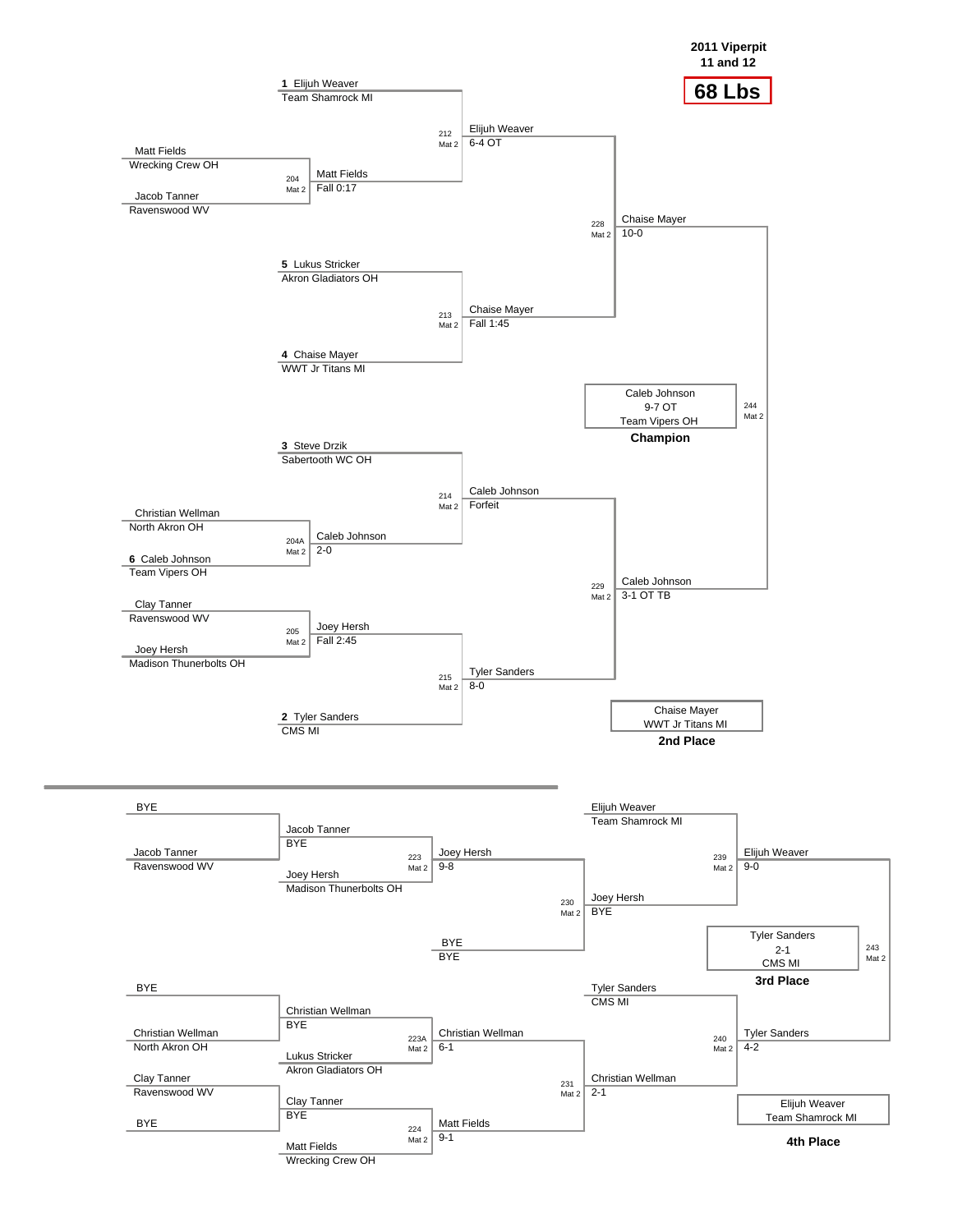**2011 Viperpit**
**11 and 12**

# 68 Lbs

## Championship Bracket

| Match | Mat | Wrestler 1 | Wrestler 2 | Winner | Result |
|---|---|---|---|---|---|
| 204 | Mat 2 | Matt Fields (Wrecking Crew OH) | Jacob Tanner (Ravenswood WV) | Matt Fields | Fall 0:17 |
| 212 | Mat 2 | 1 Elijuh Weaver (Team Shamrock MI) | Matt Fields | Elijuh Weaver | 6-4 OT |
| 213 | Mat 2 | 5 Lukus Stricker (Akron Gladiators OH) | 4 Chaise Mayer (WWT Jr Titans MI) | Chaise Mayer | Fall 1:45 |
| 228 | Mat 2 | Elijuh Weaver | Chaise Mayer | Chaise Mayer | 10-0 |
| 204A | Mat 2 | Christian Wellman (North Akron OH) | 6 Caleb Johnson (Team Vipers OH) | Caleb Johnson | 2-0 |
| 214 | Mat 2 | 3 Steve Drzik (Sabertooth WC OH) | Caleb Johnson | Caleb Johnson | Forfeit |
| 205 | Mat 2 | Clay Tanner (Ravenswood WV) | Joey Hersh (Madison Thunerbolts OH) | Joey Hersh | Fall 2:45 |
| 215 | Mat 2 | Joey Hersh | 2 Tyler Sanders (CMS MI) | Tyler Sanders | 8-0 |
| 229 | Mat 2 | Caleb Johnson | Tyler Sanders | Caleb Johnson | 3-1 OT TB |
| 244 | Mat 2 | Chaise Mayer | Caleb Johnson | Caleb Johnson | 9-7 OT |

**Champion:** Caleb Johnson, 9-7 OT, Team Vipers OH

**2nd Place:** Chaise Mayer, WWT Jr Titans MI

## Consolation Bracket

| Match | Mat | Wrestler 1 | Wrestler 2 | Winner | Result |
|---|---|---|---|---|---|
| | | BYE | Jacob Tanner (Ravenswood WV) | Jacob Tanner | BYE |
| 223 | Mat 2 | Jacob Tanner | Joey Hersh (Madison Thunerbolts OH) | Joey Hersh | 9-8 |
| 230 | Mat 2 | Joey Hersh | BYE | Joey Hersh | BYE |
| 239 | Mat 2 | Elijuh Weaver (Team Shamrock MI) | Joey Hersh | Elijuh Weaver | 9-0 |
| | | BYE | Christian Wellman (North Akron OH) | Christian Wellman | BYE |
| 223A | Mat 2 | Christian Wellman | Lukus Stricker (Akron Gladiators OH) | Christian Wellman | 6-1 |
| | | Clay Tanner (Ravenswood WV) | BYE | Clay Tanner | BYE |
| 224 | Mat 2 | Clay Tanner | Matt Fields (Wrecking Crew OH) | Matt Fields | 9-1 |
| 231 | Mat 2 | Christian Wellman | Matt Fields | Christian Wellman | 2-1 |
| 240 | Mat 2 | Tyler Sanders (CMS MI) | Christian Wellman | Tyler Sanders | 4-2 |
| 243 | Mat 2 | Elijuh Weaver | Tyler Sanders | Tyler Sanders | 2-1 |

**3rd Place:** Tyler Sanders, 2-1, CMS MI

**4th Place:** Elijuh Weaver, Team Shamrock MI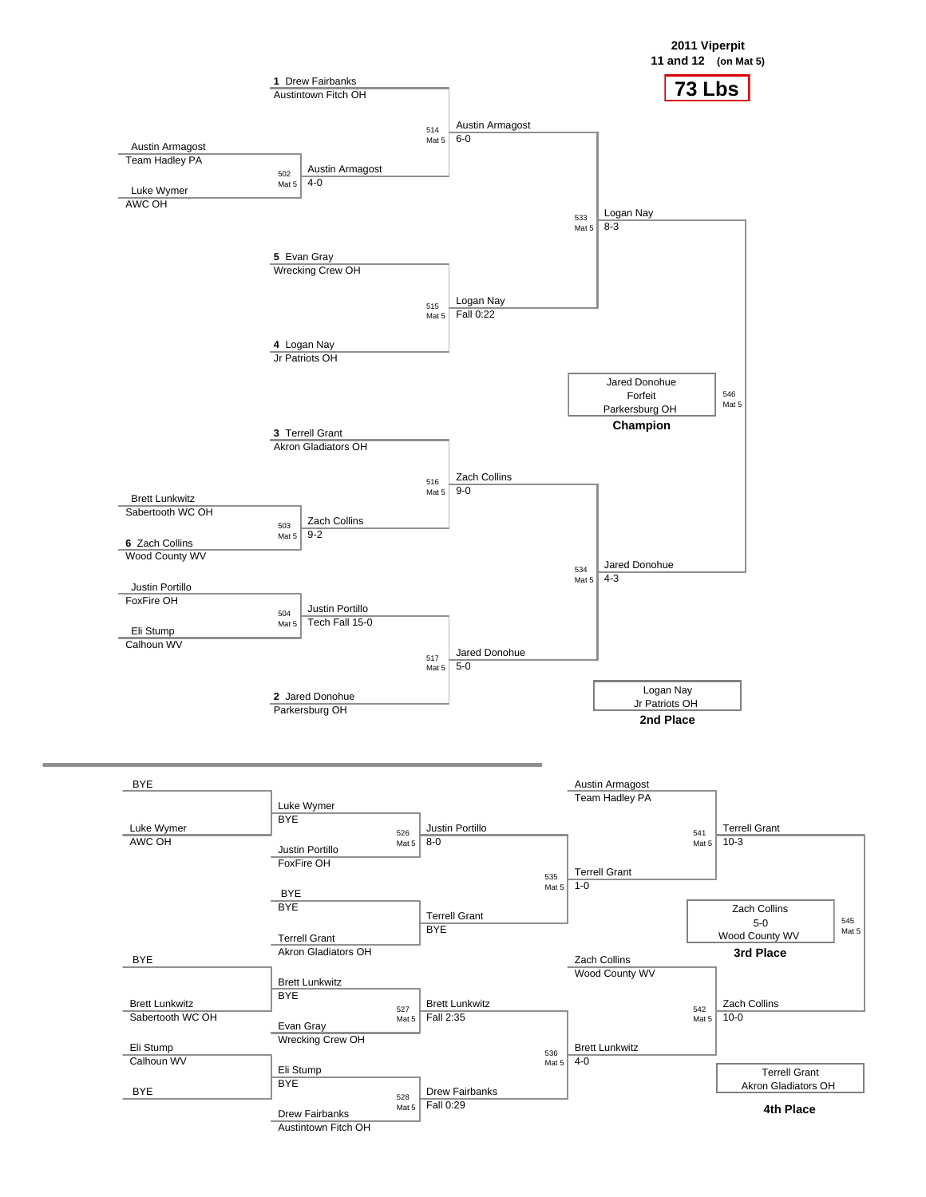# 2011 Viperpit

**11 and 12** (on Mat 5)

## 73 Lbs

### Championship Bracket

**First Round**

- Match 502 (Mat 5): Austin Armagost (Team Hadley PA) vs Luke Wymer (AWC OH) — Austin Armagost 4-0
- Match 503 (Mat 5): Brett Lunkwitz (Sabertooth WC OH) vs 6 Zach Collins (Wood County WV) — Zach Collins 9-2
- Match 504 (Mat 5): Justin Portillo (FoxFire OH) vs Eli Stump (Calhoun WV) — Justin Portillo Tech Fall 15-0

**Quarterfinals**

- Match 514 (Mat 5): 1 Drew Fairbanks (Austintown Fitch OH) vs Austin Armagost — Austin Armagost 6-0
- Match 515 (Mat 5): 5 Evan Gray (Wrecking Crew OH) vs 4 Logan Nay (Jr Patriots OH) — Logan Nay Fall 0:22
- Match 516 (Mat 5): 3 Terrell Grant (Akron Gladiators OH) vs Zach Collins — Zach Collins 9-0
- Match 517 (Mat 5): Justin Portillo vs 2 Jared Donohue (Parkersburg OH) — Jared Donohue 5-0

**Semifinals**

- Match 533 (Mat 5): Austin Armagost vs Logan Nay — Logan Nay 8-3
- Match 534 (Mat 5): Zach Collins vs Jared Donohue — Jared Donohue 4-3

**Final**

- Match 546 (Mat 5): Logan Nay vs Jared Donohue — Jared Donohue, Forfeit

**Champion:** Jared Donohue, Parkersburg OH

**2nd Place:** Logan Nay, Jr Patriots OH

### Consolation Bracket

**First Round**

- BYE vs Luke Wymer (AWC OH) — Luke Wymer, BYE
- BYE vs BYE — BYE
- BYE vs Brett Lunkwitz (Sabertooth WC OH) — Brett Lunkwitz, BYE
- Eli Stump (Calhoun WV) vs BYE — Eli Stump, BYE

**Second Round**

- Match 526 (Mat 5): Luke Wymer vs Justin Portillo (FoxFire OH) — Justin Portillo 8-0
- BYE vs Terrell Grant (Akron Gladiators OH) — Terrell Grant, BYE
- Match 527 (Mat 5): Brett Lunkwitz vs Evan Gray (Wrecking Crew OH) — Brett Lunkwitz Fall 2:35
- Match 528 (Mat 5): Eli Stump vs Drew Fairbanks (Austintown Fitch OH) — Drew Fairbanks Fall 0:29

**Third Round**

- Match 535 (Mat 5): Justin Portillo vs Terrell Grant — Terrell Grant 1-0
- Match 536 (Mat 5): Brett Lunkwitz vs Drew Fairbanks — Brett Lunkwitz 4-0

**Consolation Semifinals**

- Match 541 (Mat 5): Austin Armagost (Team Hadley PA) vs Terrell Grant — Terrell Grant 10-3
- Match 542 (Mat 5): Zach Collins (Wood County WV) vs Brett Lunkwitz — Zach Collins 10-0

**3rd Place Match**

- Match 545 (Mat 5): Terrell Grant vs Zach Collins — Zach Collins 5-0

**3rd Place:** Zach Collins, Wood County WV

**4th Place:** Terrell Grant, Akron Gladiators OH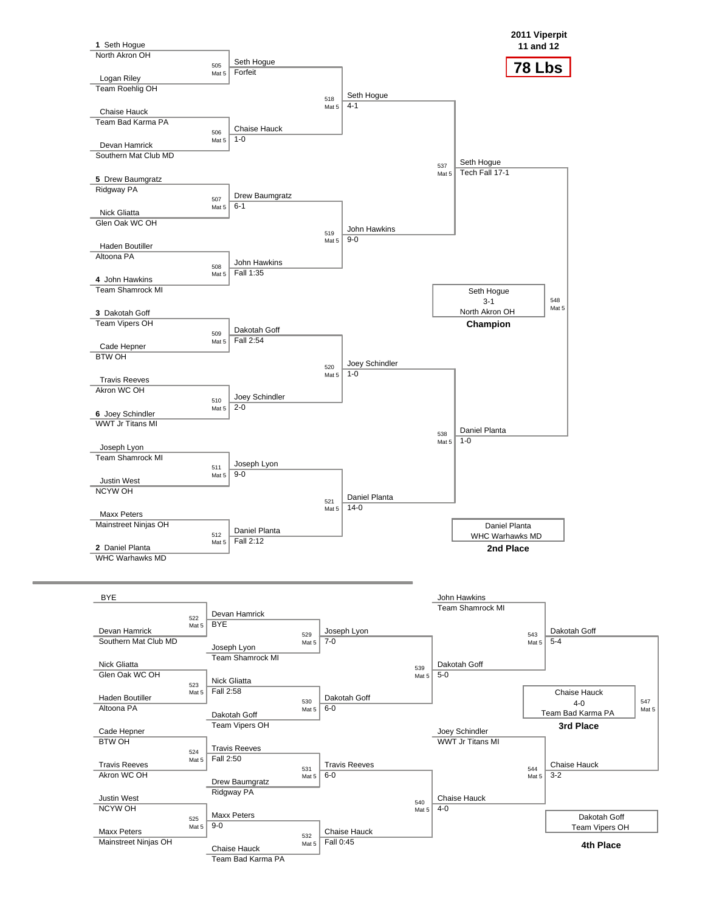# 2011 Viperpit
## 11 and 12
## 78 Lbs

### Championship Bracket

**First Round**

| Bout | Mat | Wrestler 1 | Wrestler 2 | Winner | Result |
|---|---|---|---|---|---|
| 505 | Mat 5 | 1 Seth Hogue (North Akron OH) | Logan Riley (Team Roehlig OH) | Seth Hogue | Forfeit |
| 506 | Mat 5 | Chaise Hauck (Team Bad Karma PA) | Devan Hamrick (Southern Mat Club MD) | Chaise Hauck | 1-0 |
| 507 | Mat 5 | 5 Drew Baumgratz (Ridgway PA) | Nick Gliatta (Glen Oak WC OH) | Drew Baumgratz | 6-1 |
| 508 | Mat 5 | Haden Boutiller (Altoona PA) | 4 John Hawkins (Team Shamrock MI) | John Hawkins | Fall 1:35 |
| 509 | Mat 5 | 3 Dakotah Goff (Team Vipers OH) | Cade Hepner (BTW OH) | Dakotah Goff | Fall 2:54 |
| 510 | Mat 5 | Travis Reeves (Akron WC OH) | 6 Joey Schindler (WWT Jr Titans MI) | Joey Schindler | 2-0 |
| 511 | Mat 5 | Joseph Lyon (Team Shamrock MI) | Justin West (NCYW OH) | Joseph Lyon | 9-0 |
| 512 | Mat 5 | Maxx Peters (Mainstreet Ninjas OH) | 2 Daniel Planta (WHC Warhawks MD) | Daniel Planta | Fall 2:12 |

**Quarterfinals**

| Bout | Mat | Winner | Result |
|---|---|---|---|
| 518 | Mat 5 | Seth Hogue | 4-1 |
| 519 | Mat 5 | John Hawkins | 9-0 |
| 520 | Mat 5 | Joey Schindler | 1-0 |
| 521 | Mat 5 | Daniel Planta | 14-0 |

**Semifinals**

| Bout | Mat | Winner | Result |
|---|---|---|---|
| 537 | Mat 5 | Seth Hogue | Tech Fall 17-1 |
| 538 | Mat 5 | Daniel Planta | 1-0 |

**Final**

| Bout | Mat | Winner | Result |
|---|---|---|---|
| 548 | Mat 5 | Seth Hogue (North Akron OH) | 3-1 |

**Champion:** Seth Hogue, North Akron OH

**2nd Place:** Daniel Planta, WHC Warhawks MD

### Consolation Bracket

| Bout | Mat | Wrestler 1 | Wrestler 2 | Winner | Result |
|---|---|---|---|---|---|
| 522 | Mat 5 | BYE | Devan Hamrick (Southern Mat Club MD) | Devan Hamrick | BYE |
| 523 | Mat 5 | Nick Gliatta (Glen Oak WC OH) | Haden Boutiller (Altoona PA) | Nick Gliatta | Fall 2:58 |
| 524 | Mat 5 | Cade Hepner (BTW OH) | Travis Reeves (Akron WC OH) | Travis Reeves | Fall 2:50 |
| 525 | Mat 5 | Justin West (NCYW OH) | Maxx Peters (Mainstreet Ninjas OH) | Maxx Peters | 9-0 |
| 529 | Mat 5 | Devan Hamrick | Joseph Lyon (Team Shamrock MI) | Joseph Lyon | 7-0 |
| 530 | Mat 5 | Nick Gliatta | Dakotah Goff (Team Vipers OH) | Dakotah Goff | 6-0 |
| 531 | Mat 5 | Travis Reeves | Drew Baumgratz (Ridgway PA) | Travis Reeves | 6-0 |
| 532 | Mat 5 | Maxx Peters | Chaise Hauck (Team Bad Karma PA) | Chaise Hauck | Fall 0:45 |
| 539 | Mat 5 | Joseph Lyon | Dakotah Goff | Dakotah Goff | 5-0 |
| 540 | Mat 5 | Travis Reeves | Chaise Hauck | Chaise Hauck | 4-0 |
| 543 | Mat 5 | John Hawkins (Team Shamrock MI) | Dakotah Goff | Dakotah Goff | 5-4 |
| 544 | Mat 5 | Joey Schindler (WWT Jr Titans MI) | Chaise Hauck | Chaise Hauck | 3-2 |
| 547 | Mat 5 | Dakotah Goff | Chaise Hauck | Chaise Hauck (Team Bad Karma PA) | 4-0 |

**3rd Place:** Chaise Hauck, Team Bad Karma PA

**4th Place:** Dakotah Goff, Team Vipers OH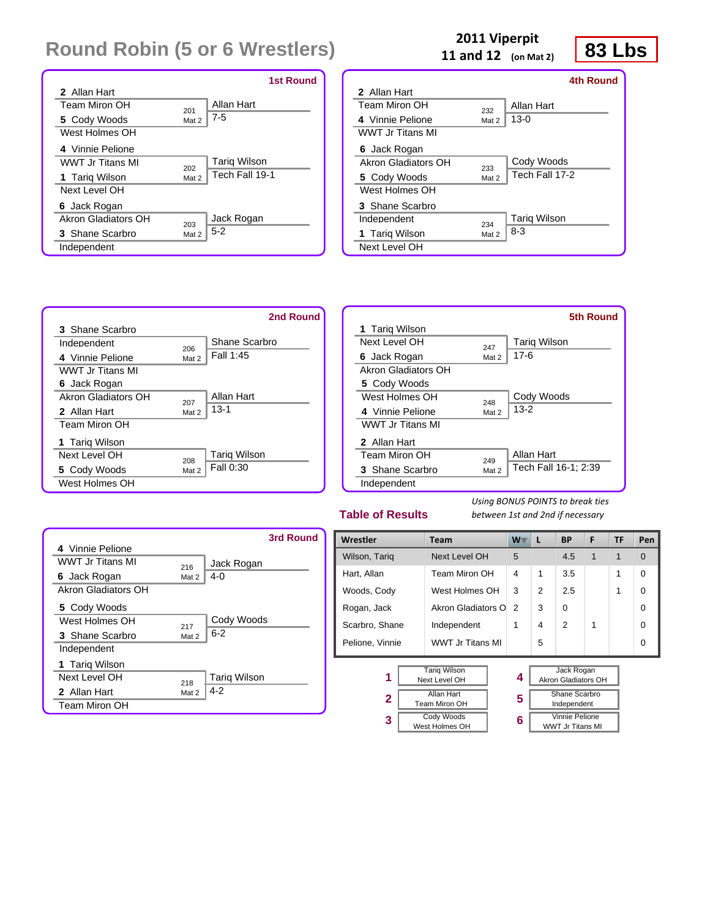# Round Robin (5 or 6 Wrestlers)

**2011 Viperpit**
**11 and 12** (on Mat 2)

**83 Lbs**

## 1st Round

| Wrestler 1 | Wrestler 2 | Bout | Winner | Result |
|---|---|---|---|---|
| 2 Allan Hart, Team Miron OH | 5 Cody Woods, West Holmes OH | 201 Mat 2 | Allan Hart | 7-5 |
| 4 Vinnie Pelione, WWT Jr Titans MI | 1 Tariq Wilson, Next Level OH | 202 Mat 2 | Tariq Wilson | Tech Fall 19-1 |
| 6 Jack Rogan, Akron Gladiators OH | 3 Shane Scarbro, Independent | 203 Mat 2 | Jack Rogan | 5-2 |

## 2nd Round

| Wrestler 1 | Wrestler 2 | Bout | Winner | Result |
|---|---|---|---|---|
| 3 Shane Scarbro, Independent | 4 Vinnie Pelione, WWT Jr Titans MI | 206 Mat 2 | Shane Scarbro | Fall 1:45 |
| 6 Jack Rogan, Akron Gladiators OH | 2 Allan Hart, Team Miron OH | 207 Mat 2 | Allan Hart | 13-1 |
| 1 Tariq Wilson, Next Level OH | 5 Cody Woods, West Holmes OH | 208 Mat 2 | Tariq Wilson | Fall 0:30 |

## 3rd Round

| Wrestler 1 | Wrestler 2 | Bout | Winner | Result |
|---|---|---|---|---|
| 4 Vinnie Pelione, WWT Jr Titans MI | 6 Jack Rogan, Akron Gladiators OH | 216 Mat 2 | Jack Rogan | 4-0 |
| 5 Cody Woods, West Holmes OH | 3 Shane Scarbro, Independent | 217 Mat 2 | Cody Woods | 6-2 |
| 1 Tariq Wilson, Next Level OH | 2 Allan Hart, Team Miron OH | 218 Mat 2 | Tariq Wilson | 4-2 |

## 4th Round

| Wrestler 1 | Wrestler 2 | Bout | Winner | Result |
|---|---|---|---|---|
| 2 Allan Hart, Team Miron OH | 4 Vinnie Pelione, WWT Jr Titans MI | 232 Mat 2 | Allan Hart | 13-0 |
| 6 Jack Rogan, Akron Gladiators OH | 5 Cody Woods, West Holmes OH | 233 Mat 2 | Cody Woods | Tech Fall 17-2 |
| 3 Shane Scarbro, Independent | 1 Tariq Wilson, Next Level OH | 234 Mat 2 | Tariq Wilson | 8-3 |

## 5th Round

| Wrestler 1 | Wrestler 2 | Bout | Winner | Result |
|---|---|---|---|---|
| 1 Tariq Wilson, Next Level OH | 6 Jack Rogan, Akron Gladiators OH | 247 Mat 2 | Tariq Wilson | 17-6 |
| 5 Cody Woods, West Holmes OH | 4 Vinnie Pelione, WWT Jr Titans MI | 248 Mat 2 | Cody Woods | 13-2 |
| 2 Allan Hart, Team Miron OH | 3 Shane Scarbro, Independent | 249 Mat 2 | Allan Hart | Tech Fall 16-1; 2:39 |

## Table of Results

*Using BONUS POINTS to break ties between 1st and 2nd if necessary*

| Wrestler | Team | W | L | BP | F | TF | Pen |
|---|---|---|---|---|---|---|---|
| Wilson, Tariq | Next Level OH | 5 | | 4.5 | 1 | 1 | 0 |
| Hart, Allan | Team Miron OH | 4 | 1 | 3.5 | | 1 | 0 |
| Woods, Cody | West Holmes OH | 3 | 2 | 2.5 | | 1 | 0 |
| Rogan, Jack | Akron Gladiators O | 2 | 3 | 0 | | | 0 |
| Scarbro, Shane | Independent | 1 | 4 | 2 | 1 | | 0 |
| Pelione, Vinnie | WWT Jr Titans MI | | 5 | | | | 0 |

| Place | Wrestler | Place | Wrestler |
|---|---|---|---|
| 1 | Tariq Wilson, Next Level OH | 4 | Jack Rogan, Akron Gladiators OH |
| 2 | Allan Hart, Team Miron OH | 5 | Shane Scarbro, Independent |
| 3 | Cody Woods, West Holmes OH | 6 | Vinnie Pelione, WWT Jr Titans MI |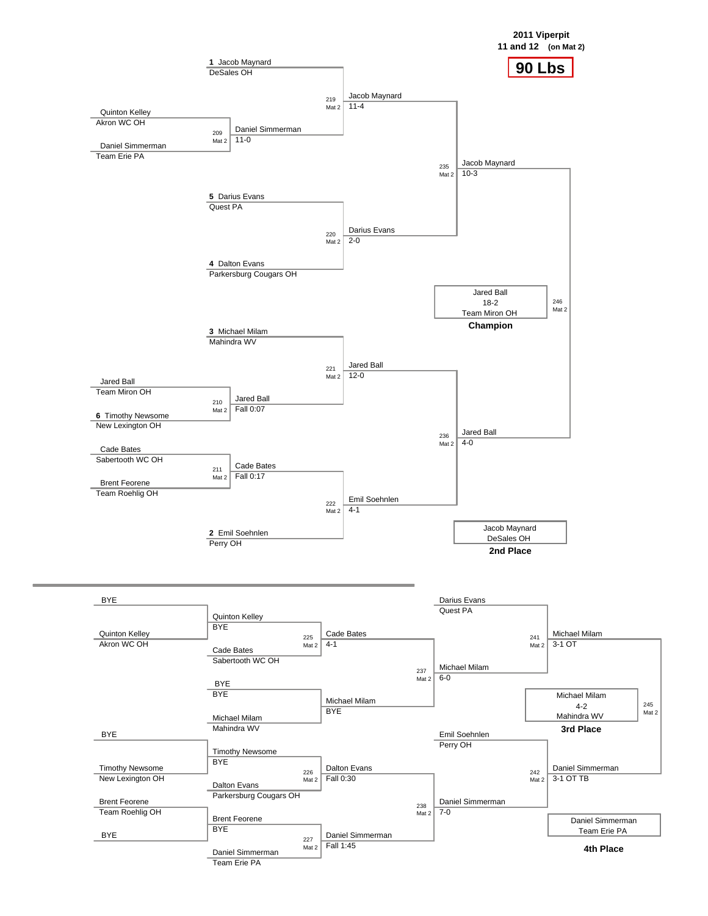**2011 Viperpit**

**11 and 12 (on Mat 2)**

## 90 Lbs

### Championship Bracket

| Match | Mat | Wrestlers | Winner | Result |
|---|---|---|---|---|
| 209 | Mat 2 | Quinton Kelley (Akron WC OH) vs. Daniel Simmerman (Team Erie PA) | Daniel Simmerman | 11-0 |
| 210 | Mat 2 | Jared Ball (Team Miron OH) vs. 6 Timothy Newsome (New Lexington OH) | Jared Ball | Fall 0:07 |
| 211 | Mat 2 | Cade Bates (Sabertooth WC OH) vs. Brent Feorene (Team Roehlig OH) | Cade Bates | Fall 0:17 |
| 219 | Mat 2 | 1 Jacob Maynard (DeSales OH) vs. Daniel Simmerman | Jacob Maynard | 11-4 |
| 220 | Mat 2 | 5 Darius Evans (Quest PA) vs. 4 Dalton Evans (Parkersburg Cougars OH) | Darius Evans | 2-0 |
| 221 | Mat 2 | 3 Michael Milam (Mahindra WV) vs. Jared Ball | Jared Ball | 12-0 |
| 222 | Mat 2 | Cade Bates vs. 2 Emil Soehnlen (Perry OH) | Emil Soehnlen | 4-1 |
| 235 | Mat 2 | Jacob Maynard vs. Darius Evans | Jacob Maynard | 10-3 |
| 236 | Mat 2 | Jared Ball vs. Emil Soehnlen | Jared Ball | 4-0 |
| 246 | Mat 2 | Jacob Maynard vs. Jared Ball | Jared Ball | 18-2 |

**Champion:** Jared Ball, 18-2, Team Miron OH

**2nd Place:** Jacob Maynard, DeSales OH

### Consolation Bracket

| Match | Mat | Wrestlers | Winner | Result |
|---|---|---|---|---|
| | | BYE vs. Quinton Kelley (Akron WC OH) | Quinton Kelley | BYE |
| | | BYE vs. BYE | BYE | BYE |
| | | BYE vs. Timothy Newsome (New Lexington OH) | Timothy Newsome | BYE |
| | | Brent Feorene (Team Roehlig OH) vs. BYE | Brent Feorene | BYE |
| 225 | Mat 2 | Quinton Kelley vs. Cade Bates (Sabertooth WC OH) | Cade Bates | 4-1 |
| | | BYE vs. Michael Milam (Mahindra WV) | Michael Milam | BYE |
| 226 | Mat 2 | Timothy Newsome vs. Dalton Evans (Parkersburg Cougars OH) | Dalton Evans | Fall 0:30 |
| 227 | Mat 2 | Brent Feorene vs. Daniel Simmerman (Team Erie PA) | Daniel Simmerman | Fall 1:45 |
| 237 | Mat 2 | Cade Bates vs. Michael Milam | Michael Milam | 6-0 |
| 238 | Mat 2 | Dalton Evans vs. Daniel Simmerman | Daniel Simmerman | 7-0 |
| 241 | Mat 2 | Darius Evans (Quest PA) vs. Michael Milam | Michael Milam | 3-1 OT |
| 242 | Mat 2 | Emil Soehnlen (Perry OH) vs. Daniel Simmerman | Daniel Simmerman | 3-1 OT TB |
| 245 | Mat 2 | Michael Milam vs. Daniel Simmerman | Michael Milam | 4-2 |

**3rd Place:** Michael Milam, 4-2, Mahindra WV

**4th Place:** Daniel Simmerman, Team Erie PA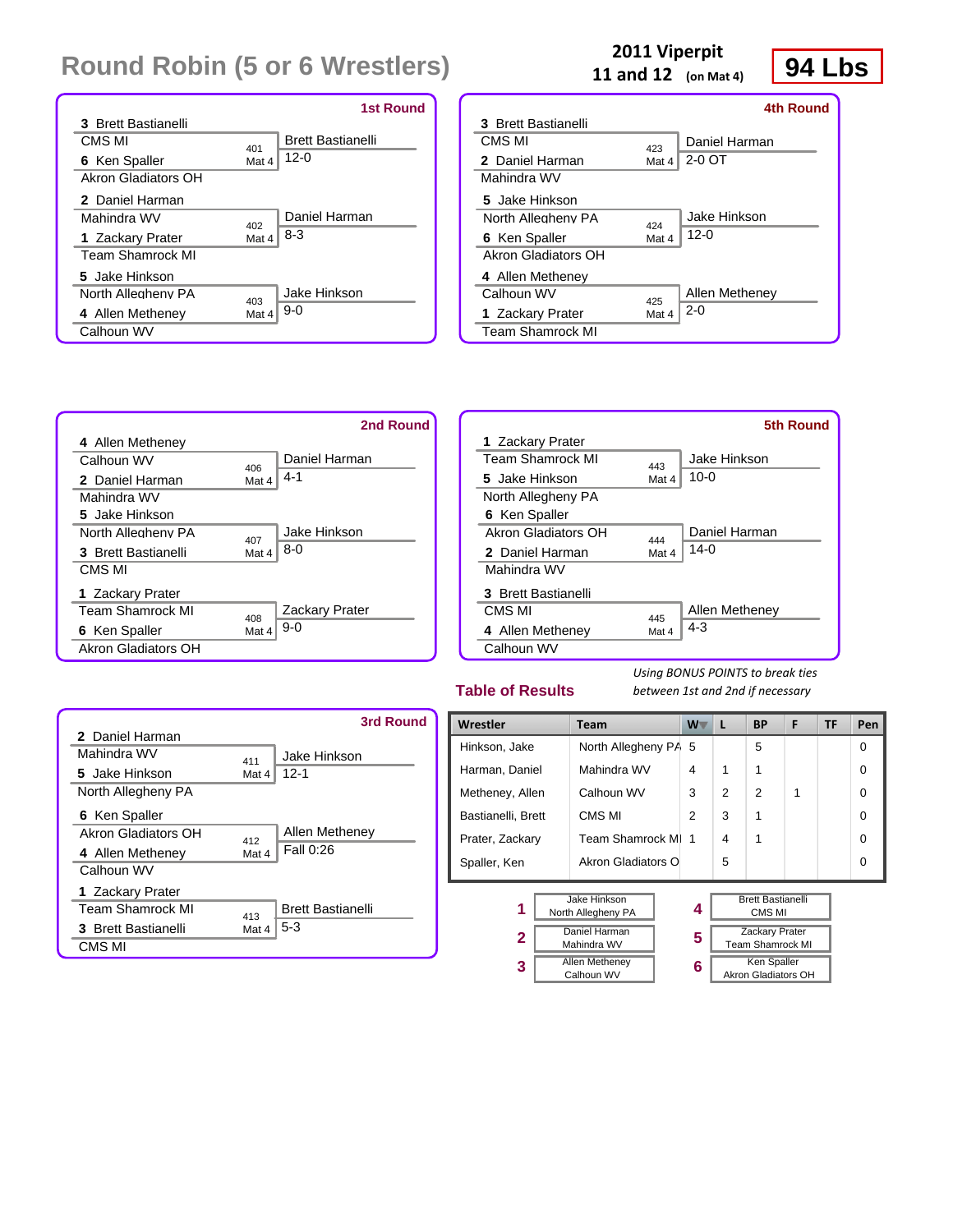# Round Robin (5 or 6 Wrestlers)

**2011 Viperpit**
**11 and 12** (on Mat 4)

**94 Lbs**

## 1st Round

| Bout | Wrestler 1 | Wrestler 2 | Mat | Winner | Score |
|---|---|---|---|---|---|
| 401 | 3 Brett Bastianelli, CMS MI | 6 Ken Spaller, Akron Gladiators OH | Mat 4 | Brett Bastianelli | 12-0 |
| 402 | 2 Daniel Harman, Mahindra WV | 1 Zackary Prater, Team Shamrock MI | Mat 4 | Daniel Harman | 8-3 |
| 403 | 5 Jake Hinkson, North Allegheny PA | 4 Allen Metheney, Calhoun WV | Mat 4 | Jake Hinkson | 9-0 |

## 2nd Round

| Bout | Wrestler 1 | Wrestler 2 | Mat | Winner | Score |
|---|---|---|---|---|---|
| 406 | 4 Allen Metheney, Calhoun WV | 2 Daniel Harman, Mahindra WV | Mat 4 | Daniel Harman | 4-1 |
| 407 | 5 Jake Hinkson, North Allegheny PA | 3 Brett Bastianelli, CMS MI | Mat 4 | Jake Hinkson | 8-0 |
| 408 | 1 Zackary Prater, Team Shamrock MI | 6 Ken Spaller, Akron Gladiators OH | Mat 4 | Zackary Prater | 9-0 |

## 3rd Round

| Bout | Wrestler 1 | Wrestler 2 | Mat | Winner | Score |
|---|---|---|---|---|---|
| 411 | 2 Daniel Harman, Mahindra WV | 5 Jake Hinkson, North Allegheny PA | Mat 4 | Jake Hinkson | 12-1 |
| 412 | 6 Ken Spaller, Akron Gladiators OH | 4 Allen Metheney, Calhoun WV | Mat 4 | Allen Metheney | Fall 0:26 |
| 413 | 1 Zackary Prater, Team Shamrock MI | 3 Brett Bastianelli, CMS MI | Mat 4 | Brett Bastianelli | 5-3 |

## 4th Round

| Bout | Wrestler 1 | Wrestler 2 | Mat | Winner | Score |
|---|---|---|---|---|---|
| 423 | 3 Brett Bastianelli, CMS MI | 2 Daniel Harman, Mahindra WV | Mat 4 | Daniel Harman | 2-0 OT |
| 424 | 5 Jake Hinkson, North Allegheny PA | 6 Ken Spaller, Akron Gladiators OH | Mat 4 | Jake Hinkson | 12-0 |
| 425 | 4 Allen Metheney, Calhoun WV | 1 Zackary Prater, Team Shamrock MI | Mat 4 | Allen Metheney | 2-0 |

## 5th Round

| Bout | Wrestler 1 | Wrestler 2 | Mat | Winner | Score |
|---|---|---|---|---|---|
| 443 | 1 Zackary Prater, Team Shamrock MI | 5 Jake Hinkson, North Allegheny PA | Mat 4 | Jake Hinkson | 10-0 |
| 444 | 6 Ken Spaller, Akron Gladiators OH | 2 Daniel Harman, Mahindra WV | Mat 4 | Daniel Harman | 14-0 |
| 445 | 3 Brett Bastianelli, CMS MI | 4 Allen Metheney, Calhoun WV | Mat 4 | Allen Metheney | 4-3 |

## Table of Results

*Using BONUS POINTS to break ties between 1st and 2nd if necessary*

| Wrestler | Team | W | L | BP | F | TF | Pen |
|---|---|---|---|---|---|---|---|
| Hinkson, Jake | North Allegheny PA | 5 | | 5 | | | 0 |
| Harman, Daniel | Mahindra WV | 4 | 1 | 1 | | | 0 |
| Metheney, Allen | Calhoun WV | 3 | 2 | 2 | 1 | | 0 |
| Bastianelli, Brett | CMS MI | 2 | 3 | 1 | | | 0 |
| Prater, Zackary | Team Shamrock MI | 1 | 4 | 1 | | | 0 |
| Spaller, Ken | Akron Gladiators O | | 5 | | | | 0 |

| Place | Wrestler |
|---|---|
| 1 | Jake Hinkson, North Allegheny PA |
| 2 | Daniel Harman, Mahindra WV |
| 3 | Allen Metheney, Calhoun WV |
| 4 | Brett Bastianelli, CMS MI |
| 5 | Zackary Prater, Team Shamrock MI |
| 6 | Ken Spaller, Akron Gladiators OH |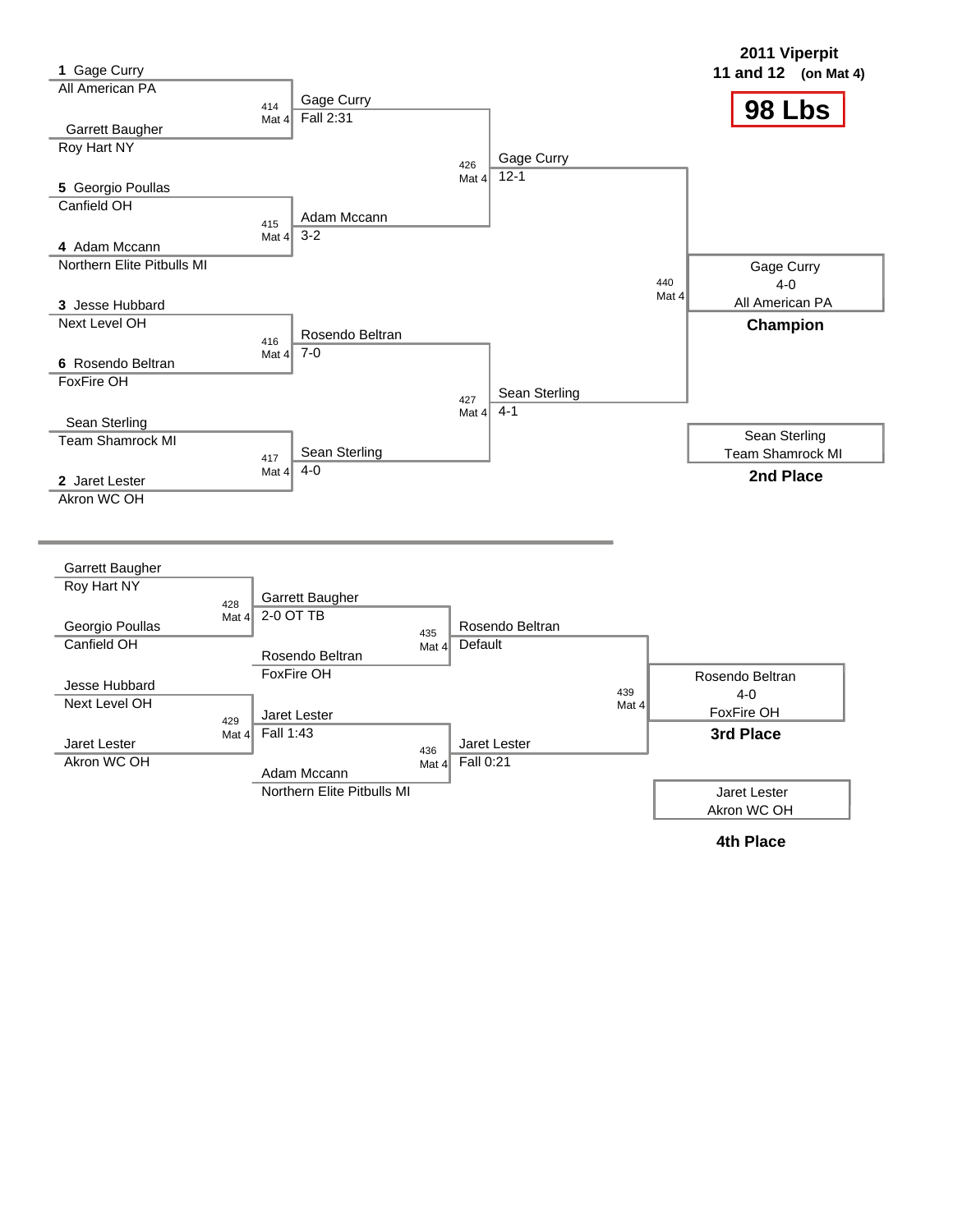# 2011 Viperpit

**11 and 12 (on Mat 4)**

## 98 Lbs

### Championship Bracket

**Quarterfinals**

| Bout | Wrestler 1 | Wrestler 2 | Winner | Result |
|---|---|---|---|---|
| 414 Mat 4 | 1 Gage Curry (All American PA) | Garrett Baugher (Roy Hart NY) | Gage Curry | Fall 2:31 |
| 415 Mat 4 | 5 Georgio Poullas (Canfield OH) | 4 Adam Mccann (Northern Elite Pitbulls MI) | Adam Mccann | 3-2 |
| 416 Mat 4 | 3 Jesse Hubbard (Next Level OH) | 6 Rosendo Beltran (FoxFire OH) | Rosendo Beltran | 7-0 |
| 417 Mat 4 | Sean Sterling (Team Shamrock MI) | 2 Jaret Lester (Akron WC OH) | Sean Sterling | 4-0 |

**Semifinals**

| Bout | Winner | Result |
|---|---|---|
| 426 Mat 4 | Gage Curry | 12-1 |
| 427 Mat 4 | Sean Sterling | 4-1 |

**Final**

| Bout | Winner | Result |
|---|---|---|
| 440 Mat 4 | Gage Curry | 4-0 |

**Champion:** Gage Curry, All American PA (4-0)

**2nd Place:** Sean Sterling, Team Shamrock MI

### Consolation Bracket

| Bout | Wrestler 1 | Wrestler 2 | Winner | Result |
|---|---|---|---|---|
| 428 Mat 4 | Garrett Baugher (Roy Hart NY) | Georgio Poullas (Canfield OH) | Garrett Baugher | 2-0 OT TB |
| 429 Mat 4 | Jesse Hubbard (Next Level OH) | Jaret Lester (Akron WC OH) | Jaret Lester | Fall 1:43 |
| 435 Mat 4 | Garrett Baugher | Rosendo Beltran (FoxFire OH) | Rosendo Beltran | Default |
| 436 Mat 4 | Jaret Lester | Adam Mccann (Northern Elite Pitbulls MI) | Jaret Lester | Fall 0:21 |
| 439 Mat 4 | Rosendo Beltran | Jaret Lester | Rosendo Beltran | 4-0 |

**3rd Place:** Rosendo Beltran, FoxFire OH (4-0)

**4th Place:** Jaret Lester, Akron WC OH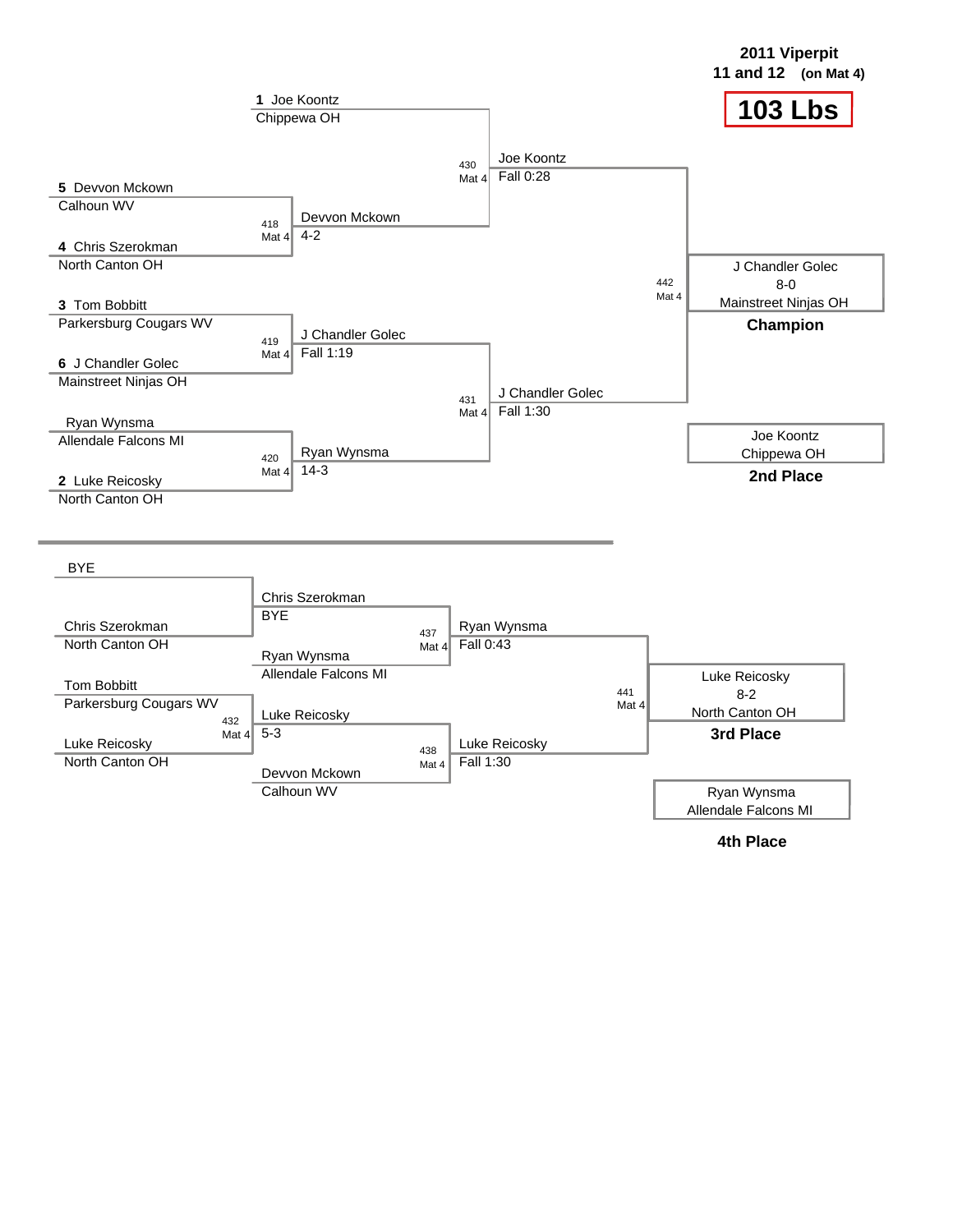**2011 Viperpit**
**11 and 12 (on Mat 4)**

# 103 Lbs

## Championship Bracket

| Wrestler | Team |
|---|---|
| 1 Joe Koontz | Chippewa OH |
| 5 Devvon Mckown | Calhoun WV |
| 4 Chris Szerokman | North Canton OH |
| 3 Tom Bobbitt | Parkersburg Cougars WV |
| 6 J Chandler Golec | Mainstreet Ninjas OH |
| Ryan Wynsma | Allendale Falcons MI |
| 2 Luke Reicosky | North Canton OH |

| Bout | Mat | Winner | Result |
|---|---|---|---|
| 418 | Mat 4 | Devvon Mckown | 4-2 |
| 419 | Mat 4 | J Chandler Golec | Fall 1:19 |
| 420 | Mat 4 | Ryan Wynsma | 14-3 |
| 430 | Mat 4 | Joe Koontz | Fall 0:28 |
| 431 | Mat 4 | J Chandler Golec | Fall 1:30 |
| 442 | Mat 4 | J Chandler Golec | 8-0 |

**Champion:** J Chandler Golec, 8-0, Mainstreet Ninjas OH

**2nd Place:** Joe Koontz, Chippewa OH

## Consolation Bracket

| Wrestler | Team |
|---|---|
| BYE | |
| Chris Szerokman | North Canton OH |
| Tom Bobbitt | Parkersburg Cougars WV |
| Luke Reicosky | North Canton OH |
| Ryan Wynsma | Allendale Falcons MI |
| Devvon Mckown | Calhoun WV |

| Bout | Mat | Winner | Result |
|---|---|---|---|
| | | Chris Szerokman | BYE |
| 432 | Mat 4 | Luke Reicosky | 5-3 |
| 437 | Mat 4 | Ryan Wynsma | Fall 0:43 |
| 438 | Mat 4 | Luke Reicosky | Fall 1:30 |
| 441 | Mat 4 | Luke Reicosky | 8-2 |

**3rd Place:** Luke Reicosky, 8-2, North Canton OH

**4th Place:** Ryan Wynsma, Allendale Falcons MI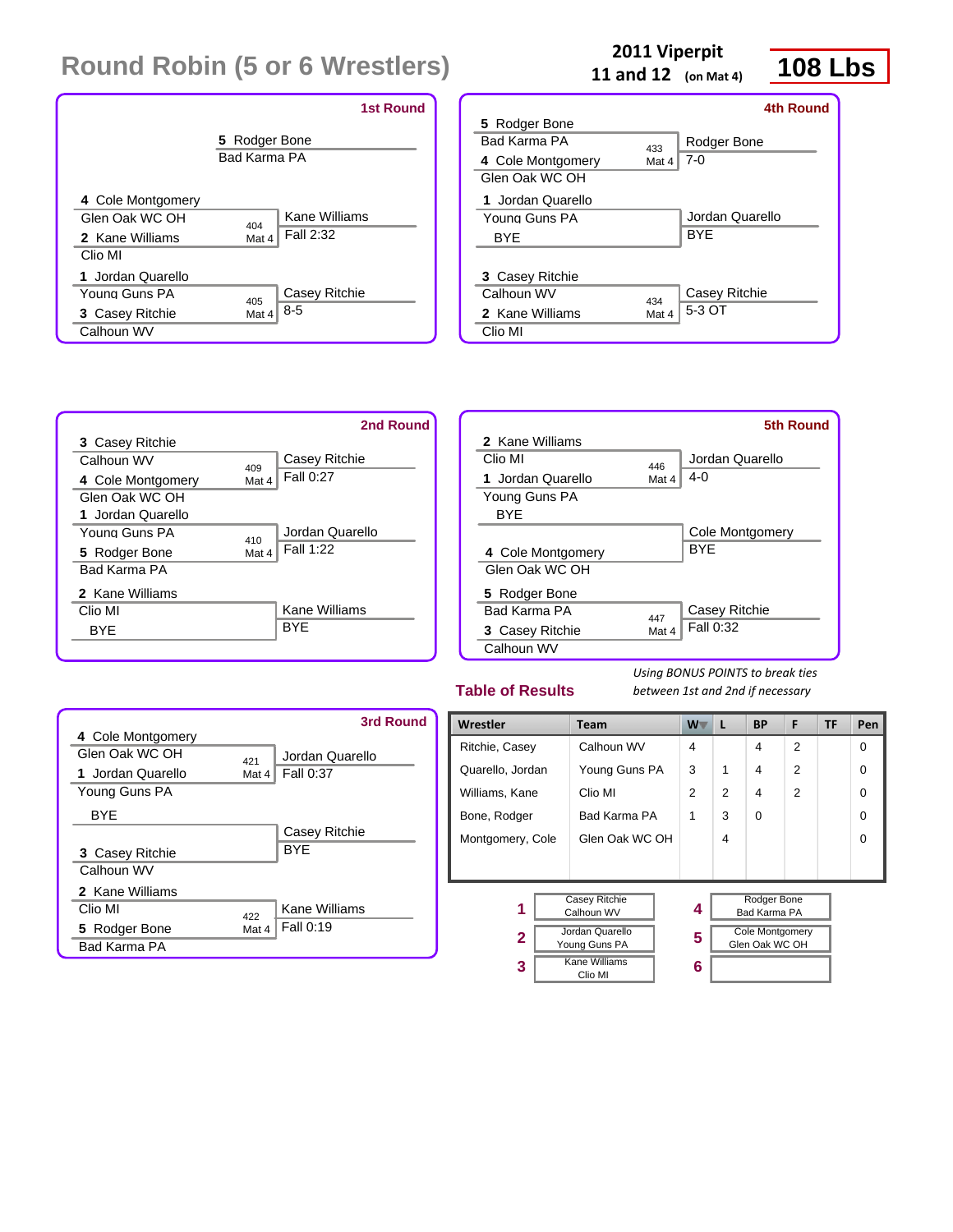# Round Robin (5 or 6 Wrestlers)

**2011 Viperpit**
**11 and 12** (on Mat 4)

**108 Lbs**

### 1st Round

5 Rodger Bone
Bad Karma PA

4 Cole Montgomery
Glen Oak WC OH
2 Kane Williams
Clio MI
404 Mat 4 — Kane Williams, Fall 2:32

1 Jordan Quarello
Young Guns PA
3 Casey Ritchie
Calhoun WV
405 Mat 4 — Casey Ritchie, 8-5

### 4th Round

5 Rodger Bone
Bad Karma PA
4 Cole Montgomery
Glen Oak WC OH
433 Mat 4 — Rodger Bone, 7-0

1 Jordan Quarello
Young Guns PA
BYE
Jordan Quarello, BYE

3 Casey Ritchie
Calhoun WV
2 Kane Williams
Clio MI
434 Mat 4 — Casey Ritchie, 5-3 OT

### 2nd Round

3 Casey Ritchie
Calhoun WV
4 Cole Montgomery
Glen Oak WC OH
409 Mat 4 — Casey Ritchie, Fall 0:27

1 Jordan Quarello
Young Guns PA
5 Rodger Bone
Bad Karma PA
410 Mat 4 — Jordan Quarello, Fall 1:22

2 Kane Williams
Clio MI
BYE
Kane Williams, BYE

### 5th Round

2 Kane Williams
Clio MI
1 Jordan Quarello
Young Guns PA
446 Mat 4 — Jordan Quarello, 4-0

BYE
4 Cole Montgomery
Glen Oak WC OH
Cole Montgomery, BYE

5 Rodger Bone
Bad Karma PA
3 Casey Ritchie
Calhoun WV
447 Mat 4 — Casey Ritchie, Fall 0:32

### 3rd Round

4 Cole Montgomery
Glen Oak WC OH
1 Jordan Quarello
Young Guns PA
421 Mat 4 — Jordan Quarello, Fall 0:37

BYE
3 Casey Ritchie
Calhoun WV
Casey Ritchie, BYE

2 Kane Williams
Clio MI
5 Rodger Bone
Bad Karma PA
422 Mat 4 — Kane Williams, Fall 0:19

### Table of Results

*Using BONUS POINTS to break ties between 1st and 2nd if necessary*

| Wrestler | Team | W | L | BP | F | TF | Pen |
|---|---|---|---|---|---|---|---|
| Ritchie, Casey | Calhoun WV | 4 | | 4 | 2 | | 0 |
| Quarello, Jordan | Young Guns PA | 3 | 1 | 4 | 2 | | 0 |
| Williams, Kane | Clio MI | 2 | 2 | 4 | 2 | | 0 |
| Bone, Rodger | Bad Karma PA | 1 | 3 | 0 | | | 0 |
| Montgomery, Cole | Glen Oak WC OH | | 4 | | | | 0 |

| Place | Wrestler | Place | Wrestler |
|---|---|---|---|
| 1 | Casey Ritchie, Calhoun WV | 4 | Rodger Bone, Bad Karma PA |
| 2 | Jordan Quarello, Young Guns PA | 5 | Cole Montgomery, Glen Oak WC OH |
| 3 | Kane Williams, Clio MI | 6 | |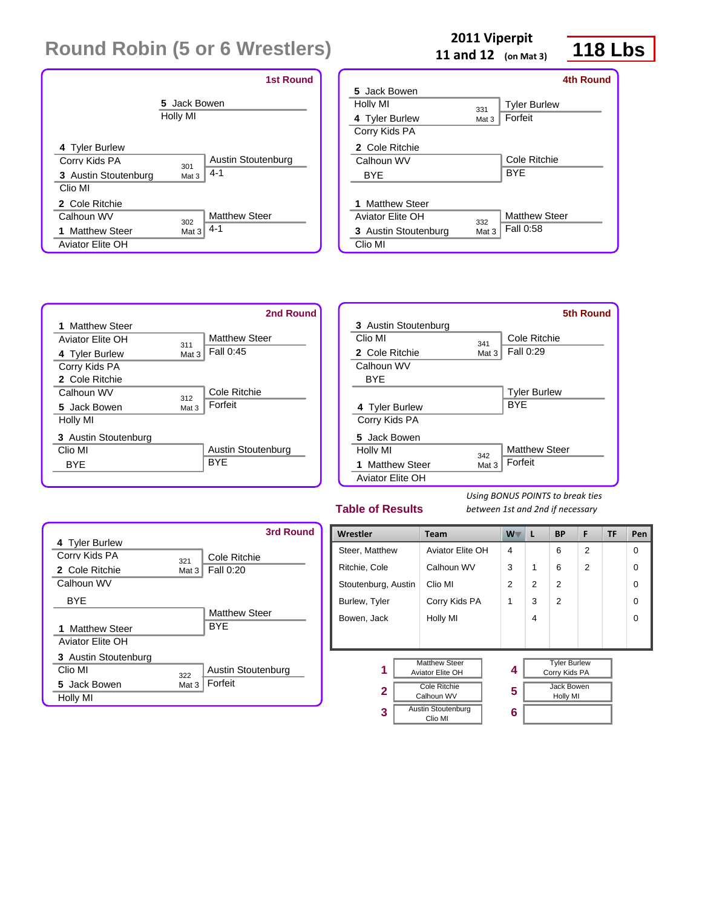# Round Robin (5 or 6 Wrestlers)

**2011 Viperpit**
**11 and 12** (on Mat 3)

**118 Lbs**

### 1st Round

5 Jack Bowen
Holly MI

| Wrestler | Bout | Winner / Result |
|---|---|---|
| 4 Tyler Burlew, Corry Kids PA | 301 Mat 3 | Austin Stoutenburg |
| 3 Austin Stoutenburg, Clio MI | | 4-1 |
| 2 Cole Ritchie, Calhoun WV | 302 Mat 3 | Matthew Steer |
| 1 Matthew Steer, Aviator Elite OH | | 4-1 |

### 2nd Round

| Wrestler | Bout | Winner / Result |
|---|---|---|
| 1 Matthew Steer, Aviator Elite OH | 311 Mat 3 | Matthew Steer |
| 4 Tyler Burlew, Corry Kids PA | | Fall 0:45 |
| 2 Cole Ritchie, Calhoun WV | 312 Mat 3 | Cole Ritchie |
| 5 Jack Bowen, Holly MI | | Forfeit |
| 3 Austin Stoutenburg, Clio MI | | Austin Stoutenburg |
| BYE | | BYE |

### 3rd Round

| Wrestler | Bout | Winner / Result |
|---|---|---|
| 4 Tyler Burlew, Corry Kids PA | 321 Mat 3 | Cole Ritchie |
| 2 Cole Ritchie, Calhoun WV | | Fall 0:20 |
| BYE | | Matthew Steer |
| 1 Matthew Steer, Aviator Elite OH | | BYE |
| 3 Austin Stoutenburg, Clio MI | 322 Mat 3 | Austin Stoutenburg |
| 5 Jack Bowen, Holly MI | | Forfeit |

### 4th Round

| Wrestler | Bout | Winner / Result |
|---|---|---|
| 5 Jack Bowen, Holly MI | 331 Mat 3 | Tyler Burlew |
| 4 Tyler Burlew, Corry Kids PA | | Forfeit |
| 2 Cole Ritchie, Calhoun WV | | Cole Ritchie |
| BYE | | BYE |
| 1 Matthew Steer, Aviator Elite OH | 332 Mat 3 | Matthew Steer |
| 3 Austin Stoutenburg, Clio MI | | Fall 0:58 |

### 5th Round

| Wrestler | Bout | Winner / Result |
|---|---|---|
| 3 Austin Stoutenburg, Clio MI | 341 Mat 3 | Cole Ritchie |
| 2 Cole Ritchie, Calhoun WV | | Fall 0:29 |
| BYE | | Tyler Burlew |
| 4 Tyler Burlew, Corry Kids PA | | BYE |
| 5 Jack Bowen, Holly MI | 342 Mat 3 | Matthew Steer |
| 1 Matthew Steer, Aviator Elite OH | | Forfeit |

### Table of Results

*Using BONUS POINTS to break ties between 1st and 2nd if necessary*

| Wrestler | Team | W | L | BP | F | TF | Pen |
|---|---|---|---|---|---|---|---|
| Steer, Matthew | Aviator Elite OH | 4 | | 6 | 2 | | 0 |
| Ritchie, Cole | Calhoun WV | 3 | 1 | 6 | 2 | | 0 |
| Stoutenburg, Austin | Clio MI | 2 | 2 | 2 | | | 0 |
| Burlew, Tyler | Corry Kids PA | 1 | 3 | 2 | | | 0 |
| Bowen, Jack | Holly MI | | 4 | | | | 0 |

| Place | Wrestler | Place | Wrestler |
|---|---|---|---|
| 1 | Matthew Steer, Aviator Elite OH | 4 | Tyler Burlew, Corry Kids PA |
| 2 | Cole Ritchie, Calhoun WV | 5 | Jack Bowen, Holly MI |
| 3 | Austin Stoutenburg, Clio MI | 6 | |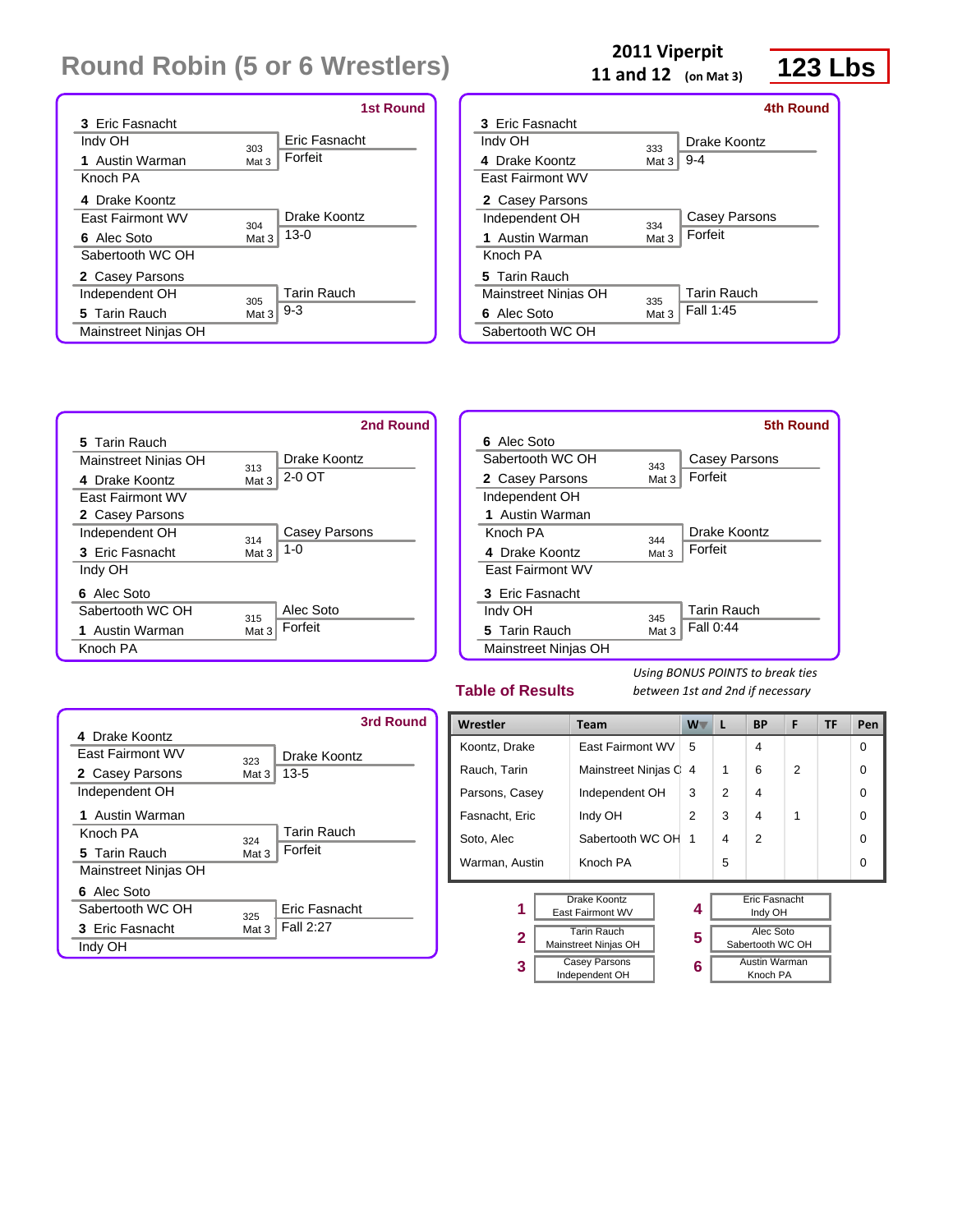# Round Robin (5 or 6 Wrestlers)

**2011 Viperpit**
**11 and 12 (on Mat 3)**

**123 Lbs**

### 1st Round

| Wrestler | Bout | Winner / Result |
|---|---|---|
| 3 Eric Fasnacht, Indy OH | 303 Mat 3 | Eric Fasnacht — Forfeit |
| 1 Austin Warman, Knoch PA | | |
| 4 Drake Koontz, East Fairmont WV | 304 Mat 3 | Drake Koontz — 13-0 |
| 6 Alec Soto, Sabertooth WC OH | | |
| 2 Casey Parsons, Independent OH | 305 Mat 3 | Tarin Rauch — 9-3 |
| 5 Tarin Rauch, Mainstreet Ninjas OH | | |

### 2nd Round

| Wrestler | Bout | Winner / Result |
|---|---|---|
| 5 Tarin Rauch, Mainstreet Ninjas OH | 313 Mat 3 | Drake Koontz — 2-0 OT |
| 4 Drake Koontz, East Fairmont WV | | |
| 2 Casey Parsons, Independent OH | 314 Mat 3 | Casey Parsons — 1-0 |
| 3 Eric Fasnacht, Indy OH | | |
| 6 Alec Soto, Sabertooth WC OH | 315 Mat 3 | Alec Soto — Forfeit |
| 1 Austin Warman, Knoch PA | | |

### 3rd Round

| Wrestler | Bout | Winner / Result |
|---|---|---|
| 4 Drake Koontz, East Fairmont WV | 323 Mat 3 | Drake Koontz — 13-5 |
| 2 Casey Parsons, Independent OH | | |
| 1 Austin Warman, Knoch PA | 324 Mat 3 | Tarin Rauch — Forfeit |
| 5 Tarin Rauch, Mainstreet Ninjas OH | | |
| 6 Alec Soto, Sabertooth WC OH | 325 Mat 3 | Eric Fasnacht — Fall 2:27 |
| 3 Eric Fasnacht, Indy OH | | |

### 4th Round

| Wrestler | Bout | Winner / Result |
|---|---|---|
| 3 Eric Fasnacht, Indy OH | 333 Mat 3 | Drake Koontz — 9-4 |
| 4 Drake Koontz, East Fairmont WV | | |
| 2 Casey Parsons, Independent OH | 334 Mat 3 | Casey Parsons — Forfeit |
| 1 Austin Warman, Knoch PA | | |
| 5 Tarin Rauch, Mainstreet Ninjas OH | 335 Mat 3 | Tarin Rauch — Fall 1:45 |
| 6 Alec Soto, Sabertooth WC OH | | |

### 5th Round

| Wrestler | Bout | Winner / Result |
|---|---|---|
| 6 Alec Soto, Sabertooth WC OH | 343 Mat 3 | Casey Parsons — Forfeit |
| 2 Casey Parsons, Independent OH | | |
| 1 Austin Warman, Knoch PA | 344 Mat 3 | Drake Koontz — Forfeit |
| 4 Drake Koontz, East Fairmont WV | | |
| 3 Eric Fasnacht, Indy OH | 345 Mat 3 | Tarin Rauch — Fall 0:44 |
| 5 Tarin Rauch, Mainstreet Ninjas OH | | |

## Table of Results

*Using BONUS POINTS to break ties between 1st and 2nd if necessary*

| Wrestler | Team | W | L | BP | F | TF | Pen |
|---|---|---|---|---|---|---|---|
| Koontz, Drake | East Fairmont WV | 5 | | 4 | | | 0 |
| Rauch, Tarin | Mainstreet Ninjas O | 4 | 1 | 6 | 2 | | 0 |
| Parsons, Casey | Independent OH | 3 | 2 | 4 | | | 0 |
| Fasnacht, Eric | Indy OH | 2 | 3 | 4 | 1 | | 0 |
| Soto, Alec | Sabertooth WC OH | 1 | 4 | 2 | | | 0 |
| Warman, Austin | Knoch PA | | 5 | | | | 0 |

| Place | Wrestler | Place | Wrestler |
|---|---|---|---|
| 1 | Drake Koontz, East Fairmont WV | 4 | Eric Fasnacht, Indy OH |
| 2 | Tarin Rauch, Mainstreet Ninjas OH | 5 | Alec Soto, Sabertooth WC OH |
| 3 | Casey Parsons, Independent OH | 6 | Austin Warman, Knoch PA |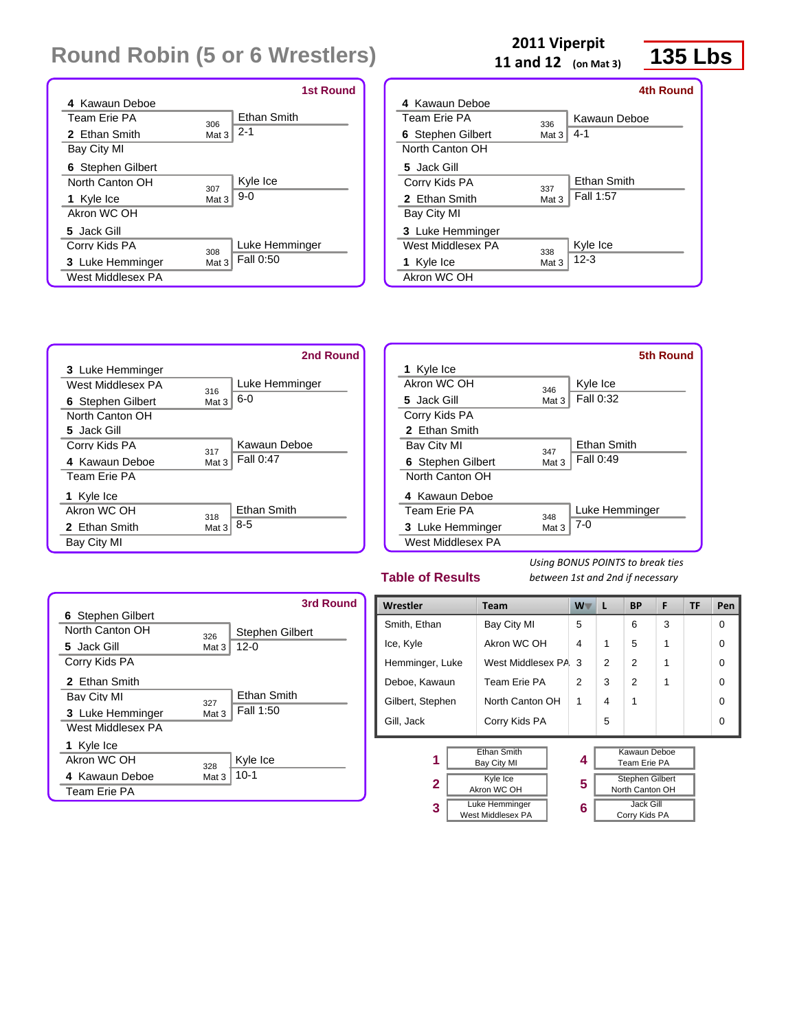# Round Robin (5 or 6 Wrestlers)

**2011 Viperpit**
**11 and 12** (on Mat 3)

**135 Lbs**

### 1st Round

| Wrestler 1 | Wrestler 2 | Bout | Winner | Result |
|---|---|---|---|---|
| 4 Kawaun Deboe, Team Erie PA | 2 Ethan Smith, Bay City MI | 306 Mat 3 | Ethan Smith | 2-1 |
| 6 Stephen Gilbert, North Canton OH | 1 Kyle Ice, Akron WC OH | 307 Mat 3 | Kyle Ice | 9-0 |
| 5 Jack Gill, Corry Kids PA | 3 Luke Hemminger, West Middlesex PA | 308 Mat 3 | Luke Hemminger | Fall 0:50 |

### 2nd Round

| Wrestler 1 | Wrestler 2 | Bout | Winner | Result |
|---|---|---|---|---|
| 3 Luke Hemminger, West Middlesex PA | 6 Stephen Gilbert, North Canton OH | 316 Mat 3 | Luke Hemminger | 6-0 |
| 5 Jack Gill, Corry Kids PA | 4 Kawaun Deboe, Team Erie PA | 317 Mat 3 | Kawaun Deboe | Fall 0:47 |
| 1 Kyle Ice, Akron WC OH | 2 Ethan Smith, Bay City MI | 318 Mat 3 | Ethan Smith | 8-5 |

### 3rd Round

| Wrestler 1 | Wrestler 2 | Bout | Winner | Result |
|---|---|---|---|---|
| 6 Stephen Gilbert, North Canton OH | 5 Jack Gill, Corry Kids PA | 326 Mat 3 | Stephen Gilbert | 12-0 |
| 2 Ethan Smith, Bay City MI | 3 Luke Hemminger, West Middlesex PA | 327 Mat 3 | Ethan Smith | Fall 1:50 |
| 1 Kyle Ice, Akron WC OH | 4 Kawaun Deboe, Team Erie PA | 328 Mat 3 | Kyle Ice | 10-1 |

### 4th Round

| Wrestler 1 | Wrestler 2 | Bout | Winner | Result |
|---|---|---|---|---|
| 4 Kawaun Deboe, Team Erie PA | 6 Stephen Gilbert, North Canton OH | 336 Mat 3 | Kawaun Deboe | 4-1 |
| 5 Jack Gill, Corry Kids PA | 2 Ethan Smith, Bay City MI | 337 Mat 3 | Ethan Smith | Fall 1:57 |
| 3 Luke Hemminger, West Middlesex PA | 1 Kyle Ice, Akron WC OH | 338 Mat 3 | Kyle Ice | 12-3 |

### 5th Round

| Wrestler 1 | Wrestler 2 | Bout | Winner | Result |
|---|---|---|---|---|
| 1 Kyle Ice, Akron WC OH | 5 Jack Gill, Corry Kids PA | 346 Mat 3 | Kyle Ice | Fall 0:32 |
| 2 Ethan Smith, Bay City MI | 6 Stephen Gilbert, North Canton OH | 347 Mat 3 | Ethan Smith | Fall 0:49 |
| 4 Kawaun Deboe, Team Erie PA | 3 Luke Hemminger, West Middlesex PA | 348 Mat 3 | Luke Hemminger | 7-0 |

## Table of Results

*Using BONUS POINTS to break ties between 1st and 2nd if necessary*

| Wrestler | Team | W | L | BP | F | TF | Pen |
|---|---|---|---|---|---|---|---|
| Smith, Ethan | Bay City MI | 5 | | 6 | 3 | | 0 |
| Ice, Kyle | Akron WC OH | 4 | 1 | 5 | 1 | | 0 |
| Hemminger, Luke | West Middlesex PA | 3 | 2 | 2 | 1 | | 0 |
| Deboe, Kawaun | Team Erie PA | 2 | 3 | 2 | 1 | | 0 |
| Gilbert, Stephen | North Canton OH | 1 | 4 | 1 | | | 0 |
| Gill, Jack | Corry Kids PA | | 5 | | | | 0 |

| Place | Wrestler |
|---|---|
| 1 | Ethan Smith, Bay City MI |
| 2 | Kyle Ice, Akron WC OH |
| 3 | Luke Hemminger, West Middlesex PA |
| 4 | Kawaun Deboe, Team Erie PA |
| 5 | Stephen Gilbert, North Canton OH |
| 6 | Jack Gill, Corry Kids PA |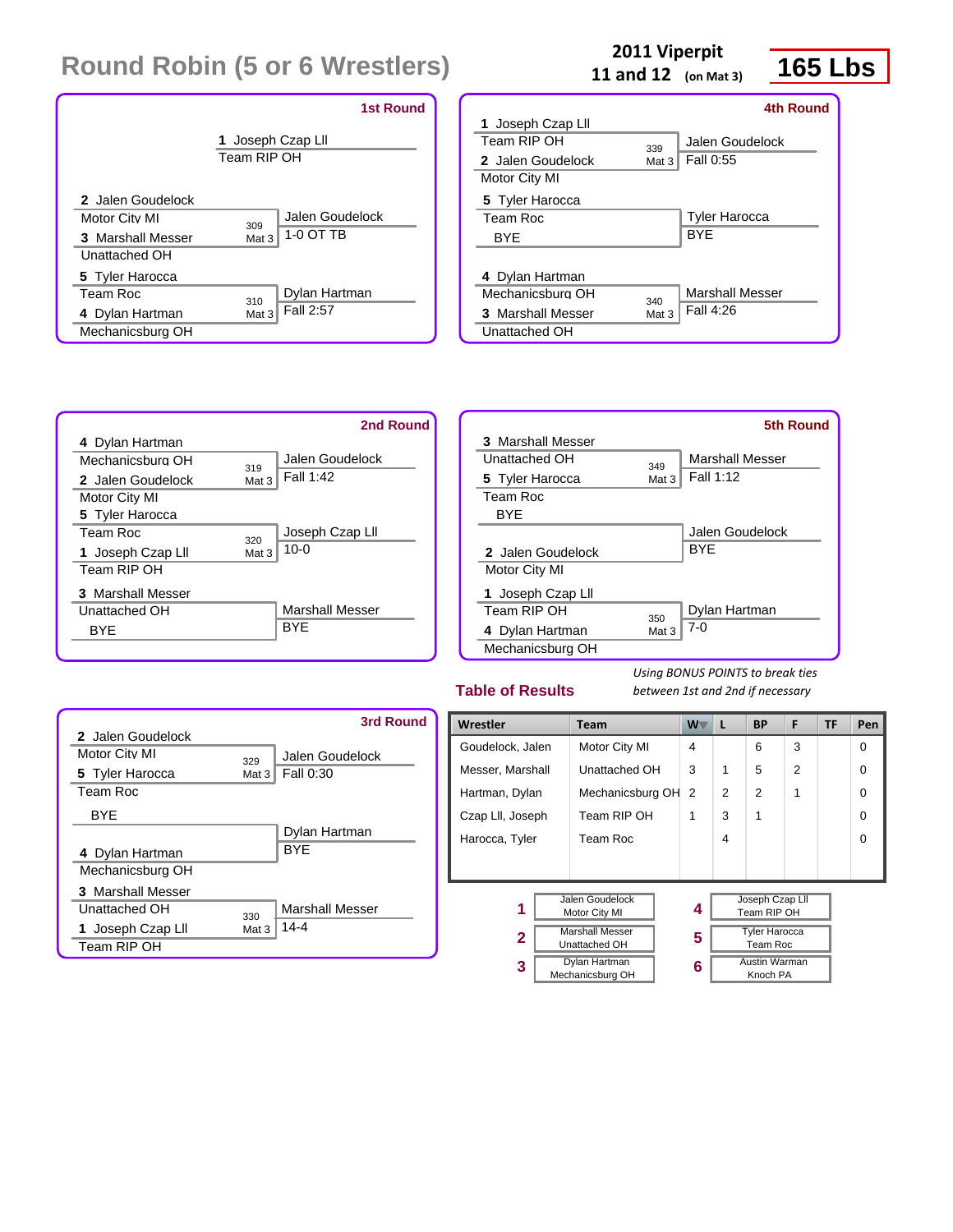# Round Robin (5 or 6 Wrestlers)

**2011 Viperpit**
**11 and 12** (on Mat 3)

**165 Lbs**

### 1st Round

1 Joseph Czap LII — Team RIP OH

| Wrestler | Team | Bout | Winner | Result |
|---|---|---|---|---|
| 2 Jalen Goudelock | Motor City MI | 309 Mat 3 | Jalen Goudelock | 1-0 OT TB |
| 3 Marshall Messer | Unattached OH | | | |
| 5 Tyler Harocca | Team Roc | 310 Mat 3 | Dylan Hartman | Fall 2:57 |
| 4 Dylan Hartman | Mechanicsburg OH | | | |

### 2nd Round

| Wrestler | Team | Bout | Winner | Result |
|---|---|---|---|---|
| 4 Dylan Hartman | Mechanicsburg OH | 319 Mat 3 | Jalen Goudelock | Fall 1:42 |
| 2 Jalen Goudelock | Motor City MI | | | |
| 5 Tyler Harocca | Team Roc | 320 Mat 3 | Joseph Czap LII | 10-0 |
| 1 Joseph Czap LII | Team RIP OH | | | |
| 3 Marshall Messer | Unattached OH | | Marshall Messer | BYE |
| BYE | | | | |

### 3rd Round

| Wrestler | Team | Bout | Winner | Result |
|---|---|---|---|---|
| 2 Jalen Goudelock | Motor City MI | 329 Mat 3 | Jalen Goudelock | Fall 0:30 |
| 5 Tyler Harocca | Team Roc | | | |
| BYE | | | Dylan Hartman | BYE |
| 4 Dylan Hartman | Mechanicsburg OH | | | |
| 3 Marshall Messer | Unattached OH | 330 Mat 3 | Marshall Messer | 14-4 |
| 1 Joseph Czap LII | Team RIP OH | | | |

### 4th Round

| Wrestler | Team | Bout | Winner | Result |
|---|---|---|---|---|
| 1 Joseph Czap LII | Team RIP OH | 339 Mat 3 | Jalen Goudelock | Fall 0:55 |
| 2 Jalen Goudelock | Motor City MI | | | |
| 5 Tyler Harocca | Team Roc | | Tyler Harocca | BYE |
| BYE | | | | |
| 4 Dylan Hartman | Mechanicsburg OH | 340 Mat 3 | Marshall Messer | Fall 4:26 |
| 3 Marshall Messer | Unattached OH | | | |

### 5th Round

| Wrestler | Team | Bout | Winner | Result |
|---|---|---|---|---|
| 3 Marshall Messer | Unattached OH | 349 Mat 3 | Marshall Messer | Fall 1:12 |
| 5 Tyler Harocca | Team Roc | | | |
| BYE | | | Jalen Goudelock | BYE |
| 2 Jalen Goudelock | Motor City MI | | | |
| 1 Joseph Czap LII | Team RIP OH | 350 Mat 3 | Dylan Hartman | 7-0 |
| 4 Dylan Hartman | Mechanicsburg OH | | | |

## Table of Results

*Using BONUS POINTS to break ties between 1st and 2nd if necessary*

| Wrestler | Team | W | L | BP | F | TF | Pen |
|---|---|---|---|---|---|---|---|
| Goudelock, Jalen | Motor City MI | 4 | | 6 | 3 | | 0 |
| Messer, Marshall | Unattached OH | 3 | 1 | 5 | 2 | | 0 |
| Hartman, Dylan | Mechanicsburg OH | 2 | 2 | 2 | 1 | | 0 |
| Czap LII, Joseph | Team RIP OH | 1 | 3 | 1 | | | 0 |
| Harocca, Tyler | Team Roc | | 4 | | | | 0 |

| Place | Wrestler | Team |
|---|---|---|
| 1 | Jalen Goudelock | Motor City MI |
| 2 | Marshall Messer | Unattached OH |
| 3 | Dylan Hartman | Mechanicsburg OH |
| 4 | Joseph Czap LII | Team RIP OH |
| 5 | Tyler Harocca | Team Roc |
| 6 | Austin Warman | Knoch PA |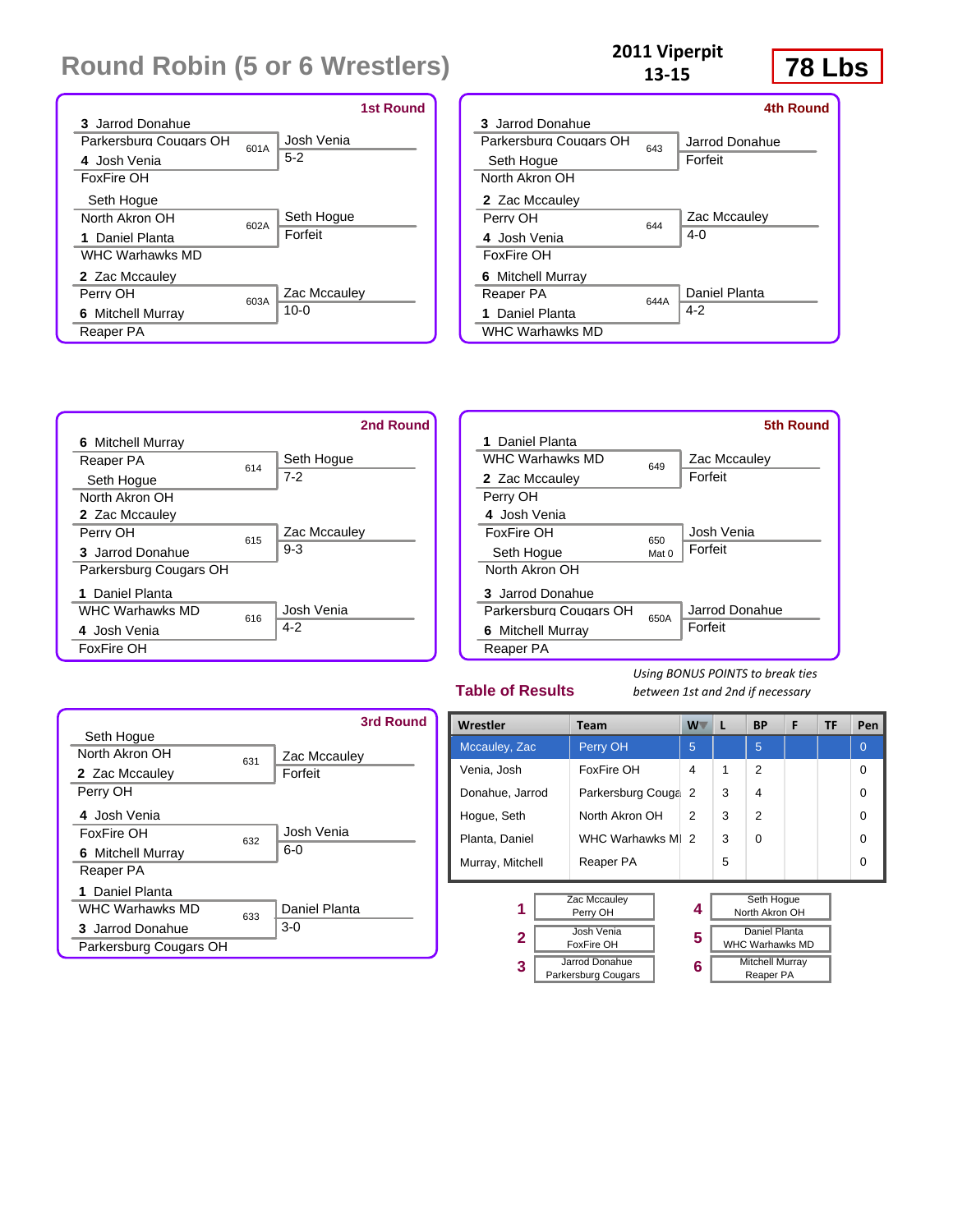# Round Robin (5 or 6 Wrestlers)

**2011 Viperpit**
**13-15**

**78 Lbs**

## 1st Round

| Match | Wrestler 1 | Wrestler 2 | Winner | Result |
|---|---|---|---|---|
| 601A | 3 Jarrod Donahue (Parkersburg Cougars OH) | 4 Josh Venia (FoxFire OH) | Josh Venia | 5-2 |
| 602A | Seth Hogue (North Akron OH) | 1 Daniel Planta (WHC Warhawks MD) | Seth Hogue | Forfeit |
| 603A | 2 Zac Mccauley (Perry OH) | 6 Mitchell Murray (Reaper PA) | Zac Mccauley | 10-0 |

## 2nd Round

| Match | Wrestler 1 | Wrestler 2 | Winner | Result |
|---|---|---|---|---|
| 614 | 6 Mitchell Murray (Reaper PA) | Seth Hogue (North Akron OH) | Seth Hogue | 7-2 |
| 615 | 2 Zac Mccauley (Perry OH) | 3 Jarrod Donahue (Parkersburg Cougars OH) | Zac Mccauley | 9-3 |
| 616 | 1 Daniel Planta (WHC Warhawks MD) | 4 Josh Venia (FoxFire OH) | Josh Venia | 4-2 |

## 3rd Round

| Match | Wrestler 1 | Wrestler 2 | Winner | Result |
|---|---|---|---|---|
| 631 | Seth Hogue (North Akron OH) | 2 Zac Mccauley (Perry OH) | Zac Mccauley | Forfeit |
| 632 | 4 Josh Venia (FoxFire OH) | 6 Mitchell Murray (Reaper PA) | Josh Venia | 6-0 |
| 633 | 1 Daniel Planta (WHC Warhawks MD) | 3 Jarrod Donahue (Parkersburg Cougars OH) | Daniel Planta | 3-0 |

## 4th Round

| Match | Wrestler 1 | Wrestler 2 | Winner | Result |
|---|---|---|---|---|
| 643 | 3 Jarrod Donahue (Parkersburg Cougars OH) | Seth Hogue (North Akron OH) | Jarrod Donahue | Forfeit |
| 644 | 2 Zac Mccauley (Perry OH) | 4 Josh Venia (FoxFire OH) | Zac Mccauley | 4-0 |
| 644A | 6 Mitchell Murray (Reaper PA) | 1 Daniel Planta (WHC Warhawks MD) | Daniel Planta | 4-2 |

## 5th Round

| Match | Wrestler 1 | Wrestler 2 | Winner | Result |
|---|---|---|---|---|
| 649 | 1 Daniel Planta (WHC Warhawks MD) | 2 Zac Mccauley (Perry OH) | Zac Mccauley | Forfeit |
| 650 Mat 0 | 4 Josh Venia (FoxFire OH) | Seth Hogue (North Akron OH) | Josh Venia | Forfeit |
| 650A | 3 Jarrod Donahue (Parkersburg Cougars OH) | 6 Mitchell Murray (Reaper PA) | Jarrod Donahue | Forfeit |

## Table of Results

*Using BONUS POINTS to break ties between 1st and 2nd if necessary*

| Wrestler | Team | W | L | BP | F | TF | Pen |
|---|---|---|---|---|---|---|---|
| Mccauley, Zac | Perry OH | 5 | | 5 | | | 0 |
| Venia, Josh | FoxFire OH | 4 | 1 | 2 | | | 0 |
| Donahue, Jarrod | Parkersburg Couga | 2 | 3 | 4 | | | 0 |
| Hogue, Seth | North Akron OH | 2 | 3 | 2 | | | 0 |
| Planta, Daniel | WHC Warhawks MI | 2 | 3 | 0 | | | 0 |
| Murray, Mitchell | Reaper PA | | 5 | | | | 0 |

| Place | Wrestler | Team |
|---|---|---|
| 1 | Zac Mccauley | Perry OH |
| 2 | Josh Venia | FoxFire OH |
| 3 | Jarrod Donahue | Parkersburg Cougars |
| 4 | Seth Hogue | North Akron OH |
| 5 | Daniel Planta | WHC Warhawks MD |
| 6 | Mitchell Murray | Reaper PA |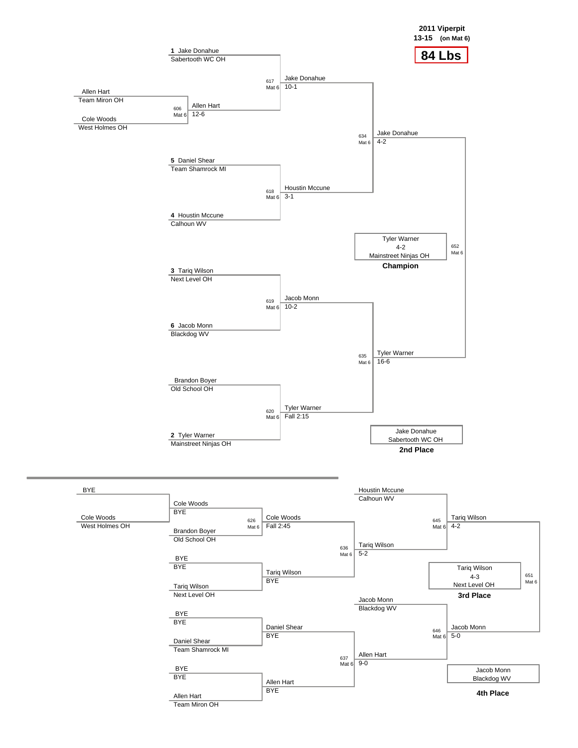**2011 Viperpit**
**13-15 (on Mat 6)**

# 84 Lbs

## Championship Bracket

| Bout | Mat | Wrestler 1 | Wrestler 2 | Winner | Result |
|---|---|---|---|---|---|
| 606 | Mat 6 | Allen Hart (Team Miron OH) | Cole Woods (West Holmes OH) | Allen Hart | 12-6 |
| 617 | Mat 6 | 1 Jake Donahue (Sabertooth WC OH) | Allen Hart | Jake Donahue | 10-1 |
| 618 | Mat 6 | 5 Daniel Shear (Team Shamrock MI) | 4 Houstin Mccune (Calhoun WV) | Houstin Mccune | 3-1 |
| 619 | Mat 6 | 3 Tariq Wilson (Next Level OH) | 6 Jacob Monn (Blackdog WV) | Jacob Monn | 10-2 |
| 620 | Mat 6 | Brandon Boyer (Old School OH) | 2 Tyler Warner (Mainstreet Ninjas OH) | Tyler Warner | Fall 2:15 |
| 634 | Mat 6 | Jake Donahue | Houstin Mccune | Jake Donahue | 4-2 |
| 635 | Mat 6 | Jacob Monn | Tyler Warner | Tyler Warner | 16-6 |
| 652 | Mat 6 | Jake Donahue | Tyler Warner | Tyler Warner | 4-2 |

**Champion:** Tyler Warner, 4-2, Mainstreet Ninjas OH

**2nd Place:** Jake Donahue, Sabertooth WC OH

## Consolation Bracket

| Bout | Mat | Wrestler 1 | Wrestler 2 | Winner | Result |
|---|---|---|---|---|---|
| | | BYE | Cole Woods (West Holmes OH) | Cole Woods | BYE |
| | | BYE | Tariq Wilson (Next Level OH) | Tariq Wilson | BYE |
| | | BYE | Daniel Shear (Team Shamrock MI) | Daniel Shear | BYE |
| | | BYE | Allen Hart (Team Miron OH) | Allen Hart | BYE |
| 626 | Mat 6 | Cole Woods | Brandon Boyer (Old School OH) | Cole Woods | Fall 2:45 |
| | | Tariq Wilson | BYE | Tariq Wilson | BYE |
| | | Daniel Shear | BYE | Daniel Shear | BYE |
| | | Allen Hart | BYE | Allen Hart | BYE |
| 636 | Mat 6 | Cole Woods | Tariq Wilson | Tariq Wilson | 5-2 |
| 637 | Mat 6 | Daniel Shear | Allen Hart | Allen Hart | 9-0 |
| 645 | Mat 6 | Houstin Mccune (Calhoun WV) | Tariq Wilson | Tariq Wilson | 4-2 |
| 646 | Mat 6 | Jacob Monn (Blackdog WV) | Allen Hart | Jacob Monn | 5-0 |
| 651 | Mat 6 | Tariq Wilson | Jacob Monn | Tariq Wilson | 4-3 |

**3rd Place:** Tariq Wilson, 4-3, Next Level OH

**4th Place:** Jacob Monn, Blackdog WV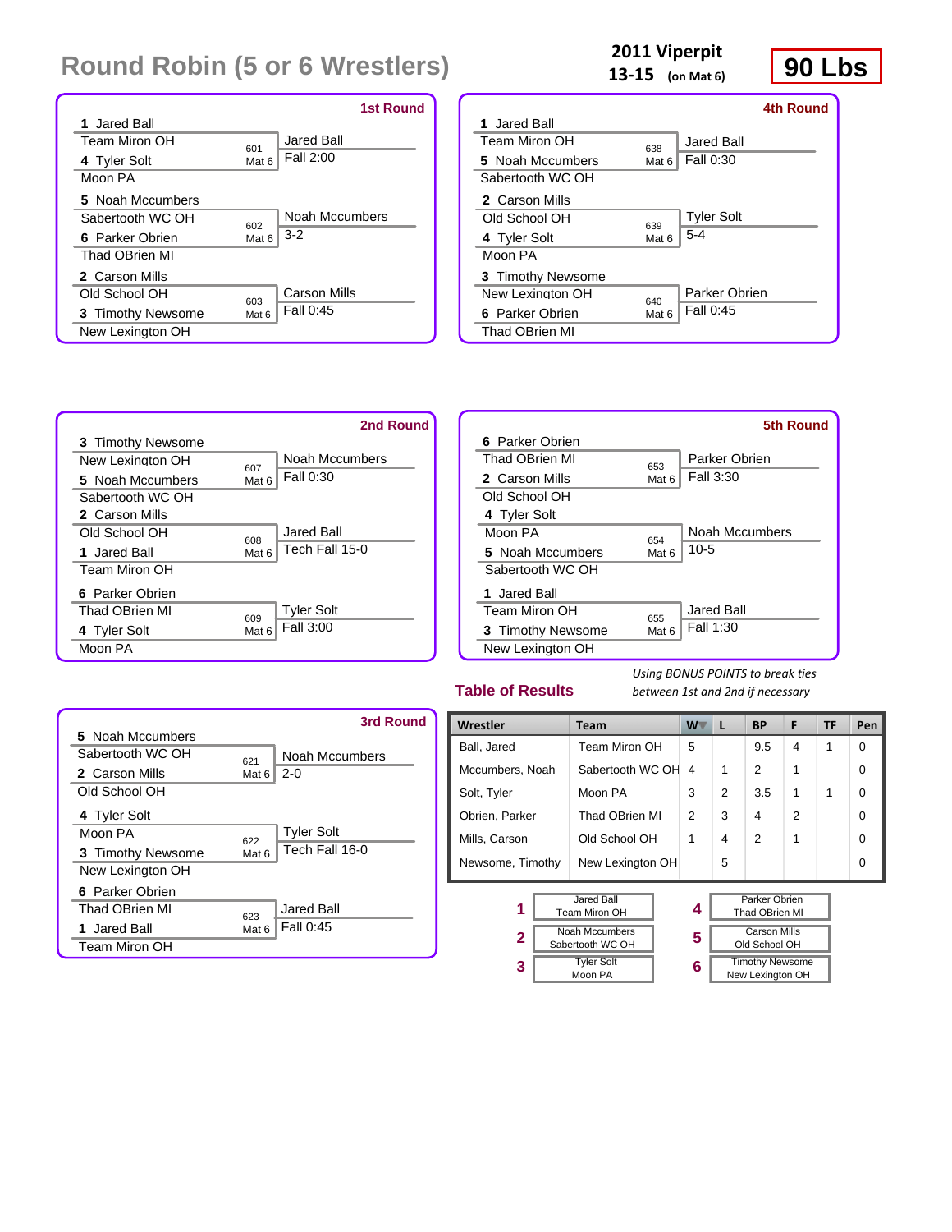# Round Robin (5 or 6 Wrestlers)

**2011 Viperpit**
**13-15** (on Mat 6)

**90 Lbs**

## 1st Round

| Wrestler 1 | Wrestler 2 | Bout | Winner | Result |
|---|---|---|---|---|
| 1 Jared Ball (Team Miron OH) | 4 Tyler Solt (Moon PA) | 601 Mat 6 | Jared Ball | Fall 2:00 |
| 5 Noah Mccumbers (Sabertooth WC OH) | 6 Parker Obrien (Thad OBrien MI) | 602 Mat 6 | Noah Mccumbers | 3-2 |
| 2 Carson Mills (Old School OH) | 3 Timothy Newsome (New Lexington OH) | 603 Mat 6 | Carson Mills | Fall 0:45 |

## 2nd Round

| Wrestler 1 | Wrestler 2 | Bout | Winner | Result |
|---|---|---|---|---|
| 3 Timothy Newsome (New Lexington OH) | 5 Noah Mccumbers (Sabertooth WC OH) | 607 Mat 6 | Noah Mccumbers | Fall 0:30 |
| 2 Carson Mills (Old School OH) | 1 Jared Ball (Team Miron OH) | 608 Mat 6 | Jared Ball | Tech Fall 15-0 |
| 6 Parker Obrien (Thad OBrien MI) | 4 Tyler Solt (Moon PA) | 609 Mat 6 | Tyler Solt | Fall 3:00 |

## 3rd Round

| Wrestler 1 | Wrestler 2 | Bout | Winner | Result |
|---|---|---|---|---|
| 5 Noah Mccumbers (Sabertooth WC OH) | 2 Carson Mills (Old School OH) | 621 Mat 6 | Noah Mccumbers | 2-0 |
| 4 Tyler Solt (Moon PA) | 3 Timothy Newsome (New Lexington OH) | 622 Mat 6 | Tyler Solt | Tech Fall 16-0 |
| 6 Parker Obrien (Thad OBrien MI) | 1 Jared Ball (Team Miron OH) | 623 Mat 6 | Jared Ball | Fall 0:45 |

## 4th Round

| Wrestler 1 | Wrestler 2 | Bout | Winner | Result |
|---|---|---|---|---|
| 1 Jared Ball (Team Miron OH) | 5 Noah Mccumbers (Sabertooth WC OH) | 638 Mat 6 | Jared Ball | Fall 0:30 |
| 2 Carson Mills (Old School OH) | 4 Tyler Solt (Moon PA) | 639 Mat 6 | Tyler Solt | 5-4 |
| 3 Timothy Newsome (New Lexington OH) | 6 Parker Obrien (Thad OBrien MI) | 640 Mat 6 | Parker Obrien | Fall 0:45 |

## 5th Round

| Wrestler 1 | Wrestler 2 | Bout | Winner | Result |
|---|---|---|---|---|
| 6 Parker Obrien (Thad OBrien MI) | 2 Carson Mills (Old School OH) | 653 Mat 6 | Parker Obrien | Fall 3:30 |
| 4 Tyler Solt (Moon PA) | 5 Noah Mccumbers (Sabertooth WC OH) | 654 Mat 6 | Noah Mccumbers | 10-5 |
| 1 Jared Ball (Team Miron OH) | 3 Timothy Newsome (New Lexington OH) | 655 Mat 6 | Jared Ball | Fall 1:30 |

## Table of Results

*Using BONUS POINTS to break ties between 1st and 2nd if necessary*

| Wrestler | Team | W | L | BP | F | TF | Pen |
|---|---|---|---|---|---|---|---|
| Ball, Jared | Team Miron OH | 5 | | 9.5 | 4 | 1 | 0 |
| Mccumbers, Noah | Sabertooth WC OH | 4 | 1 | 2 | 1 | | 0 |
| Solt, Tyler | Moon PA | 3 | 2 | 3.5 | 1 | 1 | 0 |
| Obrien, Parker | Thad OBrien MI | 2 | 3 | 4 | 2 | | 0 |
| Mills, Carson | Old School OH | 1 | 4 | 2 | 1 | | 0 |
| Newsome, Timothy | New Lexington OH | | 5 | | | | 0 |

| Place | Wrestler | Team |
|---|---|---|
| 1 | Jared Ball | Team Miron OH |
| 2 | Noah Mccumbers | Sabertooth WC OH |
| 3 | Tyler Solt | Moon PA |
| 4 | Parker Obrien | Thad OBrien MI |
| 5 | Carson Mills | Old School OH |
| 6 | Timothy Newsome | New Lexington OH |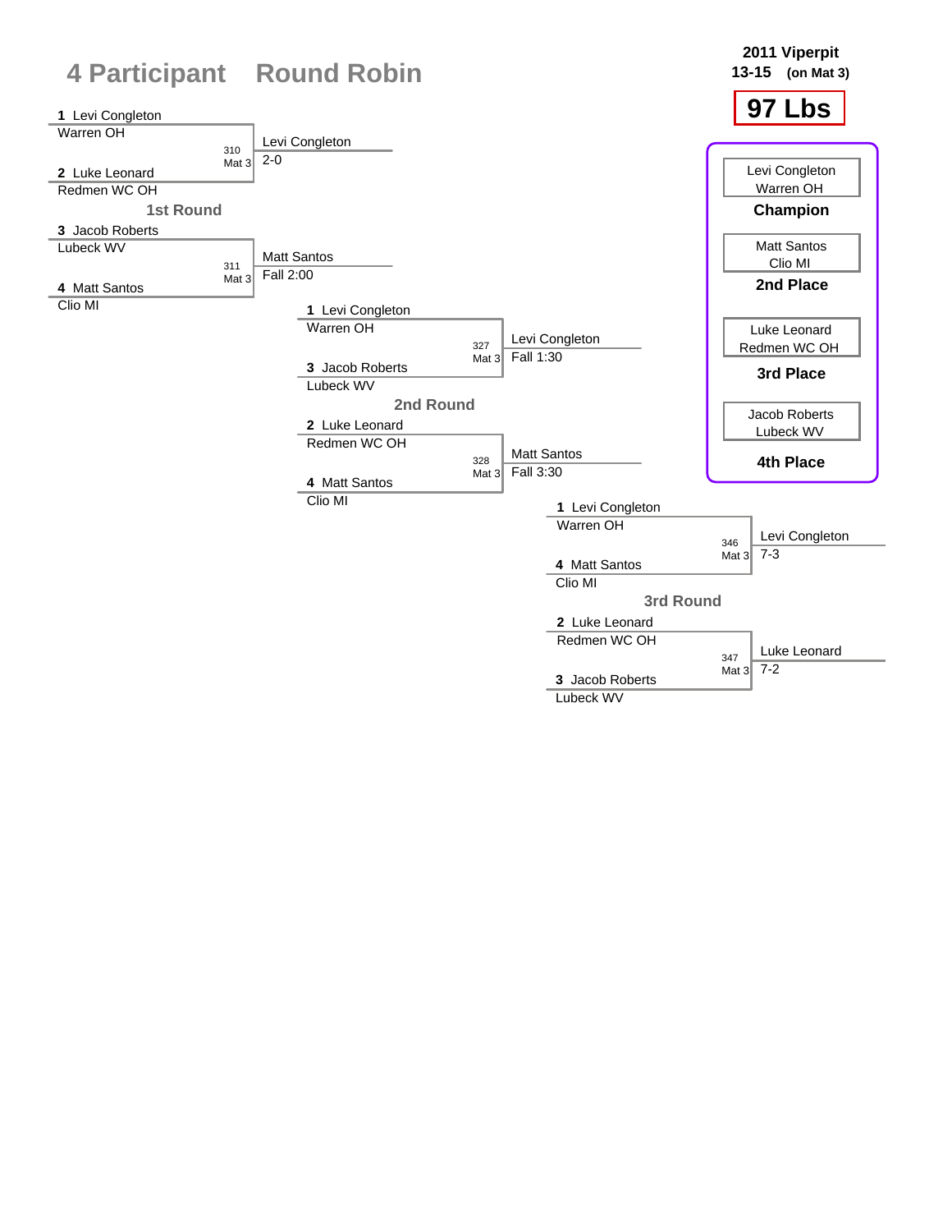# 4 Participant Round Robin

**2011 Viperpit**
**13-15 (on Mat 3)**

## 97 Lbs

### 1st Round

| Wrestler | Team | Bout | Winner | Result |
|---|---|---|---|---|
| 1 Levi Congleton | Warren OH | 310 Mat 3 | Levi Congleton | 2-0 |
| 2 Luke Leonard | Redmen WC OH | | | |
| 3 Jacob Roberts | Lubeck WV | 311 Mat 3 | Matt Santos | Fall 2:00 |
| 4 Matt Santos | Clio MI | | | |

### 2nd Round

| Wrestler | Team | Bout | Winner | Result |
|---|---|---|---|---|
| 1 Levi Congleton | Warren OH | 327 Mat 3 | Levi Congleton | Fall 1:30 |
| 3 Jacob Roberts | Lubeck WV | | | |
| 2 Luke Leonard | Redmen WC OH | 328 Mat 3 | Matt Santos | Fall 3:30 |
| 4 Matt Santos | Clio MI | | | |

### 3rd Round

| Wrestler | Team | Bout | Winner | Result |
|---|---|---|---|---|
| 1 Levi Congleton | Warren OH | 346 Mat 3 | Levi Congleton | 7-3 |
| 4 Matt Santos | Clio MI | | | |
| 2 Luke Leonard | Redmen WC OH | 347 Mat 3 | Luke Leonard | 7-2 |
| 3 Jacob Roberts | Lubeck WV | | | |

### Placings

| Place | Wrestler | Team |
|---|---|---|
| Champion | Levi Congleton | Warren OH |
| 2nd Place | Matt Santos | Clio MI |
| 3rd Place | Luke Leonard | Redmen WC OH |
| 4th Place | Jacob Roberts | Lubeck WV |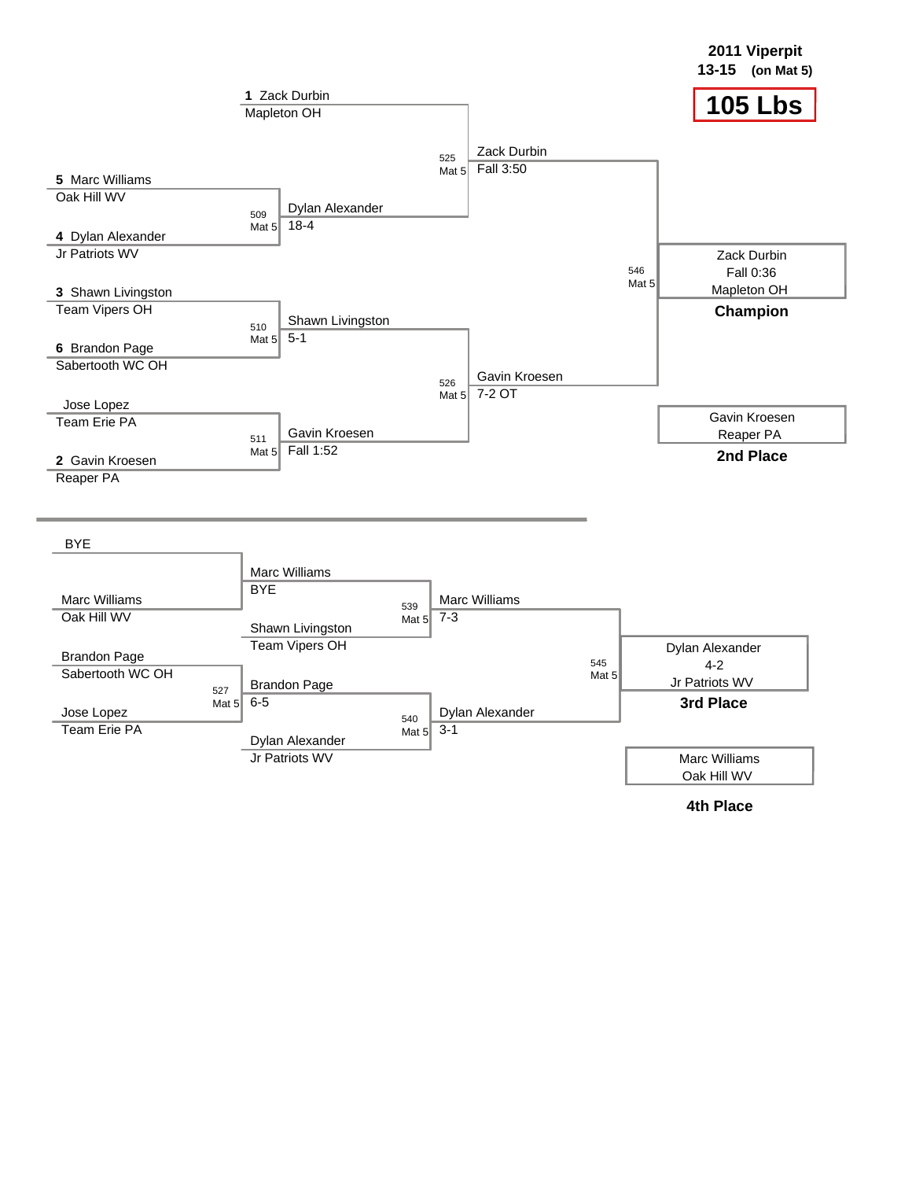**2011 Viperpit**
**13-15** **(on Mat 5)**

# 105 Lbs

## Championship Bracket

**1** Zack Durbin
Mapleton OH

**5** Marc Williams
Oak Hill WV

**4** Dylan Alexander
Jr Patriots WV

**3** Shawn Livingston
Team Vipers OH

**6** Brandon Page
Sabertooth WC OH

Jose Lopez
Team Erie PA

**2** Gavin Kroesen
Reaper PA

509 Mat 5 — Dylan Alexander 18-4

510 Mat 5 — Shawn Livingston 5-1

511 Mat 5 — Gavin Kroesen Fall 1:52

525 Mat 5 — Zack Durbin Fall 3:50

526 Mat 5 — Gavin Kroesen 7-2 OT

546 Mat 5 — Zack Durbin Fall 0:36 Mapleton OH

**Champion**

Gavin Kroesen
Reaper PA

**2nd Place**

## Consolation Bracket

BYE

Marc Williams
Oak Hill WV

Brandon Page
Sabertooth WC OH

Jose Lopez
Team Erie PA

Marc Williams
BYE

Shawn Livingston
Team Vipers OH

527 Mat 5 — Brandon Page 6-5

Dylan Alexander
Jr Patriots WV

539 Mat 5 — Marc Williams 7-3

540 Mat 5 — Dylan Alexander 3-1

545 Mat 5 — Dylan Alexander 4-2 Jr Patriots WV

**3rd Place**

Marc Williams
Oak Hill WV

**4th Place**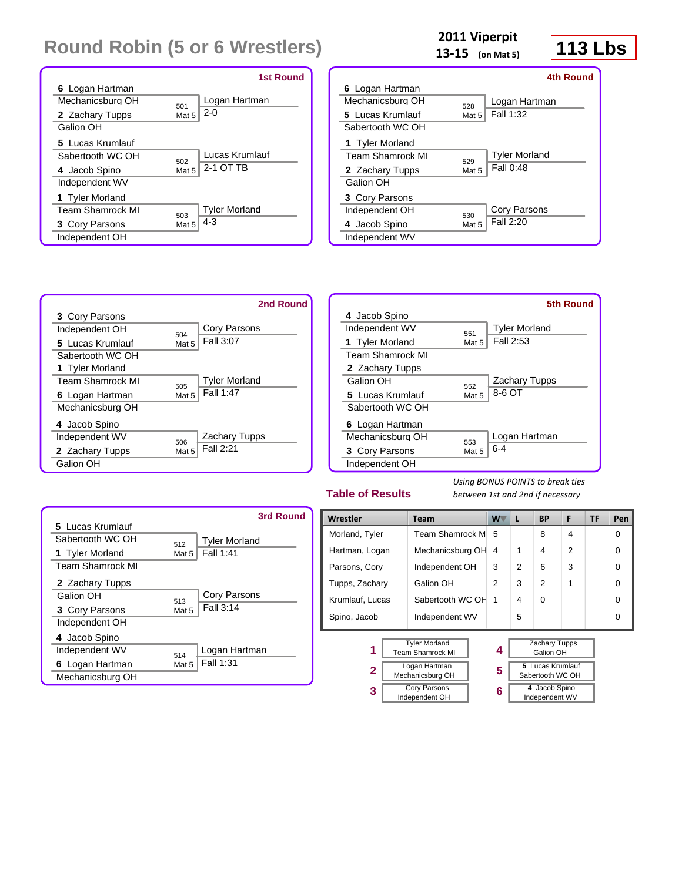# Round Robin (5 or 6 Wrestlers)

**2011 Viperpit**
**13-15** (on Mat 5)

**113 Lbs**

## 1st Round

| Wrestler | Bout | Winner / Result |
|---|---|---|
| 6 Logan Hartman, Mechanicsburg OH vs 2 Zachary Tupps, Galion OH | 501 Mat 5 | Logan Hartman 2-0 |
| 5 Lucas Krumlauf, Sabertooth WC OH vs 4 Jacob Spino, Independent WV | 502 Mat 5 | Lucas Krumlauf 2-1 OT TB |
| 1 Tyler Morland, Team Shamrock MI vs 3 Cory Parsons, Independent OH | 503 Mat 5 | Tyler Morland 4-3 |

## 2nd Round

| Wrestler | Bout | Winner / Result |
|---|---|---|
| 3 Cory Parsons, Independent OH vs 5 Lucas Krumlauf, Sabertooth WC OH | 504 Mat 5 | Cory Parsons Fall 3:07 |
| 1 Tyler Morland, Team Shamrock MI vs 6 Logan Hartman, Mechanicsburg OH | 505 Mat 5 | Tyler Morland Fall 1:47 |
| 4 Jacob Spino, Independent WV vs 2 Zachary Tupps, Galion OH | 506 Mat 5 | Zachary Tupps Fall 2:21 |

## 3rd Round

| Wrestler | Bout | Winner / Result |
|---|---|---|
| 5 Lucas Krumlauf, Sabertooth WC OH vs 1 Tyler Morland, Team Shamrock MI | 512 Mat 5 | Tyler Morland Fall 1:41 |
| 2 Zachary Tupps, Galion OH vs 3 Cory Parsons, Independent OH | 513 Mat 5 | Cory Parsons Fall 3:14 |
| 4 Jacob Spino, Independent WV vs 6 Logan Hartman, Mechanicsburg OH | 514 Mat 5 | Logan Hartman Fall 1:31 |

## 4th Round

| Wrestler | Bout | Winner / Result |
|---|---|---|
| 6 Logan Hartman, Mechanicsburg OH vs 5 Lucas Krumlauf, Sabertooth WC OH | 528 Mat 5 | Logan Hartman Fall 1:32 |
| 1 Tyler Morland, Team Shamrock MI vs 2 Zachary Tupps, Galion OH | 529 Mat 5 | Tyler Morland Fall 0:48 |
| 3 Cory Parsons, Independent OH vs 4 Jacob Spino, Independent WV | 530 Mat 5 | Cory Parsons Fall 2:20 |

## 5th Round

| Wrestler | Bout | Winner / Result |
|---|---|---|
| 4 Jacob Spino, Independent WV vs 1 Tyler Morland, Team Shamrock MI | 551 Mat 5 | Tyler Morland Fall 2:53 |
| 2 Zachary Tupps, Galion OH vs 5 Lucas Krumlauf, Sabertooth WC OH | 552 Mat 5 | Zachary Tupps 8-6 OT |
| 6 Logan Hartman, Mechanicsburg OH vs 3 Cory Parsons, Independent OH | 553 Mat 5 | Logan Hartman 6-4 |

## Table of Results

*Using BONUS POINTS to break ties between 1st and 2nd if necessary*

| Wrestler | Team | W | L | BP | F | TF | Pen |
|---|---|---|---|---|---|---|---|
| Morland, Tyler | Team Shamrock MI | 5 | | 8 | 4 | | 0 |
| Hartman, Logan | Mechanicsburg OH | 4 | 1 | 4 | 2 | | 0 |
| Parsons, Cory | Independent OH | 3 | 2 | 6 | 3 | | 0 |
| Tupps, Zachary | Galion OH | 2 | 3 | 2 | 1 | | 0 |
| Krumlauf, Lucas | Sabertooth WC OH | 1 | 4 | 0 | | | 0 |
| Spino, Jacob | Independent WV | | 5 | | | | 0 |

| Place | Wrestler |
|---|---|
| 1 | Tyler Morland, Team Shamrock MI |
| 2 | Logan Hartman, Mechanicsburg OH |
| 3 | Cory Parsons, Independent OH |
| 4 | Zachary Tupps, Galion OH |
| 5 | 5 Lucas Krumlauf, Sabertooth WC OH |
| 6 | 4 Jacob Spino, Independent WV |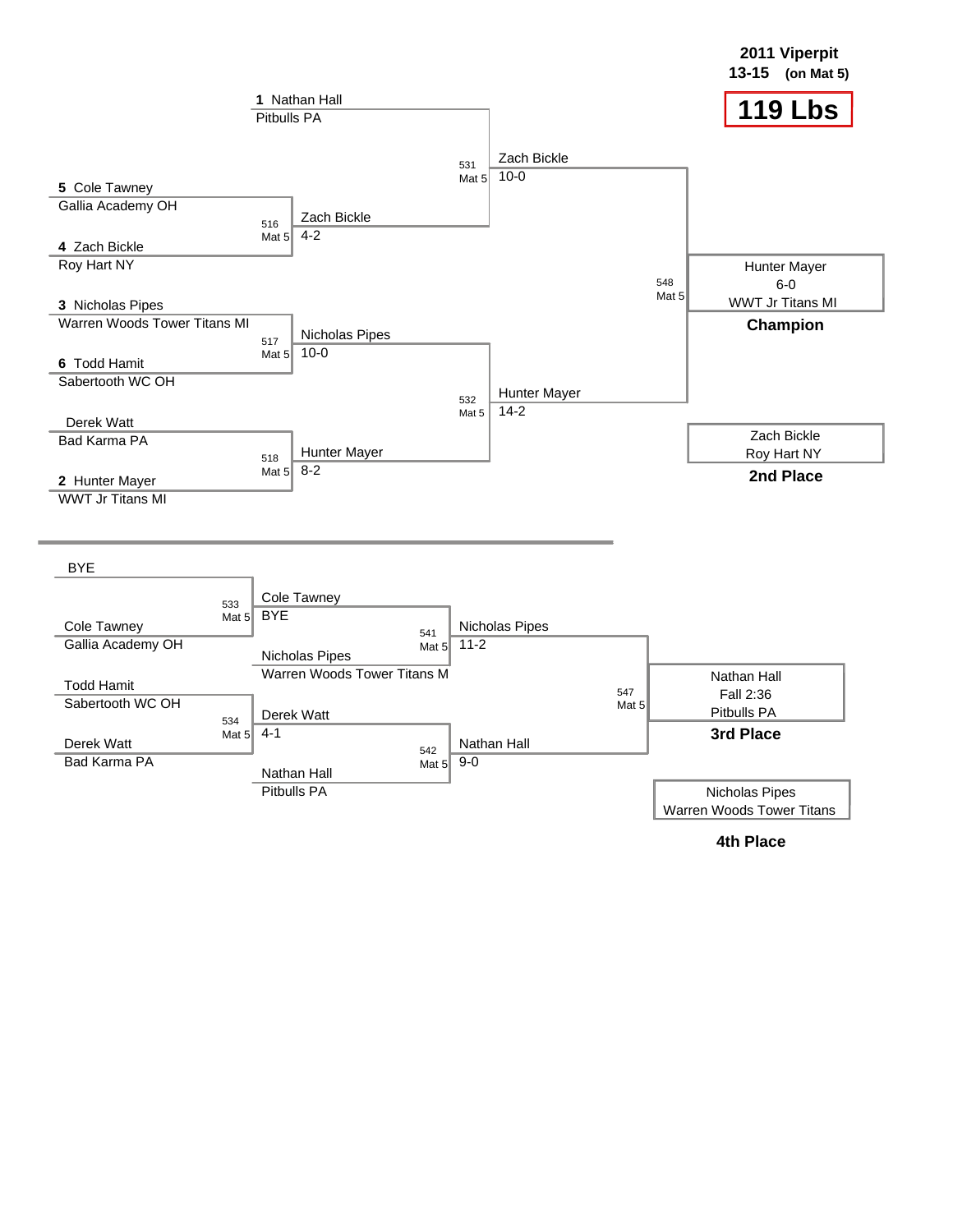# 2011 Viperpit

**13-15 (on Mat 5)**

## 119 Lbs

### Championship Bracket

| Bout | Mat | Wrestler 1 | Wrestler 2 | Winner | Score |
|---|---|---|---|---|---|
| 516 | Mat 5 | 5 Cole Tawney (Gallia Academy OH) | 4 Zach Bickle (Roy Hart NY) | Zach Bickle | 4-2 |
| 517 | Mat 5 | 3 Nicholas Pipes (Warren Woods Tower Titans MI) | 6 Todd Hamit (Sabertooth WC OH) | Nicholas Pipes | 10-0 |
| 518 | Mat 5 | Derek Watt (Bad Karma PA) | 2 Hunter Mayer (WWT Jr Titans MI) | Hunter Mayer | 8-2 |
| 531 | Mat 5 | 1 Nathan Hall (Pitbulls PA) | Zach Bickle | Zach Bickle | 10-0 |
| 532 | Mat 5 | Nicholas Pipes | Hunter Mayer | Hunter Mayer | 14-2 |
| 548 | Mat 5 | Zach Bickle | Hunter Mayer | Hunter Mayer | 6-0 |

**Champion:** Hunter Mayer, 6-0, WWT Jr Titans MI

**2nd Place:** Zach Bickle, Roy Hart NY

### Consolation Bracket

| Bout | Mat | Wrestler 1 | Wrestler 2 | Winner | Score |
|---|---|---|---|---|---|
| 533 | Mat 5 | BYE | Cole Tawney (Gallia Academy OH) | Cole Tawney | BYE |
| 534 | Mat 5 | Todd Hamit (Sabertooth WC OH) | Derek Watt (Bad Karma PA) | Derek Watt | 4-1 |
| 541 | Mat 5 | Cole Tawney | Nicholas Pipes (Warren Woods Tower Titans M) | Nicholas Pipes | 11-2 |
| 542 | Mat 5 | Derek Watt | Nathan Hall (Pitbulls PA) | Nathan Hall | 9-0 |
| 547 | Mat 5 | Nicholas Pipes | Nathan Hall | Nathan Hall | Fall 2:36 |

**3rd Place:** Nathan Hall, Fall 2:36, Pitbulls PA

**4th Place:** Nicholas Pipes, Warren Woods Tower Titans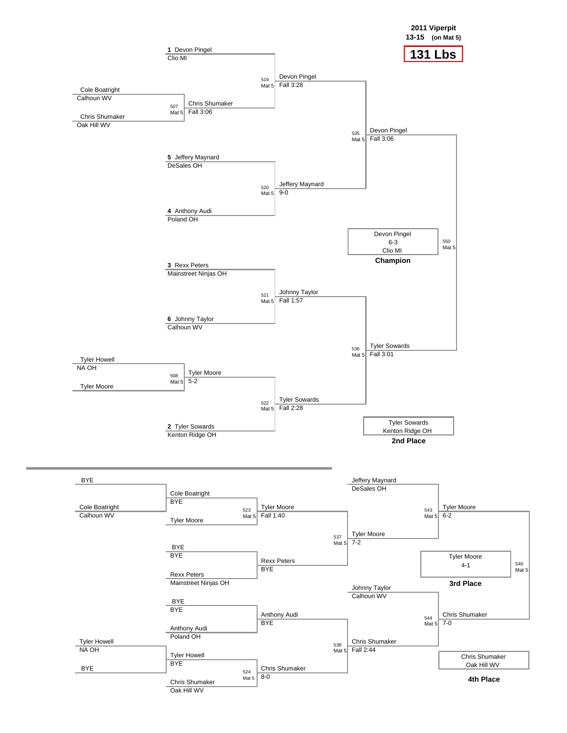**2011 Viperpit**
**13-15** (on Mat 5)

# 131 Lbs

## Championship Bracket

**Preliminary round**

| Bout | Mat | Wrestler 1 | Wrestler 2 | Winner | Result |
|---|---|---|---|---|---|
| 507 | Mat 5 | Cole Boatright (Calhoun WV) | Chris Shumaker (Oak Hill WV) | Chris Shumaker | Fall 3:06 |
| 508 | Mat 5 | Tyler Howell (NA OH) | Tyler Moore | Tyler Moore | 5-2 |

**Quarterfinals**

| Bout | Mat | Wrestler 1 | Wrestler 2 | Winner | Result |
|---|---|---|---|---|---|
| 519 | Mat 5 | 1 Devon Pingel (Clio MI) | Chris Shumaker | Devon Pingel | Fall 3:28 |
| 520 | Mat 5 | 5 Jeffery Maynard (DeSales OH) | 4 Anthony Audi (Poland OH) | Jeffery Maynard | 9-0 |
| 521 | Mat 5 | 3 Rexx Peters (Mainstreet Ninjas OH) | 6 Johnny Taylor (Calhoun WV) | Johnny Taylor | Fall 1:57 |
| 522 | Mat 5 | Tyler Moore | 2 Tyler Sowards (Kenton Ridge OH) | Tyler Sowards | Fall 2:28 |

**Semifinals**

| Bout | Mat | Wrestler 1 | Wrestler 2 | Winner | Result |
|---|---|---|---|---|---|
| 535 | Mat 5 | Devon Pingel | Jeffery Maynard | Devon Pingel | Fall 3:06 |
| 536 | Mat 5 | Johnny Taylor | Tyler Sowards | Tyler Sowards | Fall 3:01 |

**Final**

| Bout | Mat | Wrestler 1 | Wrestler 2 | Winner | Result |
|---|---|---|---|---|---|
| 550 | Mat 5 | Devon Pingel | Tyler Sowards | Devon Pingel | 6-3 |

**Champion:** Devon Pingel, Clio MI (6-3)

**2nd Place:** Tyler Sowards, Kenton Ridge OH

## Consolation Bracket

| Bout | Mat | Wrestler 1 | Wrestler 2 | Winner | Result |
|---|---|---|---|---|---|
| | | BYE | Cole Boatright (Calhoun WV) | Cole Boatright | BYE |
| | | BYE | Rexx Peters (Mainstreet Ninjas OH) | Rexx Peters | BYE |
| | | BYE | Anthony Audi (Poland OH) | Anthony Audi | BYE |
| | | Tyler Howell (NA OH) | BYE | Tyler Howell | BYE |
| 523 | Mat 5 | Cole Boatright | Tyler Moore | Tyler Moore | Fall 1:40 |
| | | Rexx Peters | BYE | Rexx Peters | BYE |
| | | Anthony Audi | BYE | Anthony Audi | BYE |
| 524 | Mat 5 | Tyler Howell | Chris Shumaker (Oak Hill WV) | Chris Shumaker | 8-0 |
| 537 | Mat 5 | Tyler Moore | Rexx Peters | Tyler Moore | 7-2 |
| 538 | Mat 5 | Anthony Audi | Chris Shumaker | Chris Shumaker | Fall 2:44 |
| 543 | Mat 5 | Jeffery Maynard (DeSales OH) | Tyler Moore | Tyler Moore | 6-2 |
| 544 | Mat 5 | Johnny Taylor (Calhoun WV) | Chris Shumaker | Chris Shumaker | 7-0 |
| 549 | Mat 5 | Tyler Moore | Chris Shumaker | Tyler Moore | 4-1 |

**3rd Place:** Tyler Moore (4-1)

**4th Place:** Chris Shumaker, Oak Hill WV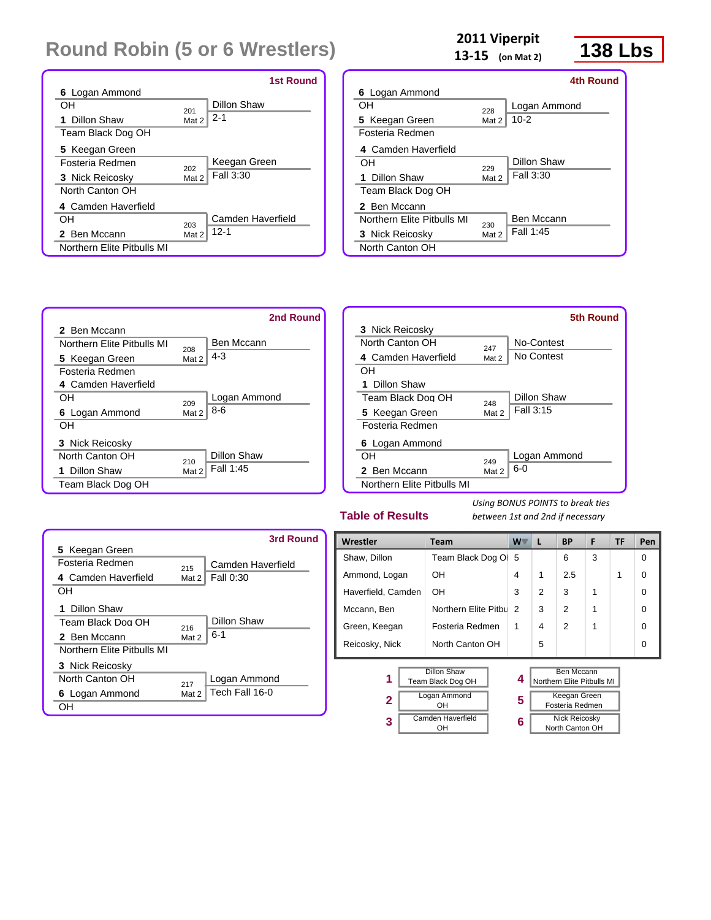# Round Robin (5 or 6 Wrestlers)

**2011 Viperpit**
**13-15** (on Mat 2)

**138 Lbs**

### 1st Round

| Wrestler | Bout | Winner / Result |
|---|---|---|
| 6 Logan Ammond (OH) vs 1 Dillon Shaw (Team Black Dog OH) | 201 Mat 2 | Dillon Shaw 2-1 |
| 5 Keegan Green (Fosteria Redmen) vs 3 Nick Reicosky (North Canton OH) | 202 Mat 2 | Keegan Green Fall 3:30 |
| 4 Camden Haverfield (OH) vs 2 Ben Mccann (Northern Elite Pitbulls MI) | 203 Mat 2 | Camden Haverfield 12-1 |

### 2nd Round

| Wrestler | Bout | Winner / Result |
|---|---|---|
| 2 Ben Mccann (Northern Elite Pitbulls MI) vs 5 Keegan Green (Fosteria Redmen) | 208 Mat 2 | Ben Mccann 4-3 |
| 4 Camden Haverfield (OH) vs 6 Logan Ammond (OH) | 209 Mat 2 | Logan Ammond 8-6 |
| 3 Nick Reicosky (North Canton OH) vs 1 Dillon Shaw (Team Black Dog OH) | 210 Mat 2 | Dillon Shaw Fall 1:45 |

### 3rd Round

| Wrestler | Bout | Winner / Result |
|---|---|---|
| 5 Keegan Green (Fosteria Redmen) vs 4 Camden Haverfield (OH) | 215 Mat 2 | Camden Haverfield Fall 0:30 |
| 1 Dillon Shaw (Team Black Dog OH) vs 2 Ben Mccann (Northern Elite Pitbulls MI) | 216 Mat 2 | Dillon Shaw 6-1 |
| 3 Nick Reicosky (North Canton OH) vs 6 Logan Ammond (OH) | 217 Mat 2 | Logan Ammond Tech Fall 16-0 |

### 4th Round

| Wrestler | Bout | Winner / Result |
|---|---|---|
| 6 Logan Ammond (OH) vs 5 Keegan Green (Fosteria Redmen) | 228 Mat 2 | Logan Ammond 10-2 |
| 4 Camden Haverfield (OH) vs 1 Dillon Shaw (Team Black Dog OH) | 229 Mat 2 | Dillon Shaw Fall 3:30 |
| 2 Ben Mccann (Northern Elite Pitbulls MI) vs 3 Nick Reicosky (North Canton OH) | 230 Mat 2 | Ben Mccann Fall 1:45 |

### 5th Round

| Wrestler | Bout | Winner / Result |
|---|---|---|
| 3 Nick Reicosky (North Canton OH) vs 4 Camden Haverfield (OH) | 247 Mat 2 | No-Contest No Contest |
| 1 Dillon Shaw (Team Black Dog OH) vs 5 Keegan Green (Fosteria Redmen) | 248 Mat 2 | Dillon Shaw Fall 3:15 |
| 6 Logan Ammond (OH) vs 2 Ben Mccann (Northern Elite Pitbulls MI) | 249 Mat 2 | Logan Ammond 6-0 |

## Table of Results

*Using BONUS POINTS to break ties between 1st and 2nd if necessary*

| Wrestler | Team | W | L | BP | F | TF | Pen |
|---|---|---|---|---|---|---|---|
| Shaw, Dillon | Team Black Dog OH | 5 | | 6 | 3 | | 0 |
| Ammond, Logan | OH | 4 | 1 | 2.5 | | 1 | 0 |
| Haverfield, Camden | OH | 3 | 2 | 3 | 1 | | 0 |
| Mccann, Ben | Northern Elite Pitbu | 2 | 3 | 2 | 1 | | 0 |
| Green, Keegan | Fosteria Redmen | 1 | 4 | 2 | 1 | | 0 |
| Reicosky, Nick | North Canton OH | | 5 | | | | 0 |

| Place | Wrestler | Place | Wrestler |
|---|---|---|---|
| 1 | Dillon Shaw, Team Black Dog OH | 4 | Ben Mccann, Northern Elite Pitbulls MI |
| 2 | Logan Ammond, OH | 5 | Keegan Green, Fosteria Redmen |
| 3 | Camden Haverfield, OH | 6 | Nick Reicosky, North Canton OH |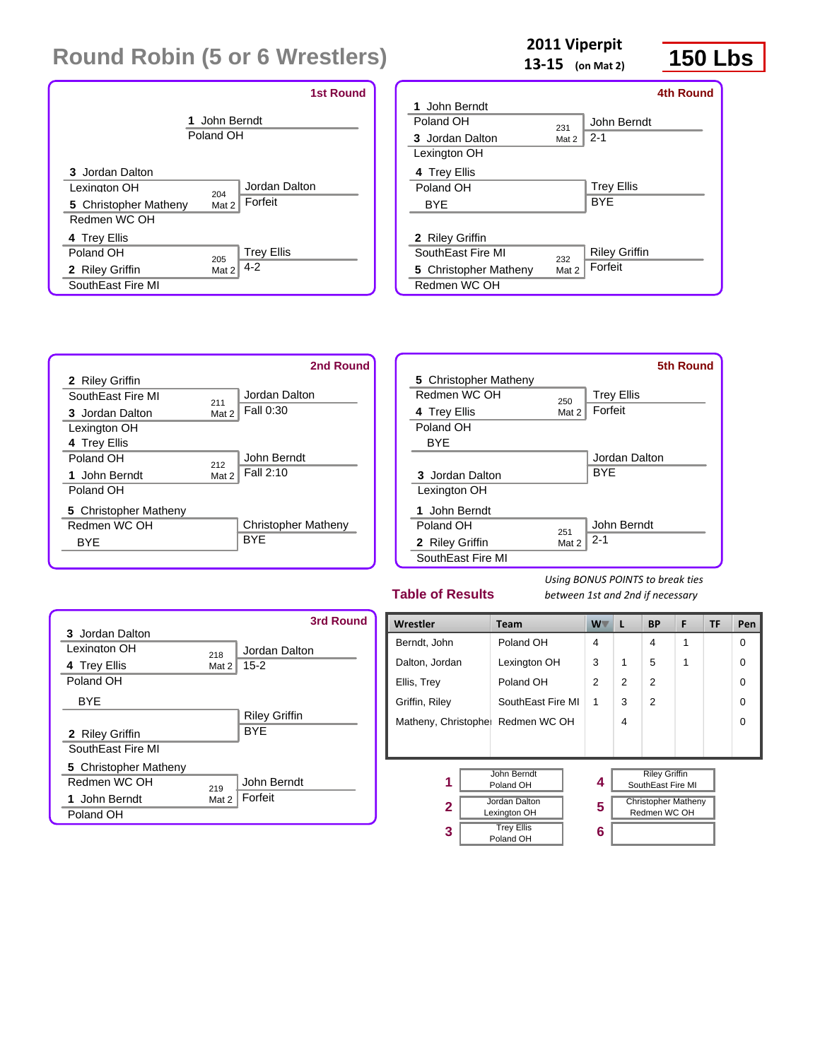# Round Robin (5 or 6 Wrestlers)

**2011 Viperpit**
**13-15** (on Mat 2)

**150 Lbs**

## 1st Round

1 John Berndt
Poland OH

| Wrestler | Bout | Winner |
|---|---|---|
| 3 Jordan Dalton, Lexington OH vs 5 Christopher Matheny, Redmen WC OH | 204 Mat 2 | Jordan Dalton, Forfeit |
| 4 Trey Ellis, Poland OH vs 2 Riley Griffin, SouthEast Fire MI | 205 Mat 2 | Trey Ellis, 4-2 |

## 2nd Round

| Wrestler | Bout | Winner |
|---|---|---|
| 2 Riley Griffin, SouthEast Fire MI vs 3 Jordan Dalton, Lexington OH | 211 Mat 2 | Jordan Dalton, Fall 0:30 |
| 4 Trey Ellis, Poland OH vs 1 John Berndt, Poland OH | 212 Mat 2 | John Berndt, Fall 2:10 |
| 5 Christopher Matheny, Redmen WC OH vs BYE | | Christopher Matheny, BYE |

## 3rd Round

| Wrestler | Bout | Winner |
|---|---|---|
| 3 Jordan Dalton, Lexington OH vs 4 Trey Ellis, Poland OH | 218 Mat 2 | Jordan Dalton, 15-2 |
| BYE vs 2 Riley Griffin, SouthEast Fire MI | | Riley Griffin, BYE |
| 5 Christopher Matheny, Redmen WC OH vs 1 John Berndt, Poland OH | 219 Mat 2 | John Berndt, Forfeit |

## 4th Round

| Wrestler | Bout | Winner |
|---|---|---|
| 1 John Berndt, Poland OH vs 3 Jordan Dalton, Lexington OH | 231 Mat 2 | John Berndt, 2-1 |
| 4 Trey Ellis, Poland OH vs BYE | | Trey Ellis, BYE |
| 2 Riley Griffin, SouthEast Fire MI vs 5 Christopher Matheny, Redmen WC OH | 232 Mat 2 | Riley Griffin, Forfeit |

## 5th Round

| Wrestler | Bout | Winner |
|---|---|---|
| 5 Christopher Matheny, Redmen WC OH vs 4 Trey Ellis, Poland OH | 250 Mat 2 | Trey Ellis, Forfeit |
| BYE vs 3 Jordan Dalton, Lexington OH | | Jordan Dalton, BYE |
| 1 John Berndt, Poland OH vs 2 Riley Griffin, SouthEast Fire MI | 251 Mat 2 | John Berndt, 2-1 |

## Table of Results

*Using BONUS POINTS to break ties between 1st and 2nd if necessary*

| Wrestler | Team | W | L | BP | F | TF | Pen |
|---|---|---|---|---|---|---|---|
| Berndt, John | Poland OH | 4 | | 4 | 1 | | 0 |
| Dalton, Jordan | Lexington OH | 3 | 1 | 5 | 1 | | 0 |
| Ellis, Trey | Poland OH | 2 | 2 | 2 | | | 0 |
| Griffin, Riley | SouthEast Fire MI | 1 | 3 | 2 | | | 0 |
| Matheny, Christopher | Redmen WC OH | | 4 | | | | 0 |

| Place | Wrestler | Place | Wrestler |
|---|---|---|---|
| 1 | John Berndt, Poland OH | 4 | Riley Griffin, SouthEast Fire MI |
| 2 | Jordan Dalton, Lexington OH | 5 | Christopher Matheny, Redmen WC OH |
| 3 | Trey Ellis, Poland OH | 6 | |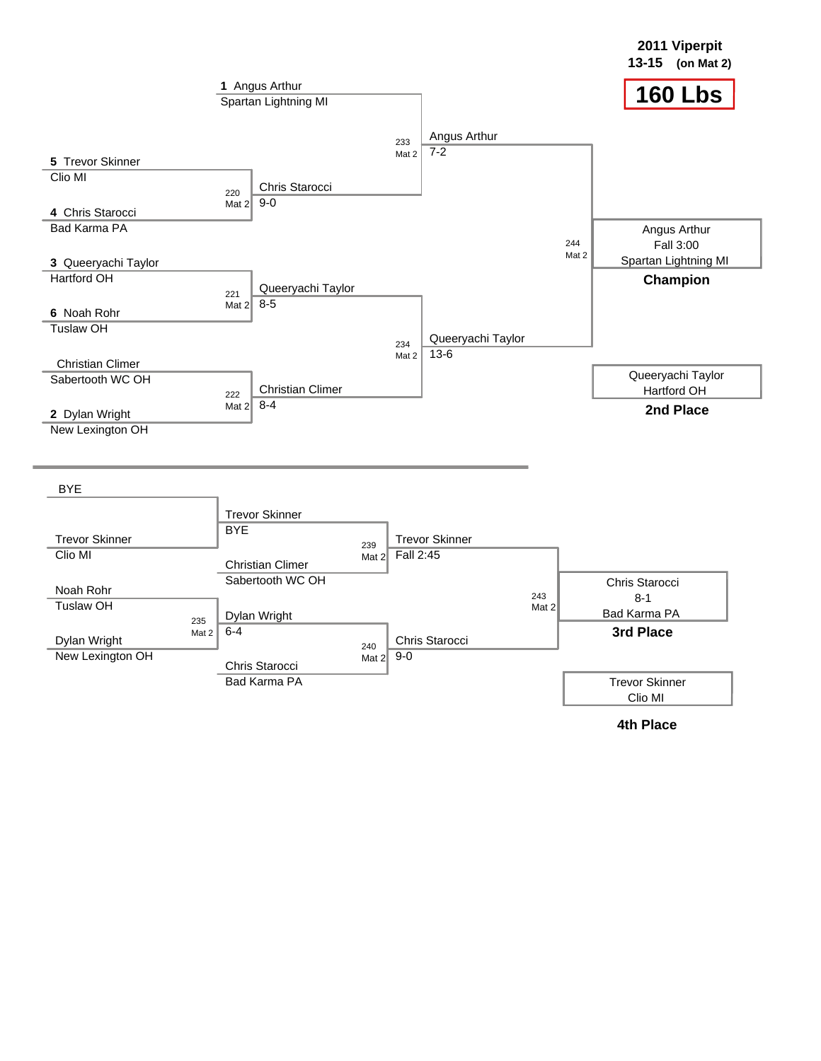**2011 Viperpit**
**13-15** **(on Mat 2)**

# 160 Lbs

## Championship Bracket

| Round 1 | Match | Semifinals | Match | Finals | Match | Result |
|---|---|---|---|---|---|---|
| **1** Angus Arthur, Spartan Lightning MI | | | | | | |
| **5** Trevor Skinner, Clio MI | 220 Mat 2 | Chris Starocci 9-0 | 233 Mat 2 | Angus Arthur 7-2 | | |
| **4** Chris Starocci, Bad Karma PA | | | | | | |
| **3** Queeryachi Taylor, Hartford OH | 221 Mat 2 | Queeryachi Taylor 8-5 | | | 244 Mat 2 | Angus Arthur, Fall 3:00, Spartan Lightning MI — **Champion** |
| **6** Noah Rohr, Tuslaw OH | | | 234 Mat 2 | Queeryachi Taylor 13-6 | | Queeryachi Taylor, Hartford OH — **2nd Place** |
| Christian Climer, Sabertooth WC OH | 222 Mat 2 | Christian Climer 8-4 | | | | |
| **2** Dylan Wright, New Lexington OH | | | | | | |

## Consolation Bracket

| Round 1 | Match | Round 2 | Match | Consolation Semifinals | Match | Result |
|---|---|---|---|---|---|---|
| BYE | | Trevor Skinner BYE | 239 Mat 2 | Trevor Skinner Fall 2:45 | | |
| Trevor Skinner, Clio MI | | Christian Climer, Sabertooth WC OH | | | 243 Mat 2 | Chris Starocci, 8-1, Bad Karma PA — **3rd Place** |
| Noah Rohr, Tuslaw OH | 235 Mat 2 | Dylan Wright 6-4 | 240 Mat 2 | Chris Starocci 9-0 | | Trevor Skinner, Clio MI — **4th Place** |
| Dylan Wright, New Lexington OH | | Chris Starocci, Bad Karma PA | | | | |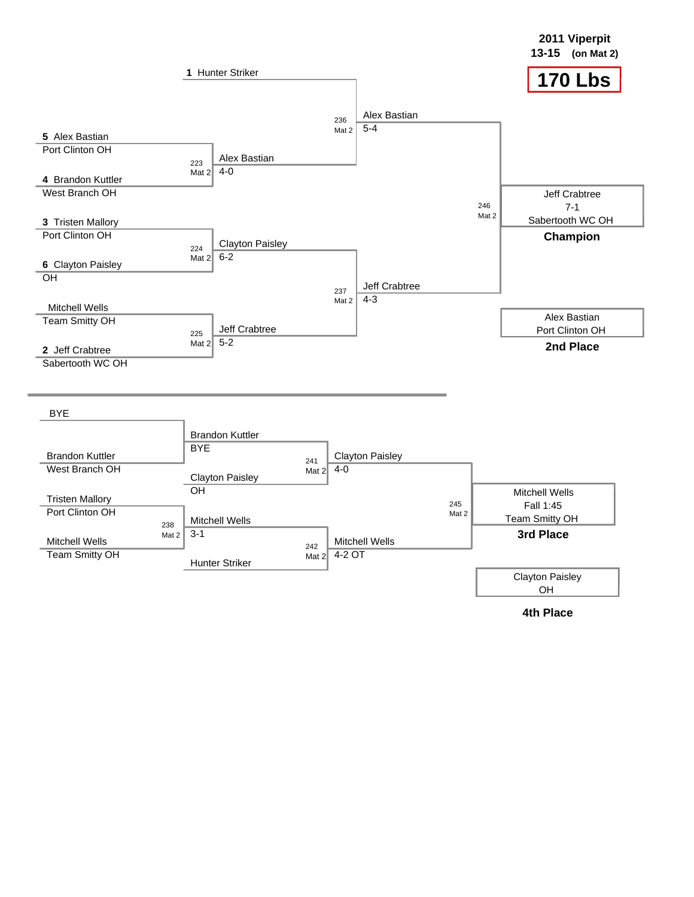**2011 Viperpit**
**13-15 (on Mat 2)**

# 170 Lbs

## Championship Bracket

**Quarterfinals**

- **1** Hunter Striker — bye
- **5** Alex Bastian (Port Clinton OH) vs **4** Brandon Kuttler (West Branch OH) — Match 223, Mat 2 — Winner: Alex Bastian, 4-0
- **3** Tristen Mallory (Port Clinton OH) vs **6** Clayton Paisley (OH) — Match 224, Mat 2 — Winner: Clayton Paisley, 6-2
- Mitchell Wells (Team Smitty OH) vs **2** Jeff Crabtree (Sabertooth WC OH) — Match 225, Mat 2 — Winner: Jeff Crabtree, 5-2

**Semifinals**

- Hunter Striker vs Alex Bastian — Match 236, Mat 2 — Winner: Alex Bastian, 5-4
- Clayton Paisley vs Jeff Crabtree — Match 237, Mat 2 — Winner: Jeff Crabtree, 4-3

**Final**

- Alex Bastian vs Jeff Crabtree — Match 246, Mat 2 — Winner: Jeff Crabtree, 7-1, Sabertooth WC OH

**Champion:** Jeff Crabtree, 7-1, Sabertooth WC OH

**2nd Place:** Alex Bastian, Port Clinton OH

## Consolation Bracket

**First Round**

- BYE vs Brandon Kuttler (West Branch OH) — Winner: Brandon Kuttler, BYE
- Tristen Mallory (Port Clinton OH) vs Mitchell Wells (Team Smitty OH) — Match 238, Mat 2 — Winner: Mitchell Wells, 3-1

**Second Round**

- Brandon Kuttler vs Clayton Paisley (OH) — Match 241, Mat 2 — Winner: Clayton Paisley, 4-0
- Mitchell Wells vs Hunter Striker — Match 242, Mat 2 — Winner: Mitchell Wells, 4-2 OT

**3rd/4th Place Match**

- Clayton Paisley vs Mitchell Wells — Match 245, Mat 2 — Winner: Mitchell Wells, Fall 1:45, Team Smitty OH

**3rd Place:** Mitchell Wells, Fall 1:45, Team Smitty OH

**4th Place:** Clayton Paisley, OH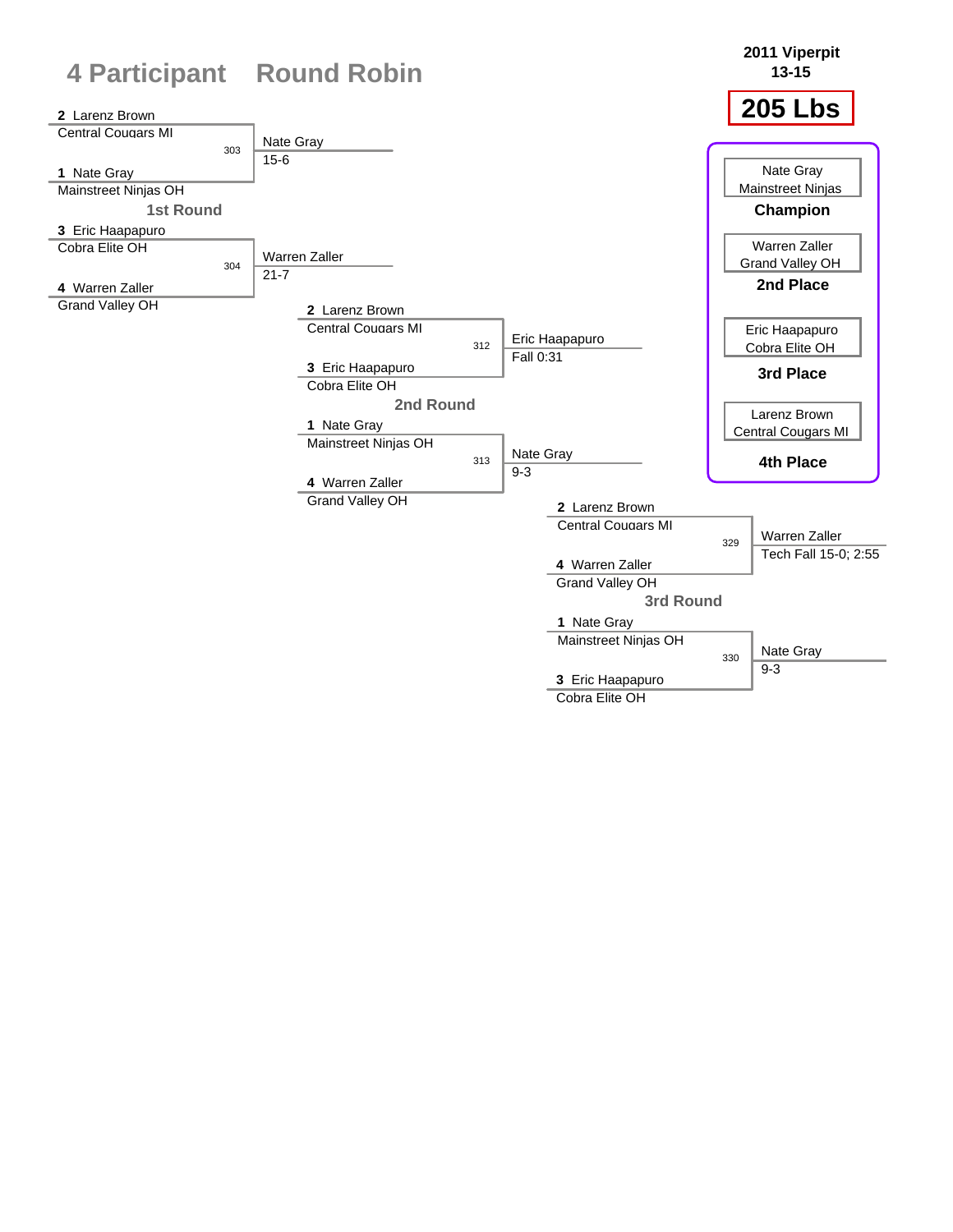# 4 Participant Round Robin

**2011 Viperpit**
**13-15**

## 205 Lbs

### 1st Round

| Bout | Wrestler 1 | Wrestler 2 | Winner | Result |
|---|---|---|---|---|
| 303 | 2 Larenz Brown, Central Cougars MI | 1 Nate Gray, Mainstreet Ninjas OH | Nate Gray | 15-6 |
| 304 | 3 Eric Haapapuro, Cobra Elite OH | 4 Warren Zaller, Grand Valley OH | Warren Zaller | 21-7 |

### 2nd Round

| Bout | Wrestler 1 | Wrestler 2 | Winner | Result |
|---|---|---|---|---|
| 312 | 2 Larenz Brown, Central Cougars MI | 3 Eric Haapapuro, Cobra Elite OH | Eric Haapapuro | Fall 0:31 |
| 313 | 1 Nate Gray, Mainstreet Ninjas OH | 4 Warren Zaller, Grand Valley OH | Nate Gray | 9-3 |

### 3rd Round

| Bout | Wrestler 1 | Wrestler 2 | Winner | Result |
|---|---|---|---|---|
| 329 | 2 Larenz Brown, Central Cougars MI | 4 Warren Zaller, Grand Valley OH | Warren Zaller | Tech Fall 15-0; 2:55 |
| 330 | 1 Nate Gray, Mainstreet Ninjas OH | 3 Eric Haapapuro, Cobra Elite OH | Nate Gray | 9-3 |

### Placings

| Place | Wrestler | Team |
|---|---|---|
| **Champion** | Nate Gray | Mainstreet Ninjas |
| **2nd Place** | Warren Zaller | Grand Valley OH |
| **3rd Place** | Eric Haapapuro | Cobra Elite OH |
| **4th Place** | Larenz Brown | Central Cougars MI |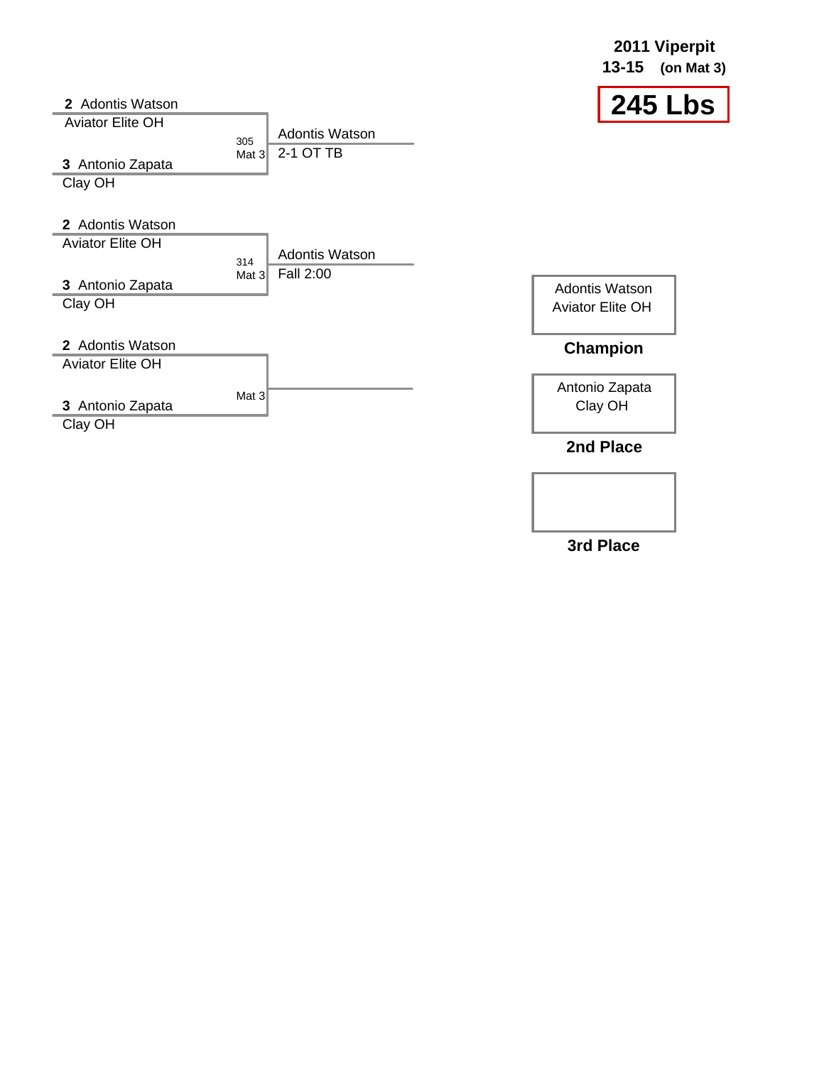**2011 Viperpit**
**13-15** (on Mat 3)

# 245 Lbs

**Match 305 (Mat 3)**
- 2 Adontis Watson — Aviator Elite OH
- 3 Antonio Zapata — Clay OH
- Winner: Adontis Watson, 2-1 OT TB

**Match 314 (Mat 3)**
- 2 Adontis Watson — Aviator Elite OH
- 3 Antonio Zapata — Clay OH
- Winner: Adontis Watson, Fall 2:00

**Mat 3**
- 2 Adontis Watson — Aviator Elite OH
- 3 Antonio Zapata — Clay OH

| Place | Wrestler |
| --- | --- |
| **Champion** | Adontis Watson, Aviator Elite OH |
| **2nd Place** | Antonio Zapata, Clay OH |
| **3rd Place** | |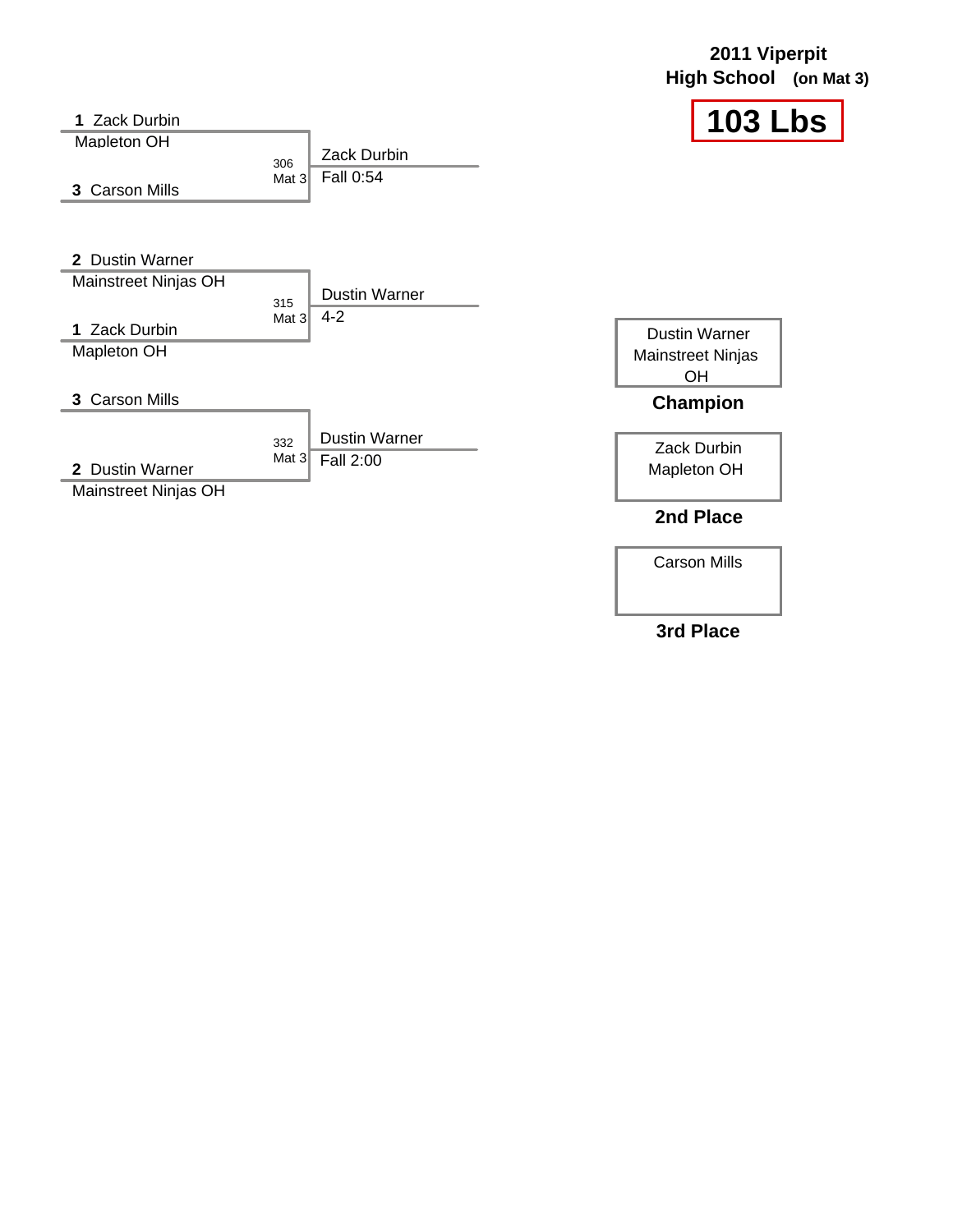**2011 Viperpit High School** (on Mat 3)

# 103 Lbs

| Wrestler A | Wrestler B | Bout | Winner | Result |
|---|---|---|---|---|
| 1 Zack Durbin, Mapleton OH | 3 Carson Mills | 306 Mat 3 | Zack Durbin | Fall 0:54 |
| 2 Dustin Warner, Mainstreet Ninjas OH | 1 Zack Durbin, Mapleton OH | 315 Mat 3 | Dustin Warner | 4-2 |
| 3 Carson Mills | 2 Dustin Warner, Mainstreet Ninjas OH | 332 Mat 3 | Dustin Warner | Fall 2:00 |

**Champion**: Dustin Warner, Mainstreet Ninjas OH

**2nd Place**: Zack Durbin, Mapleton OH

**3rd Place**: Carson Mills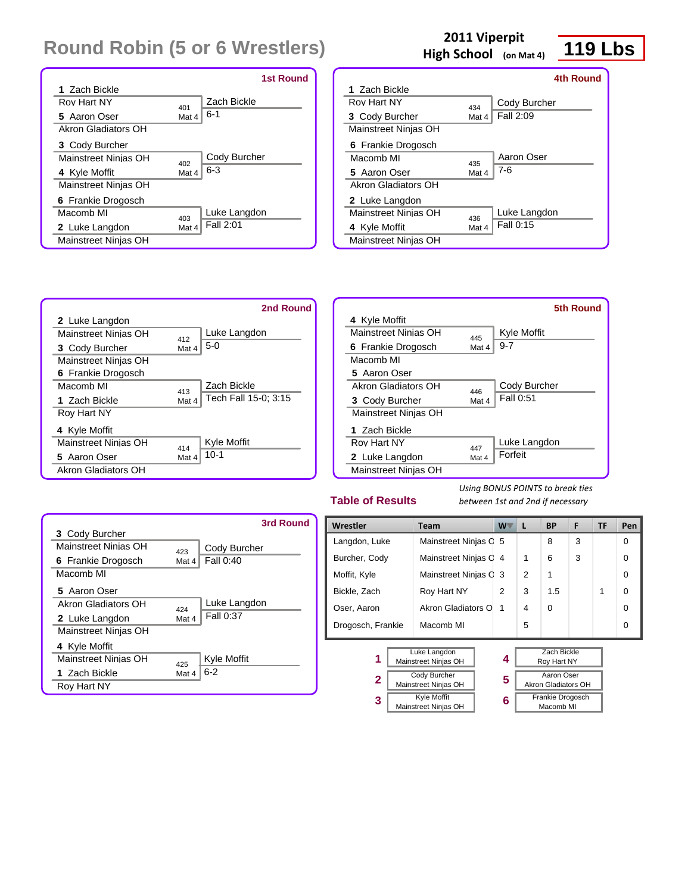# Round Robin (5 or 6 Wrestlers)

**2011 Viperpit High School** (on Mat 4) **119 Lbs**

### 1st Round

| Wrestler | Team | Bout | Winner | Result |
|---|---|---|---|---|
| 1 Zach Bickle | Roy Hart NY | 401 Mat 4 | Zach Bickle | 6-1 |
| 5 Aaron Oser | Akron Gladiators OH | | | |
| 3 Cody Burcher | Mainstreet Ninjas OH | 402 Mat 4 | Cody Burcher | 6-3 |
| 4 Kyle Moffit | Mainstreet Ninjas OH | | | |
| 6 Frankie Drogosch | Macomb MI | 403 Mat 4 | Luke Langdon | Fall 2:01 |
| 2 Luke Langdon | Mainstreet Ninjas OH | | | |

### 4th Round

| Wrestler | Team | Bout | Winner | Result |
|---|---|---|---|---|
| 1 Zach Bickle | Roy Hart NY | 434 Mat 4 | Cody Burcher | Fall 2:09 |
| 3 Cody Burcher | Mainstreet Ninjas OH | | | |
| 6 Frankie Drogosch | Macomb MI | 435 Mat 4 | Aaron Oser | 7-6 |
| 5 Aaron Oser | Akron Gladiators OH | | | |
| 2 Luke Langdon | Mainstreet Ninjas OH | 436 Mat 4 | Luke Langdon | Fall 0:15 |
| 4 Kyle Moffit | Mainstreet Ninjas OH | | | |

### 2nd Round

| Wrestler | Team | Bout | Winner | Result |
|---|---|---|---|---|
| 2 Luke Langdon | Mainstreet Ninjas OH | 412 Mat 4 | Luke Langdon | 5-0 |
| 3 Cody Burcher | Mainstreet Ninjas OH | | | |
| 6 Frankie Drogosch | Macomb MI | 413 Mat 4 | Zach Bickle | Tech Fall 15-0; 3:15 |
| 1 Zach Bickle | Roy Hart NY | | | |
| 4 Kyle Moffit | Mainstreet Ninjas OH | 414 Mat 4 | Kyle Moffit | 10-1 |
| 5 Aaron Oser | Akron Gladiators OH | | | |

### 5th Round

| Wrestler | Team | Bout | Winner | Result |
|---|---|---|---|---|
| 4 Kyle Moffit | Mainstreet Ninjas OH | 445 Mat 4 | Kyle Moffit | 9-7 |
| 6 Frankie Drogosch | Macomb MI | | | |
| 5 Aaron Oser | Akron Gladiators OH | 446 Mat 4 | Cody Burcher | Fall 0:51 |
| 3 Cody Burcher | Mainstreet Ninjas OH | | | |
| 1 Zach Bickle | Roy Hart NY | 447 Mat 4 | Luke Langdon | Forfeit |
| 2 Luke Langdon | Mainstreet Ninjas OH | | | |

### 3rd Round

| Wrestler | Team | Bout | Winner | Result |
|---|---|---|---|---|
| 3 Cody Burcher | Mainstreet Ninjas OH | 423 Mat 4 | Cody Burcher | Fall 0:40 |
| 6 Frankie Drogosch | Macomb MI | | | |
| 5 Aaron Oser | Akron Gladiators OH | 424 Mat 4 | Luke Langdon | Fall 0:37 |
| 2 Luke Langdon | Mainstreet Ninjas OH | | | |
| 4 Kyle Moffit | Mainstreet Ninjas OH | 425 Mat 4 | Kyle Moffit | 6-2 |
| 1 Zach Bickle | Roy Hart NY | | | |

## Table of Results

*Using BONUS POINTS to break ties between 1st and 2nd if necessary*

| Wrestler | Team | W | L | BP | F | TF | Pen |
|---|---|---|---|---|---|---|---|
| Langdon, Luke | Mainstreet Ninjas O | 5 | | 8 | 3 | | 0 |
| Burcher, Cody | Mainstreet Ninjas O | 4 | 1 | 6 | 3 | | 0 |
| Moffit, Kyle | Mainstreet Ninjas O | 3 | 2 | 1 | | | 0 |
| Bickle, Zach | Roy Hart NY | 2 | 3 | 1.5 | | 1 | 0 |
| Oser, Aaron | Akron Gladiators O | 1 | 4 | 0 | | | 0 |
| Drogosch, Frankie | Macomb MI | | 5 | | | | 0 |

| Place | Wrestler | Team |
|---|---|---|
| 1 | Luke Langdon | Mainstreet Ninjas OH |
| 2 | Cody Burcher | Mainstreet Ninjas OH |
| 3 | Kyle Moffit | Mainstreet Ninjas OH |
| 4 | Zach Bickle | Roy Hart NY |
| 5 | Aaron Oser | Akron Gladiators OH |
| 6 | Frankie Drogosch | Macomb MI |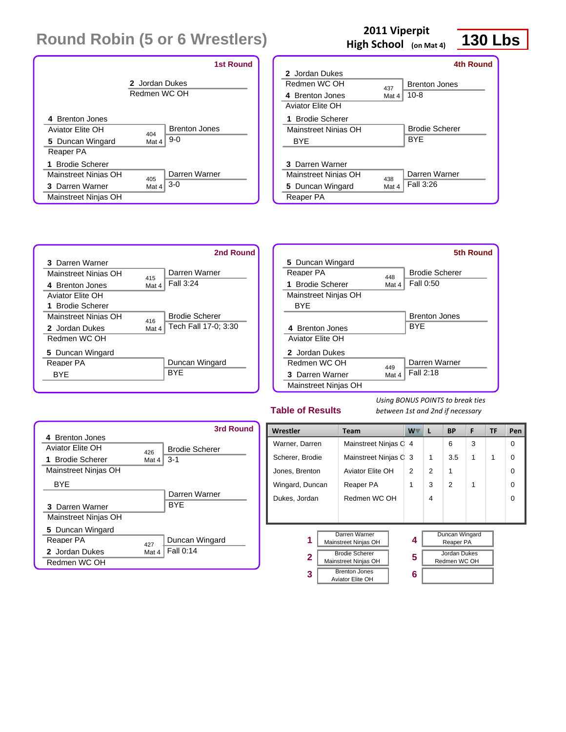# Round Robin (5 or 6 Wrestlers)

**2011 Viperpit High School** (on Mat 4)

**130 Lbs**

### 1st Round

2 Jordan Dukes
Redmen WC OH

4 Brenton Jones
Aviator Elite OH
404 Mat 4
5 Duncan Wingard
Reaper PA
Winner: Brenton Jones 9-0

1 Brodie Scherer
Mainstreet Ninjas OH
405 Mat 4
3 Darren Warner
Mainstreet Ninjas OH
Winner: Darren Warner 3-0

### 4th Round

2 Jordan Dukes
Redmen WC OH
437 Mat 4
4 Brenton Jones
Aviator Elite OH
Winner: Brenton Jones 10-8

1 Brodie Scherer
Mainstreet Ninjas OH
BYE
Winner: Brodie Scherer BYE

3 Darren Warner
Mainstreet Ninjas OH
438 Mat 4
5 Duncan Wingard
Reaper PA
Winner: Darren Warner Fall 3:26

### 2nd Round

3 Darren Warner
Mainstreet Ninjas OH
415 Mat 4
4 Brenton Jones
Aviator Elite OH
Winner: Darren Warner Fall 3:24

1 Brodie Scherer
Mainstreet Ninjas OH
416 Mat 4
2 Jordan Dukes
Redmen WC OH
Winner: Brodie Scherer Tech Fall 17-0; 3:30

5 Duncan Wingard
Reaper PA
BYE
Winner: Duncan Wingard BYE

### 5th Round

5 Duncan Wingard
Reaper PA
448 Mat 4
1 Brodie Scherer
Mainstreet Ninjas OH
Winner: Brodie Scherer Fall 0:50

BYE
4 Brenton Jones
Aviator Elite OH
Winner: Brenton Jones BYE

2 Jordan Dukes
Redmen WC OH
449 Mat 4
3 Darren Warner
Mainstreet Ninjas OH
Winner: Darren Warner Fall 2:18

### 3rd Round

4 Brenton Jones
Aviator Elite OH
426 Mat 4
1 Brodie Scherer
Mainstreet Ninjas OH
Winner: Brodie Scherer 3-1

BYE
3 Darren Warner
Mainstreet Ninjas OH
Winner: Darren Warner BYE

5 Duncan Wingard
Reaper PA
427 Mat 4
2 Jordan Dukes
Redmen WC OH
Winner: Duncan Wingard Fall 0:14

### Table of Results

*Using BONUS POINTS to break ties between 1st and 2nd if necessary*

| Wrestler | Team | W | L | BP | F | TF | Pen |
|---|---|---|---|---|---|---|---|
| Warner, Darren | Mainstreet Ninjas O | 4 | | 6 | 3 | | 0 |
| Scherer, Brodie | Mainstreet Ninjas O | 3 | 1 | 3.5 | 1 | 1 | 0 |
| Jones, Brenton | Aviator Elite OH | 2 | 2 | 1 | | | 0 |
| Wingard, Duncan | Reaper PA | 1 | 3 | 2 | 1 | | 0 |
| Dukes, Jordan | Redmen WC OH | | 4 | | | | 0 |

| Place | Wrestler | Place | Wrestler |
|---|---|---|---|
| 1 | Darren Warner, Mainstreet Ninjas OH | 4 | Duncan Wingard, Reaper PA |
| 2 | Brodie Scherer, Mainstreet Ninjas OH | 5 | Jordan Dukes, Redmen WC OH |
| 3 | Brenton Jones, Aviator Elite OH | 6 | |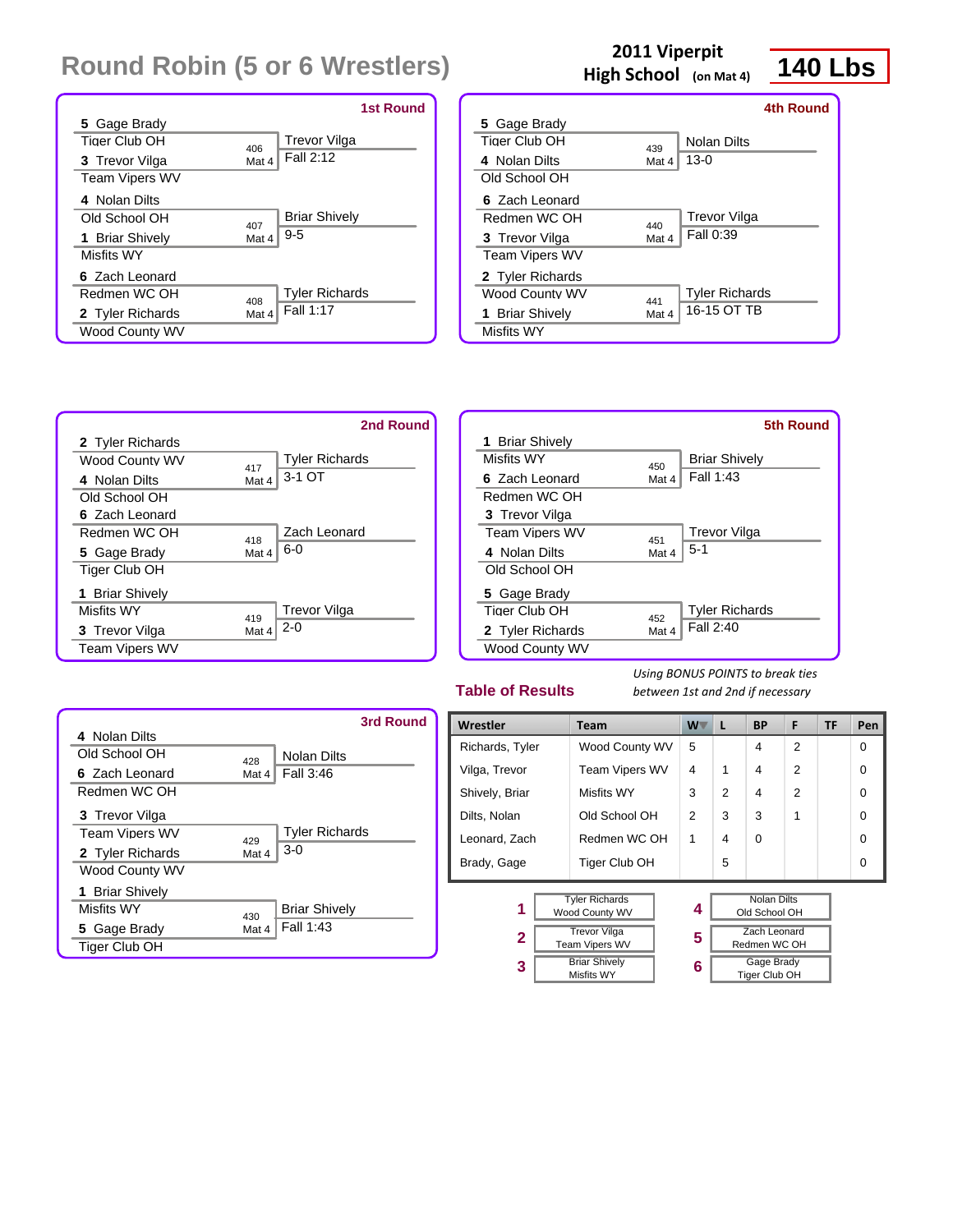# Round Robin (5 or 6 Wrestlers)

**2011 Viperpit High School** (on Mat 4)

**140 Lbs**

### 1st Round

| Wrestler | Team | Bout | Winner | Result |
|---|---|---|---|---|
| 5 Gage Brady | Tiger Club OH | 406 Mat 4 | Trevor Vilga | Fall 2:12 |
| 3 Trevor Vilga | Team Vipers WV | | | |
| 4 Nolan Dilts | Old School OH | 407 Mat 4 | Briar Shively | 9-5 |
| 1 Briar Shively | Misfits WY | | | |
| 6 Zach Leonard | Redmen WC OH | 408 Mat 4 | Tyler Richards | Fall 1:17 |
| 2 Tyler Richards | Wood County WV | | | |

### 2nd Round

| Wrestler | Team | Bout | Winner | Result |
|---|---|---|---|---|
| 2 Tyler Richards | Wood County WV | 417 Mat 4 | Tyler Richards | 3-1 OT |
| 4 Nolan Dilts | Old School OH | | | |
| 6 Zach Leonard | Redmen WC OH | 418 Mat 4 | Zach Leonard | 6-0 |
| 5 Gage Brady | Tiger Club OH | | | |
| 1 Briar Shively | Misfits WY | 419 Mat 4 | Trevor Vilga | 2-0 |
| 3 Trevor Vilga | Team Vipers WV | | | |

### 3rd Round

| Wrestler | Team | Bout | Winner | Result |
|---|---|---|---|---|
| 4 Nolan Dilts | Old School OH | 428 Mat 4 | Nolan Dilts | Fall 3:46 |
| 6 Zach Leonard | Redmen WC OH | | | |
| 3 Trevor Vilga | Team Vipers WV | 429 Mat 4 | Tyler Richards | 3-0 |
| 2 Tyler Richards | Wood County WV | | | |
| 1 Briar Shively | Misfits WY | 430 Mat 4 | Briar Shively | Fall 1:43 |
| 5 Gage Brady | Tiger Club OH | | | |

### 4th Round

| Wrestler | Team | Bout | Winner | Result |
|---|---|---|---|---|
| 5 Gage Brady | Tiger Club OH | 439 Mat 4 | Nolan Dilts | 13-0 |
| 4 Nolan Dilts | Old School OH | | | |
| 6 Zach Leonard | Redmen WC OH | 440 Mat 4 | Trevor Vilga | Fall 0:39 |
| 3 Trevor Vilga | Team Vipers WV | | | |
| 2 Tyler Richards | Wood County WV | 441 Mat 4 | Tyler Richards | 16-15 OT TB |
| 1 Briar Shively | Misfits WY | | | |

### 5th Round

| Wrestler | Team | Bout | Winner | Result |
|---|---|---|---|---|
| 1 Briar Shively | Misfits WY | 450 Mat 4 | Briar Shively | Fall 1:43 |
| 6 Zach Leonard | Redmen WC OH | | | |
| 3 Trevor Vilga | Team Vipers WV | 451 Mat 4 | Trevor Vilga | 5-1 |
| 4 Nolan Dilts | Old School OH | | | |
| 5 Gage Brady | Tiger Club OH | 452 Mat 4 | Tyler Richards | Fall 2:40 |
| 2 Tyler Richards | Wood County WV | | | |

## Table of Results

*Using BONUS POINTS to break ties between 1st and 2nd if necessary*

| Wrestler | Team | W | L | BP | F | TF | Pen |
|---|---|---|---|---|---|---|---|
| Richards, Tyler | Wood County WV | 5 | | 4 | 2 | | 0 |
| Vilga, Trevor | Team Vipers WV | 4 | 1 | 4 | 2 | | 0 |
| Shively, Briar | Misfits WY | 3 | 2 | 4 | 2 | | 0 |
| Dilts, Nolan | Old School OH | 2 | 3 | 3 | 1 | | 0 |
| Leonard, Zach | Redmen WC OH | 1 | 4 | 0 | | | 0 |
| Brady, Gage | Tiger Club OH | | 5 | | | | 0 |

| Place | Wrestler | Team |
|---|---|---|
| 1 | Tyler Richards | Wood County WV |
| 2 | Trevor Vilga | Team Vipers WV |
| 3 | Briar Shively | Misfits WY |
| 4 | Nolan Dilts | Old School OH |
| 5 | Zach Leonard | Redmen WC OH |
| 6 | Gage Brady | Tiger Club OH |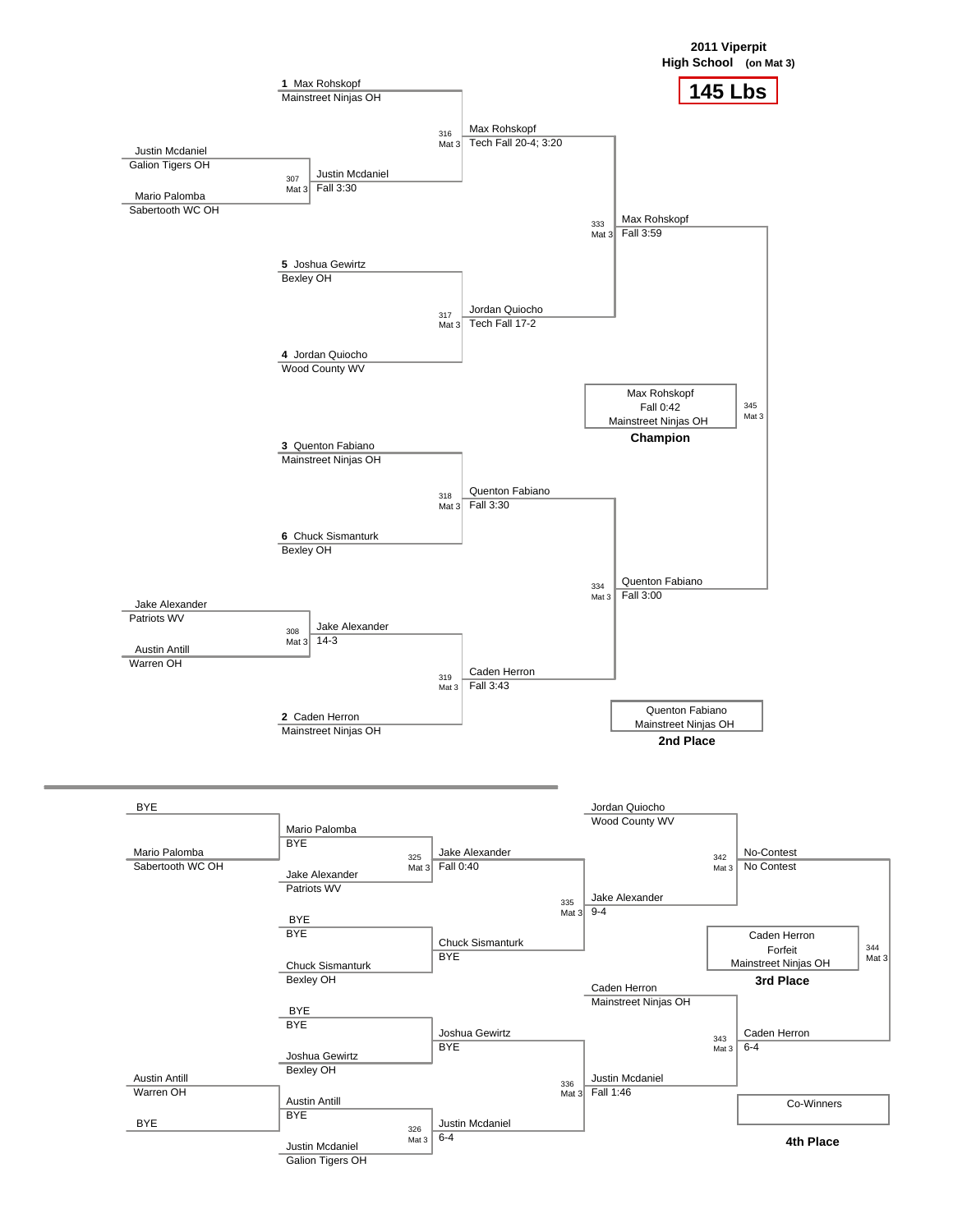**2011 Viperpit High School** (on Mat 3)

**145 Lbs**

## Championship Bracket

| Bout | Mat | Wrestler 1 | Wrestler 2 | Winner | Result |
|---|---|---|---|---|---|
| 307 | Mat 3 | Justin Mcdaniel (Galion Tigers OH) | Mario Palomba (Sabertooth WC OH) | Justin Mcdaniel | Fall 3:30 |
| 308 | Mat 3 | Jake Alexander (Patriots WV) | Austin Antill (Warren OH) | Jake Alexander | 14-3 |
| 316 | Mat 3 | 1 Max Rohskopf (Mainstreet Ninjas OH) | Justin Mcdaniel | Max Rohskopf | Tech Fall 20-4; 3:20 |
| 317 | Mat 3 | 5 Joshua Gewirtz (Bexley OH) | 4 Jordan Quiocho (Wood County WV) | Jordan Quiocho | Tech Fall 17-2 |
| 318 | Mat 3 | 3 Quenton Fabiano (Mainstreet Ninjas OH) | 6 Chuck Sismanturk (Bexley OH) | Quenton Fabiano | Fall 3:30 |
| 319 | Mat 3 | Jake Alexander | 2 Caden Herron (Mainstreet Ninjas OH) | Caden Herron | Fall 3:43 |
| 333 | Mat 3 | Max Rohskopf | Jordan Quiocho | Max Rohskopf | Fall 3:59 |
| 334 | Mat 3 | Quenton Fabiano | Caden Herron | Quenton Fabiano | Fall 3:00 |
| 345 | Mat 3 | Max Rohskopf | Quenton Fabiano | Max Rohskopf | Fall 0:42 |

**Champion:** Max Rohskopf, Mainstreet Ninjas OH — Fall 0:42

**2nd Place:** Quenton Fabiano, Mainstreet Ninjas OH

## Consolation Bracket

| Bout | Mat | Wrestler 1 | Wrestler 2 | Winner | Result |
|---|---|---|---|---|---|
| | | BYE | Mario Palomba (Sabertooth WC OH) | Mario Palomba | BYE |
| | | BYE | Chuck Sismanturk (Bexley OH) | Chuck Sismanturk | BYE |
| | | BYE | Joshua Gewirtz (Bexley OH) | Joshua Gewirtz | BYE |
| | | Austin Antill (Warren OH) | BYE | Austin Antill | BYE |
| 325 | Mat 3 | Mario Palomba | Jake Alexander (Patriots WV) | Jake Alexander | Fall 0:40 |
| | | BYE | Chuck Sismanturk | Chuck Sismanturk | BYE |
| | | BYE | Joshua Gewirtz | Joshua Gewirtz | BYE |
| 326 | Mat 3 | Austin Antill | Justin Mcdaniel (Galion Tigers OH) | Justin Mcdaniel | 6-4 |
| 335 | Mat 3 | Jake Alexander | Chuck Sismanturk | Jake Alexander | 9-4 |
| 336 | Mat 3 | Joshua Gewirtz | Justin Mcdaniel | Justin Mcdaniel | Fall 1:46 |
| 342 | Mat 3 | Jordan Quiocho (Wood County WV) | Jake Alexander | No-Contest | No Contest |
| 343 | Mat 3 | Caden Herron (Mainstreet Ninjas OH) | Justin Mcdaniel | Caden Herron | 6-4 |
| 344 | Mat 3 | No-Contest | Caden Herron | Caden Herron | Forfeit |

**3rd Place:** Caden Herron, Mainstreet Ninjas OH — Forfeit

**4th Place:** Co-Winners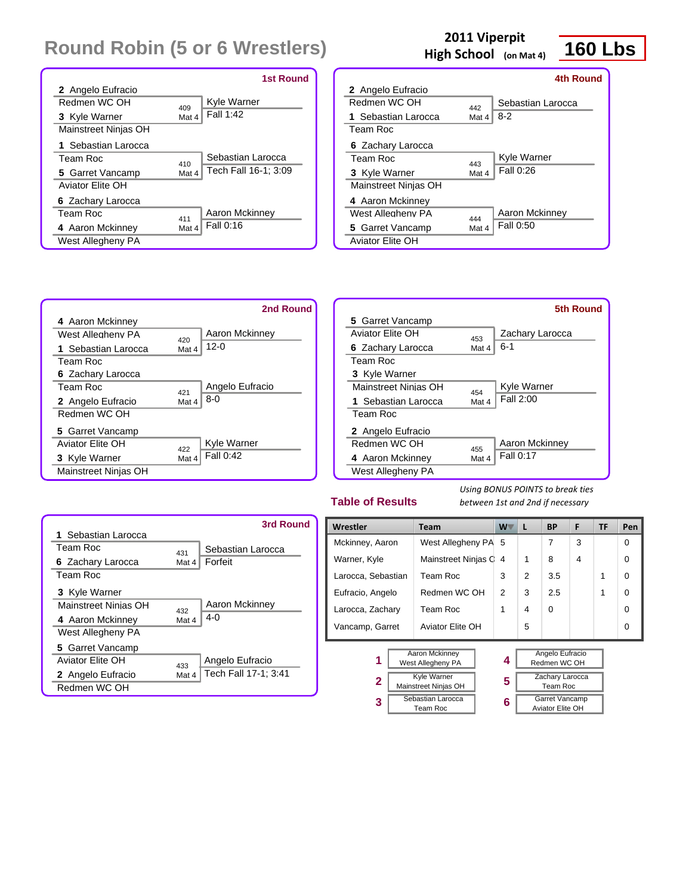# Round Robin (5 or 6 Wrestlers)

**2011 Viperpit High School** (on Mat 4)

**160 Lbs**

## 1st Round

| Wrestler 1 | Wrestler 2 | Bout | Winner | Result |
|---|---|---|---|---|
| 2 Angelo Eufracio (Redmen WC OH) | 3 Kyle Warner (Mainstreet Ninjas OH) | 409 Mat 4 | Kyle Warner | Fall 1:42 |
| 1 Sebastian Larocca (Team Roc) | 5 Garret Vancamp (Aviator Elite OH) | 410 Mat 4 | Sebastian Larocca | Tech Fall 16-1; 3:09 |
| 6 Zachary Larocca (Team Roc) | 4 Aaron Mckinney (West Allegheny PA) | 411 Mat 4 | Aaron Mckinney | Fall 0:16 |

## 2nd Round

| Wrestler 1 | Wrestler 2 | Bout | Winner | Result |
|---|---|---|---|---|
| 4 Aaron Mckinney (West Allegheny PA) | 1 Sebastian Larocca (Team Roc) | 420 Mat 4 | Aaron Mckinney | 12-0 |
| 6 Zachary Larocca (Team Roc) | 2 Angelo Eufracio (Redmen WC OH) | 421 Mat 4 | Angelo Eufracio | 8-0 |
| 5 Garret Vancamp (Aviator Elite OH) | 3 Kyle Warner (Mainstreet Ninjas OH) | 422 Mat 4 | Kyle Warner | Fall 0:42 |

## 3rd Round

| Wrestler 1 | Wrestler 2 | Bout | Winner | Result |
|---|---|---|---|---|
| 1 Sebastian Larocca (Team Roc) | 6 Zachary Larocca (Team Roc) | 431 Mat 4 | Sebastian Larocca | Forfeit |
| 3 Kyle Warner (Mainstreet Ninjas OH) | 4 Aaron Mckinney (West Allegheny PA) | 432 Mat 4 | Aaron Mckinney | 4-0 |
| 5 Garret Vancamp (Aviator Elite OH) | 2 Angelo Eufracio (Redmen WC OH) | 433 Mat 4 | Angelo Eufracio | Tech Fall 17-1; 3:41 |

## 4th Round

| Wrestler 1 | Wrestler 2 | Bout | Winner | Result |
|---|---|---|---|---|
| 2 Angelo Eufracio (Redmen WC OH) | 1 Sebastian Larocca (Team Roc) | 442 Mat 4 | Sebastian Larocca | 8-2 |
| 6 Zachary Larocca (Team Roc) | 3 Kyle Warner (Mainstreet Ninjas OH) | 443 Mat 4 | Kyle Warner | Fall 0:26 |
| 4 Aaron Mckinney (West Allegheny PA) | 5 Garret Vancamp (Aviator Elite OH) | 444 Mat 4 | Aaron Mckinney | Fall 0:50 |

## 5th Round

| Wrestler 1 | Wrestler 2 | Bout | Winner | Result |
|---|---|---|---|---|
| 5 Garret Vancamp (Aviator Elite OH) | 6 Zachary Larocca (Team Roc) | 453 Mat 4 | Zachary Larocca | 6-1 |
| 3 Kyle Warner (Mainstreet Ninjas OH) | 1 Sebastian Larocca (Team Roc) | 454 Mat 4 | Kyle Warner | Fall 2:00 |
| 2 Angelo Eufracio (Redmen WC OH) | 4 Aaron Mckinney (West Allegheny PA) | 455 Mat 4 | Aaron Mckinney | Fall 0:17 |

## Table of Results

*Using BONUS POINTS to break ties between 1st and 2nd if necessary*

| Wrestler | Team | W | L | BP | F | TF | Pen |
|---|---|---|---|---|---|---|---|
| Mckinney, Aaron | West Allegheny PA | 5 | | 7 | 3 | | 0 |
| Warner, Kyle | Mainstreet Ninjas O | 4 | 1 | 8 | 4 | | 0 |
| Larocca, Sebastian | Team Roc | 3 | 2 | 3.5 | | 1 | 0 |
| Eufracio, Angelo | Redmen WC OH | 2 | 3 | 2.5 | | 1 | 0 |
| Larocca, Zachary | Team Roc | 1 | 4 | 0 | | | 0 |
| Vancamp, Garret | Aviator Elite OH | | 5 | | | | 0 |

| Place | Wrestler | Team |
|---|---|---|
| 1 | Aaron Mckinney | West Allegheny PA |
| 2 | Kyle Warner | Mainstreet Ninjas OH |
| 3 | Sebastian Larocca | Team Roc |
| 4 | Angelo Eufracio | Redmen WC OH |
| 5 | Zachary Larocca | Team Roc |
| 6 | Garret Vancamp | Aviator Elite OH |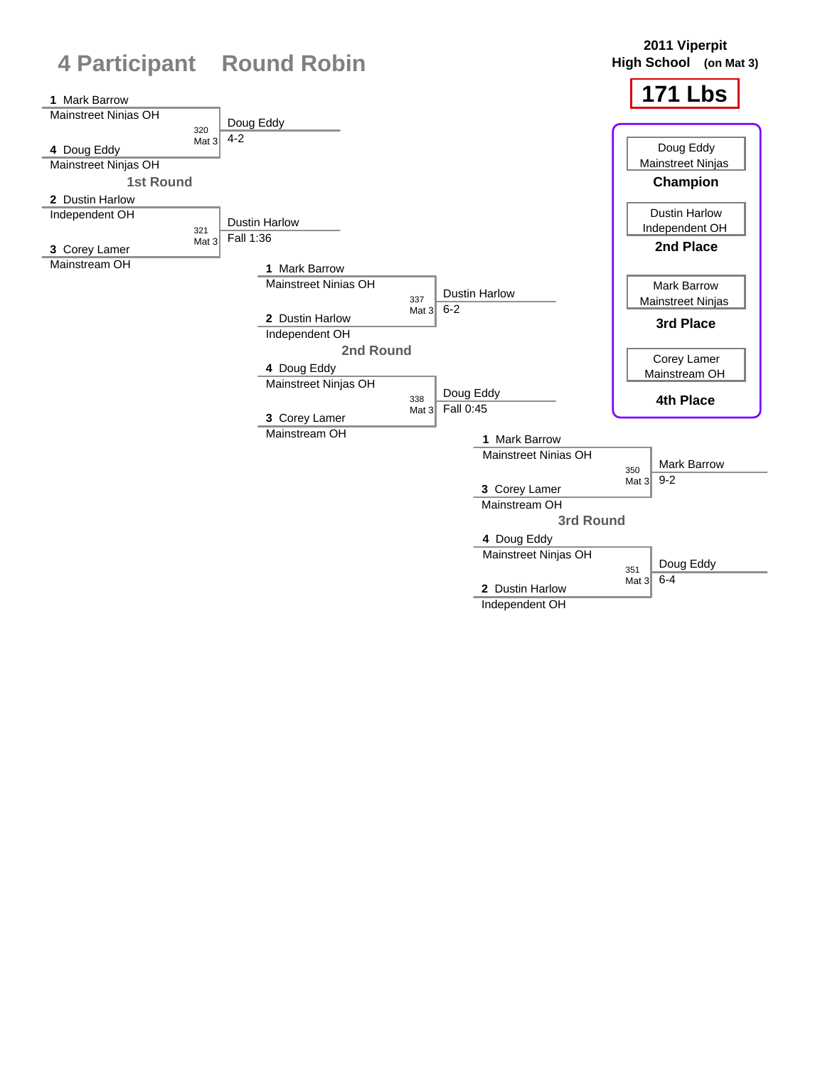# 4 Participant Round Robin

**2011 Viperpit High School (on Mat 3)**

## 171 Lbs

### 1st Round

| Bout | Wrestler 1 | Wrestler 2 | Winner | Result |
|---|---|---|---|---|
| 320 Mat 3 | 1 Mark Barrow, Mainstreet Ninjas OH | 4 Doug Eddy, Mainstreet Ninjas OH | Doug Eddy | 4-2 |
| 321 Mat 3 | 2 Dustin Harlow, Independent OH | 3 Corey Lamer, Mainstream OH | Dustin Harlow | Fall 1:36 |

### 2nd Round

| Bout | Wrestler 1 | Wrestler 2 | Winner | Result |
|---|---|---|---|---|
| 337 Mat 3 | 1 Mark Barrow, Mainstreet Ninjas OH | 2 Dustin Harlow, Independent OH | Dustin Harlow | 6-2 |
| 338 Mat 3 | 4 Doug Eddy, Mainstreet Ninjas OH | 3 Corey Lamer, Mainstream OH | Doug Eddy | Fall 0:45 |

### 3rd Round

| Bout | Wrestler 1 | Wrestler 2 | Winner | Result |
|---|---|---|---|---|
| 350 Mat 3 | 1 Mark Barrow, Mainstreet Ninjas OH | 3 Corey Lamer, Mainstream OH | Mark Barrow | 9-2 |
| 351 Mat 3 | 4 Doug Eddy, Mainstreet Ninjas OH | 2 Dustin Harlow, Independent OH | Doug Eddy | 6-4 |

### Placements

- **Champion**: Doug Eddy, Mainstreet Ninjas
- **2nd Place**: Dustin Harlow, Independent OH
- **3rd Place**: Mark Barrow, Mainstreet Ninjas
- **4th Place**: Corey Lamer, Mainstream OH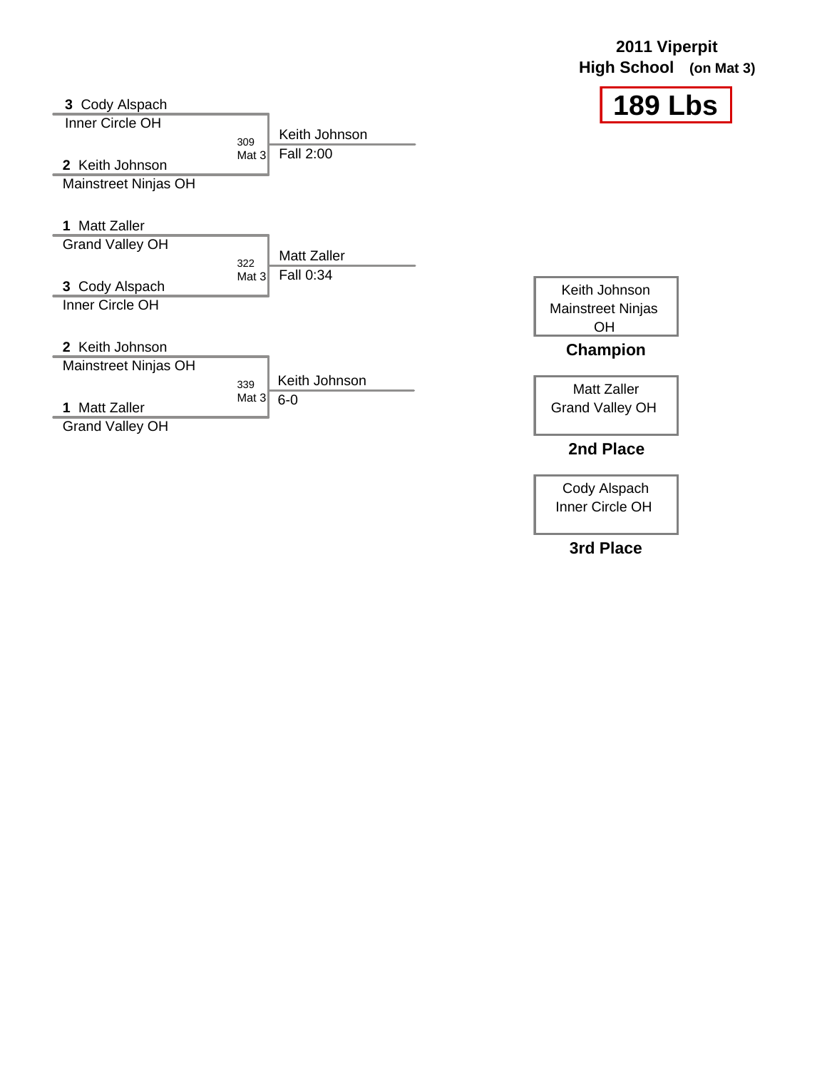# 2011 Viperpit High School (on Mat 3)

## 189 Lbs

| Wrestler 1 | Wrestler 2 | Bout | Winner | Result |
|---|---|---|---|---|
| 3 Cody Alspach, Inner Circle OH | 2 Keith Johnson, Mainstreet Ninjas OH | 309 Mat 3 | Keith Johnson | Fall 2:00 |
| 1 Matt Zaller, Grand Valley OH | 3 Cody Alspach, Inner Circle OH | 322 Mat 3 | Matt Zaller | Fall 0:34 |
| 2 Keith Johnson, Mainstreet Ninjas OH | 1 Matt Zaller, Grand Valley OH | 339 Mat 3 | Keith Johnson | 6-0 |

**Champion:** Keith Johnson, Mainstreet Ninjas OH

**2nd Place:** Matt Zaller, Grand Valley OH

**3rd Place:** Cody Alspach, Inner Circle OH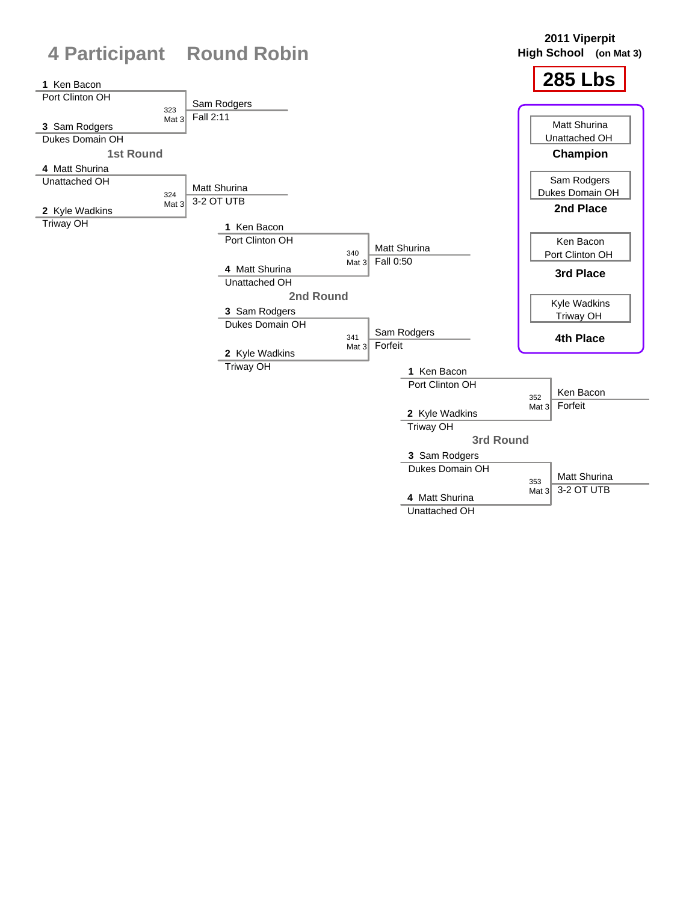# 4 Participant Round Robin

**2011 Viperpit High School (on Mat 3)**

**285 Lbs**

## 1st Round

1 Ken Bacon
Port Clinton OH

323
Mat 3

3 Sam Rodgers
Dukes Domain OH

Sam Rodgers
Fall 2:11

4 Matt Shurina
Unattached OH

324
Mat 3

2 Kyle Wadkins
Triway OH

Matt Shurina
3-2 OT UTB

## 2nd Round

1 Ken Bacon
Port Clinton OH

340
Mat 3

4 Matt Shurina
Unattached OH

Matt Shurina
Fall 0:50

3 Sam Rodgers
Dukes Domain OH

341
Mat 3

2 Kyle Wadkins
Triway OH

Sam Rodgers
Forfeit

## 3rd Round

1 Ken Bacon
Port Clinton OH

352
Mat 3

2 Kyle Wadkins
Triway OH

Ken Bacon
Forfeit

3 Sam Rodgers
Dukes Domain OH

353
Mat 3

4 Matt Shurina
Unattached OH

Matt Shurina
3-2 OT UTB

## Results

Matt Shurina
Unattached OH
**Champion**

Sam Rodgers
Dukes Domain OH
**2nd Place**

Ken Bacon
Port Clinton OH
**3rd Place**

Kyle Wadkins
Triway OH
**4th Place**